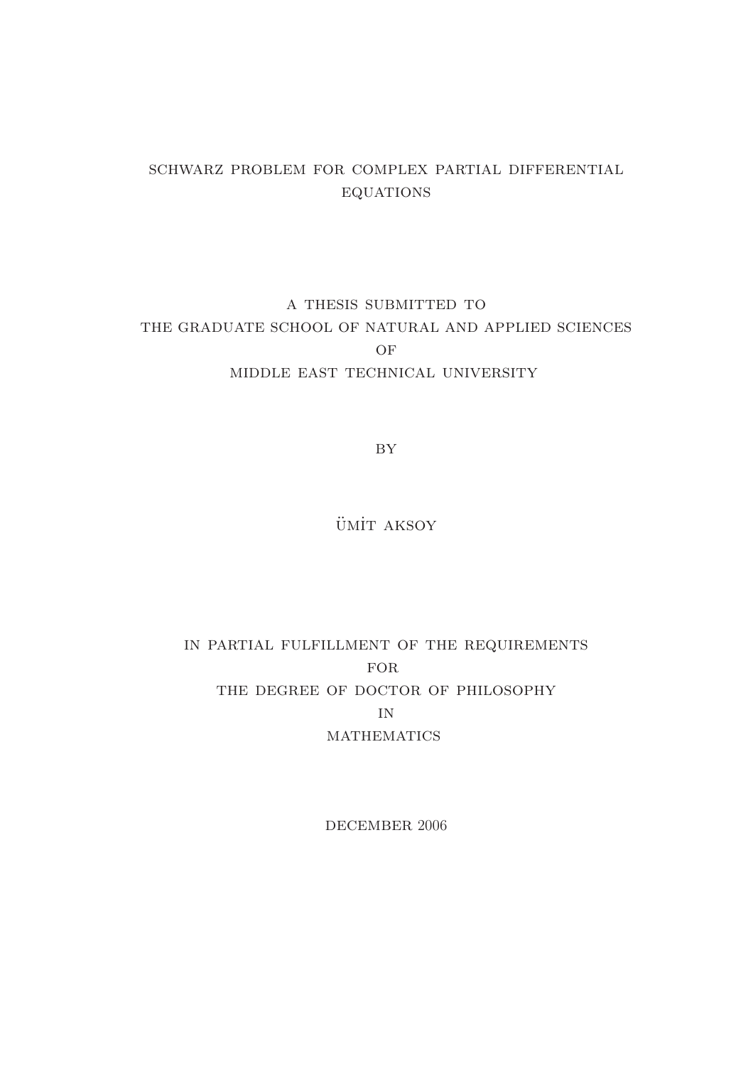# SCHWARZ PROBLEM FOR COMPLEX PARTIAL DIFFERENTIAL EQUATIONS

A THESIS SUBMITTED TO
THE GRADUATE SCHOOL OF NATURAL AND APPLIED SCIENCES
OF
MIDDLE EAST TECHNICAL UNIVERSITY

BY

ÜMİT AKSOY

IN PARTIAL FULFILLMENT OF THE REQUIREMENTS
FOR
THE DEGREE OF DOCTOR OF PHILOSOPHY
IN
MATHEMATICS

DECEMBER 2006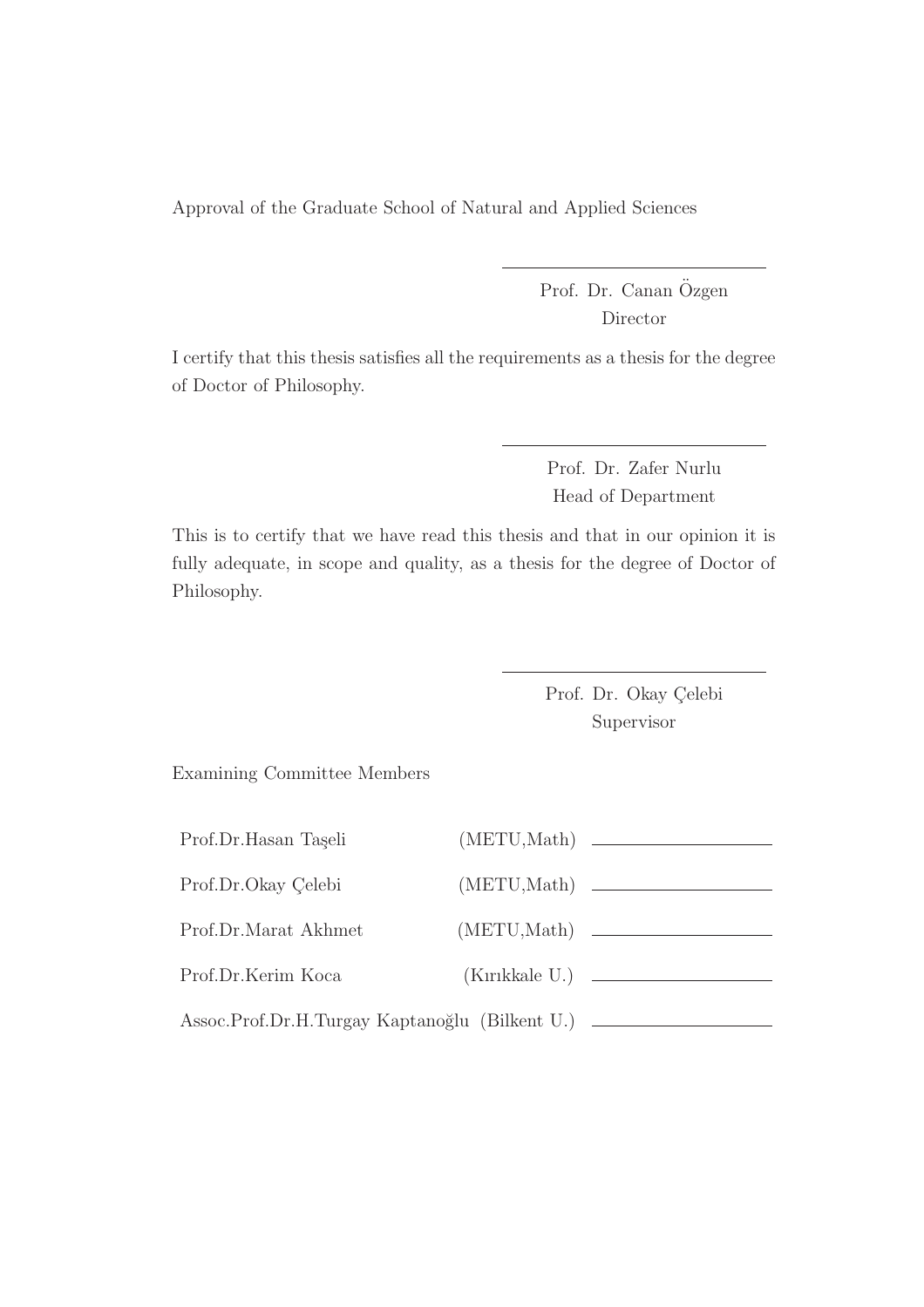Approval of the Graduate School of Natural and Applied Sciences

---

Prof. Dr. Canan Özgen
Director

I certify that this thesis satisfies all the requirements as a thesis for the degree of Doctor of Philosophy.

---

Prof. Dr. Zafer Nurlu
Head of Department

This is to certify that we have read this thesis and that in our opinion it is fully adequate, in scope and quality, as a thesis for the degree of Doctor of Philosophy.

---

Prof. Dr. Okay Çelebi
Supervisor

Examining Committee Members

| | | |
|---|---|---|
| Prof.Dr.Hasan Taşeli | (METU,Math) | ____________ |
| Prof.Dr.Okay Çelebi | (METU,Math) | ____________ |
| Prof.Dr.Marat Akhmet | (METU,Math) | ____________ |
| Prof.Dr.Kerim Koca | (Kırıkkale U.) | ____________ |
| Assoc.Prof.Dr.H.Turgay Kaptanoğlu | (Bilkent U.) | ____________ |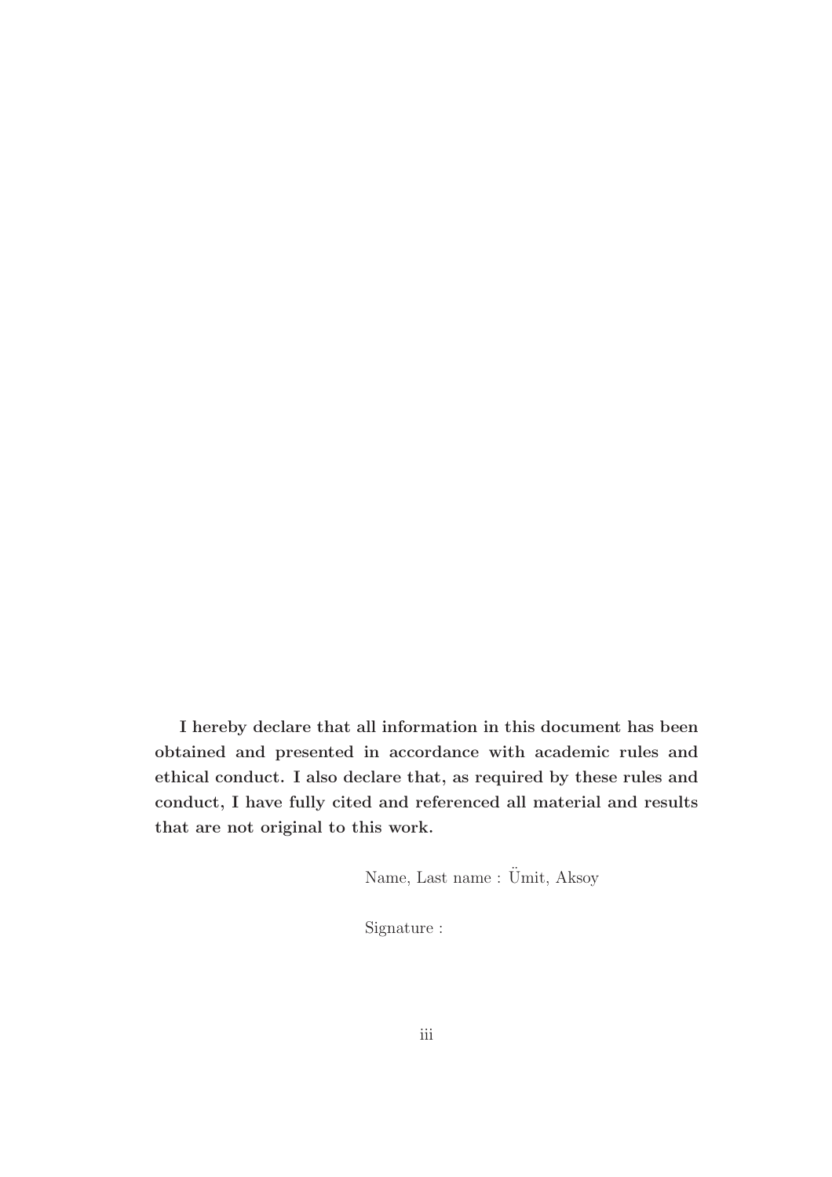**I hereby declare that all information in this document has been obtained and presented in accordance with academic rules and ethical conduct. I also declare that, as required by these rules and conduct, I have fully cited and referenced all material and results that are not original to this work.**

Name, Last name : Ümit, Aksoy

Signature :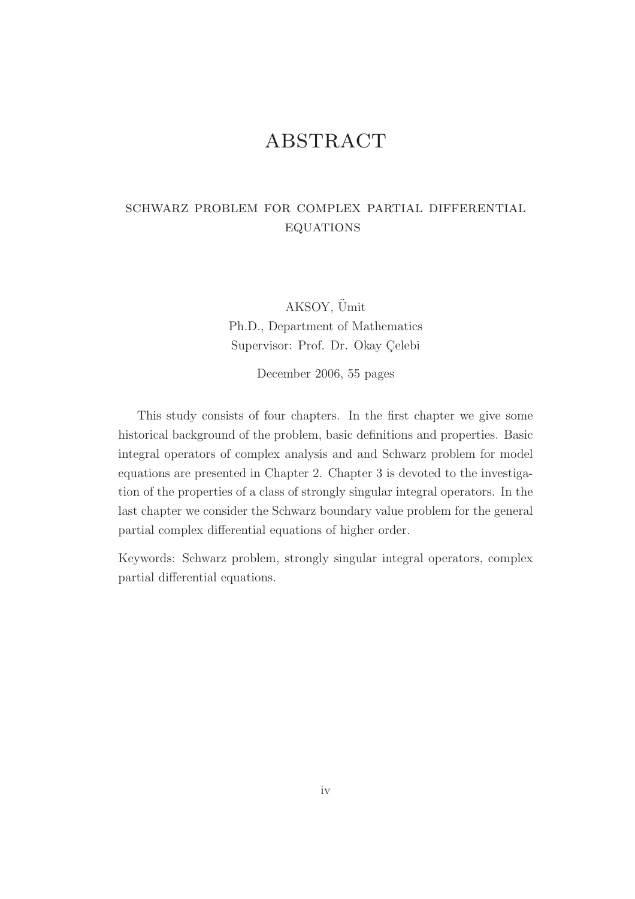# ABSTRACT

## SCHWARZ PROBLEM FOR COMPLEX PARTIAL DIFFERENTIAL EQUATIONS

AKSOY, Ümit
Ph.D., Department of Mathematics
Supervisor: Prof. Dr. Okay Çelebi

December 2006, 55 pages

This study consists of four chapters. In the first chapter we give some historical background of the problem, basic definitions and properties. Basic integral operators of complex analysis and and Schwarz problem for model equations are presented in Chapter 2. Chapter 3 is devoted to the investigation of the properties of a class of strongly singular integral operators. In the last chapter we consider the Schwarz boundary value problem for the general partial complex differential equations of higher order.

Keywords: Schwarz problem, strongly singular integral operators, complex partial differential equations.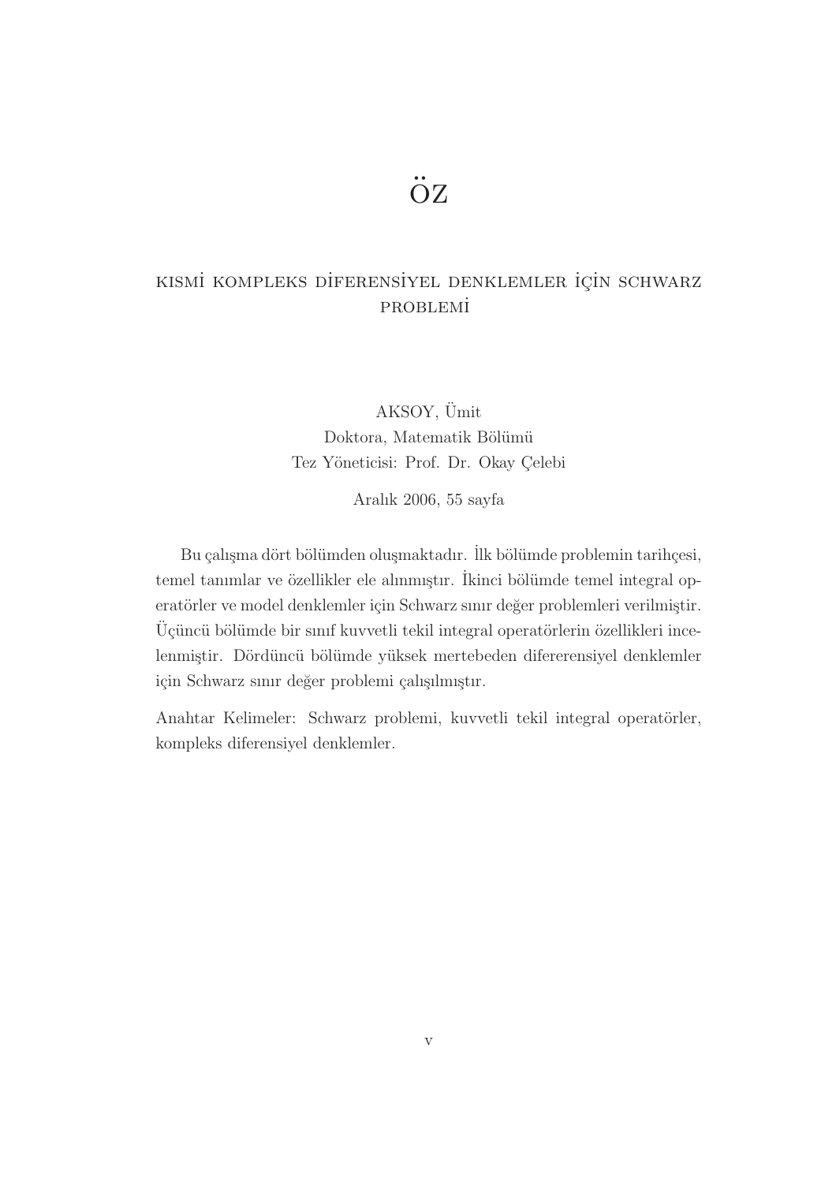# ÖZ

## KISMİ KOMPLEKS DİFERENSİYEL DENKLEMLER İÇİN SCHWARZ PROBLEMİ

AKSOY, Ümit
Doktora, Matematik Bölümü
Tez Yöneticisi: Prof. Dr. Okay Çelebi

Aralık 2006, 55 sayfa

Bu çalışma dört bölümden oluşmaktadır. İlk bölümde problemin tarihçesi, temel tanımlar ve özellikler ele alınmıştır. İkinci bölümde temel integral operatörler ve model denklemler için Schwarz sınır değer problemleri verilmiştir. Üçüncü bölümde bir sınıf kuvvetli tekil integral operatörlerin özellikleri incelenmiştir. Dördüncü bölümde yüksek mertebeden difererensiyel denklemler için Schwarz sınır değer problemi çalışılmıştır.

Anahtar Kelimeler: Schwarz problemi, kuvvetli tekil integral operatörler, kompleks diferensiyel denklemler.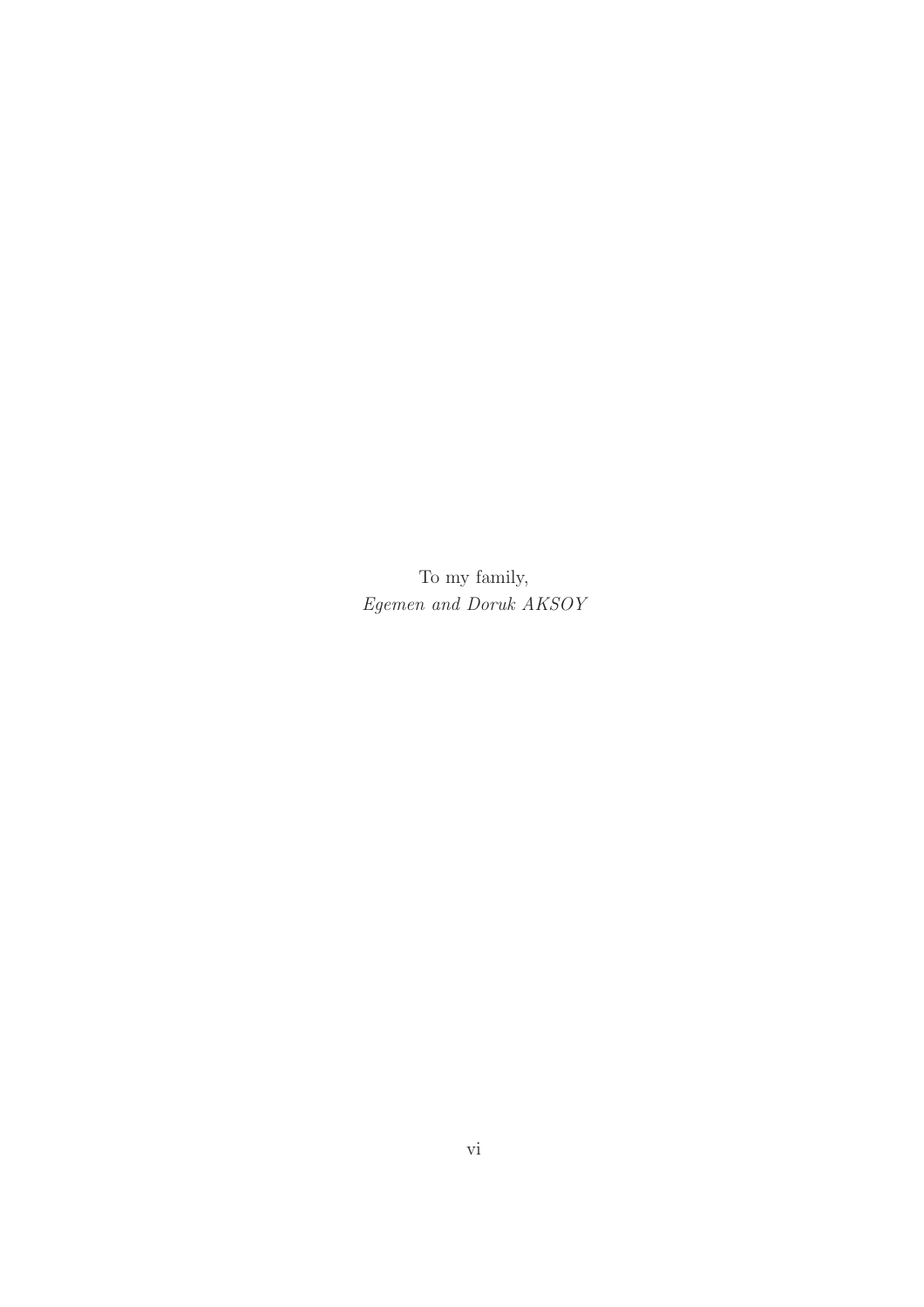To my family,

*Egemen and Doruk AKSOY*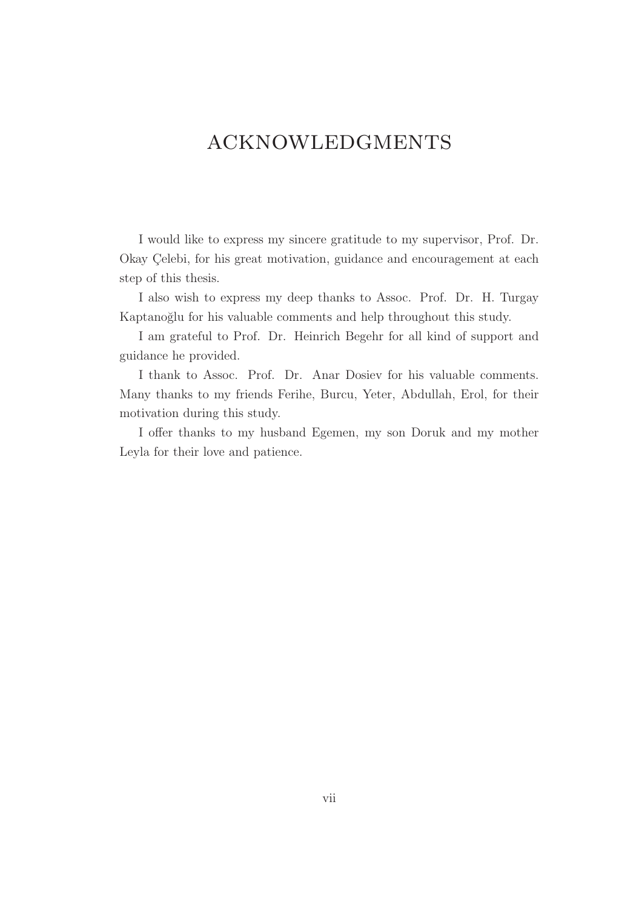# ACKNOWLEDGMENTS

I would like to express my sincere gratitude to my supervisor, Prof. Dr. Okay Çelebi, for his great motivation, guidance and encouragement at each step of this thesis.

I also wish to express my deep thanks to Assoc. Prof. Dr. H. Turgay Kaptanoğlu for his valuable comments and help throughout this study.

I am grateful to Prof. Dr. Heinrich Begehr for all kind of support and guidance he provided.

I thank to Assoc. Prof. Dr. Anar Dosiev for his valuable comments. Many thanks to my friends Ferihe, Burcu, Yeter, Abdullah, Erol, for their motivation during this study.

I offer thanks to my husband Egemen, my son Doruk and my mother Leyla for their love and patience.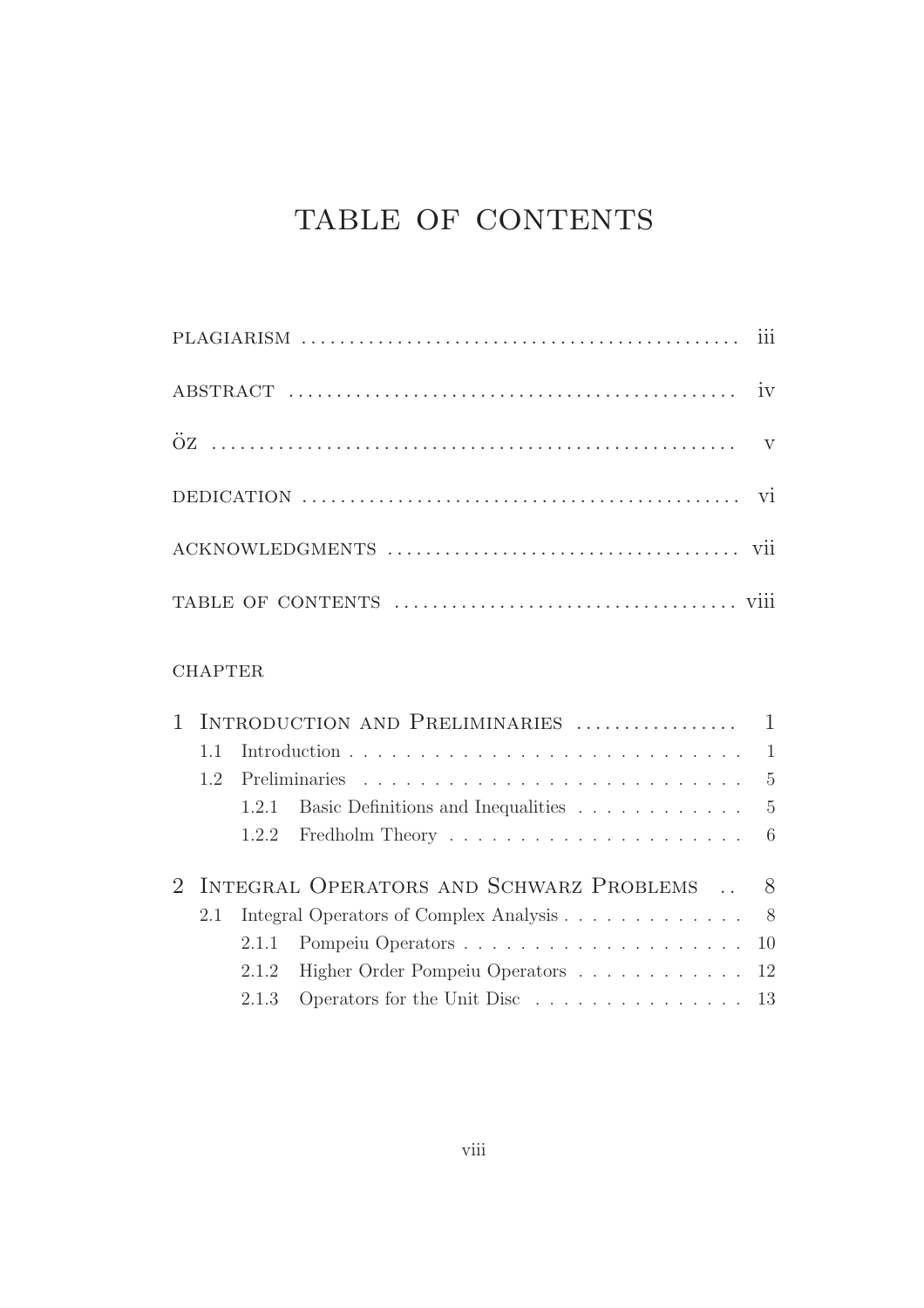# TABLE OF CONTENTS

PLAGIARISM . . . . . . . . . . iii

ABSTRACT . . . . . . . . . . iv

ÖZ . . . . . . . . . . v

DEDICATION . . . . . . . . . . vi

ACKNOWLEDGMENTS . . . . . . . . . . vii

TABLE OF CONTENTS . . . . . . . . . . viii

CHAPTER

1 Introduction and Preliminaries . . . . . . . . . . 1
   - 1.1 Introduction . . . . . . . . . . 1
   - 1.2 Preliminaries . . . . . . . . . . 5
      - 1.2.1 Basic Definitions and Inequalities . . . . . . . . . . 5
      - 1.2.2 Fredholm Theory . . . . . . . . . . 6

2 Integral Operators and Schwarz Problems . . 8
   - 2.1 Integral Operators of Complex Analysis . . . . . . . . . . 8
      - 2.1.1 Pompeiu Operators . . . . . . . . . . 10
      - 2.1.2 Higher Order Pompeiu Operators . . . . . . . . . . 12
      - 2.1.3 Operators for the Unit Disc . . . . . . . . . . 13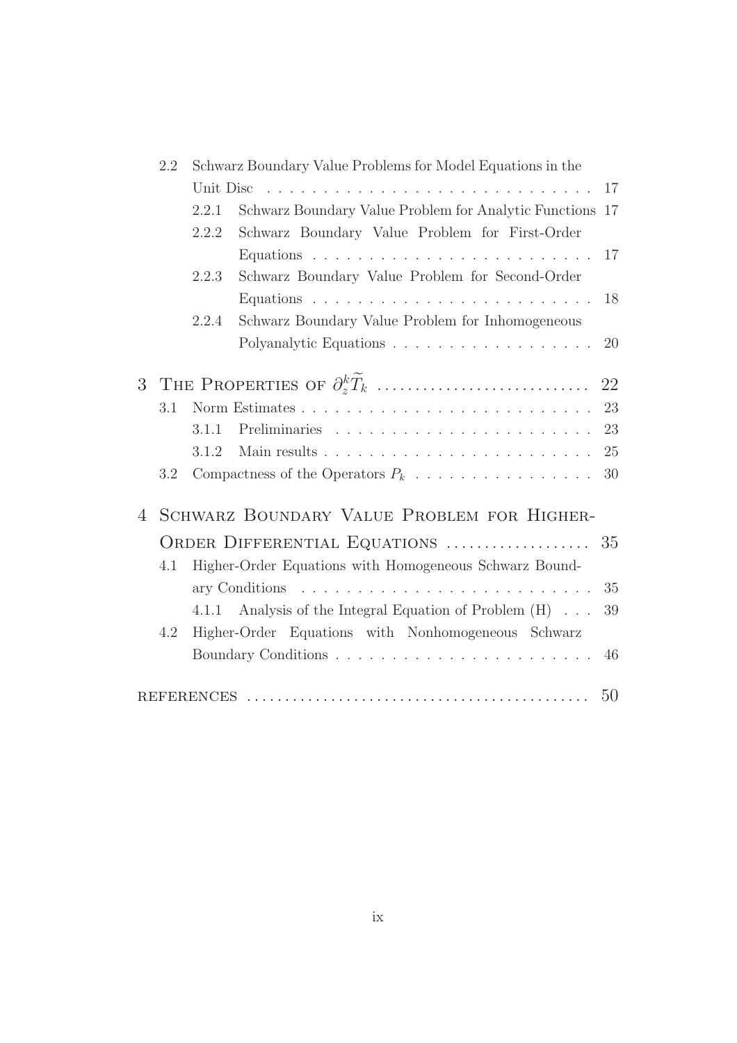- 2.2 Schwarz Boundary Value Problems for Model Equations in the Unit Disc . . . . . 17
  - 2.2.1 Schwarz Boundary Value Problem for Analytic Functions 17
  - 2.2.2 Schwarz Boundary Value Problem for First-Order Equations . . . . . 17
  - 2.2.3 Schwarz Boundary Value Problem for Second-Order Equations . . . . . 18
  - 2.2.4 Schwarz Boundary Value Problem for Inhomogeneous Polyanalytic Equations . . . . . 20

3 THE PROPERTIES OF $\partial_z^k \widetilde{T}_k$ . . . . . 22

- 3.1 Norm Estimates . . . . . 23
  - 3.1.1 Preliminaries . . . . . 23
  - 3.1.2 Main results . . . . . 25
- 3.2 Compactness of the Operators $P_k$ . . . . . 30

4 SCHWARZ BOUNDARY VALUE PROBLEM FOR HIGHER-ORDER DIFFERENTIAL EQUATIONS . . . . . 35

- 4.1 Higher-Order Equations with Homogeneous Schwarz Boundary Conditions . . . . . 35
  - 4.1.1 Analysis of the Integral Equation of Problem (H) . . . 39
- 4.2 Higher-Order Equations with Nonhomogeneous Schwarz Boundary Conditions . . . . . 46

REFERENCES . . . . . 50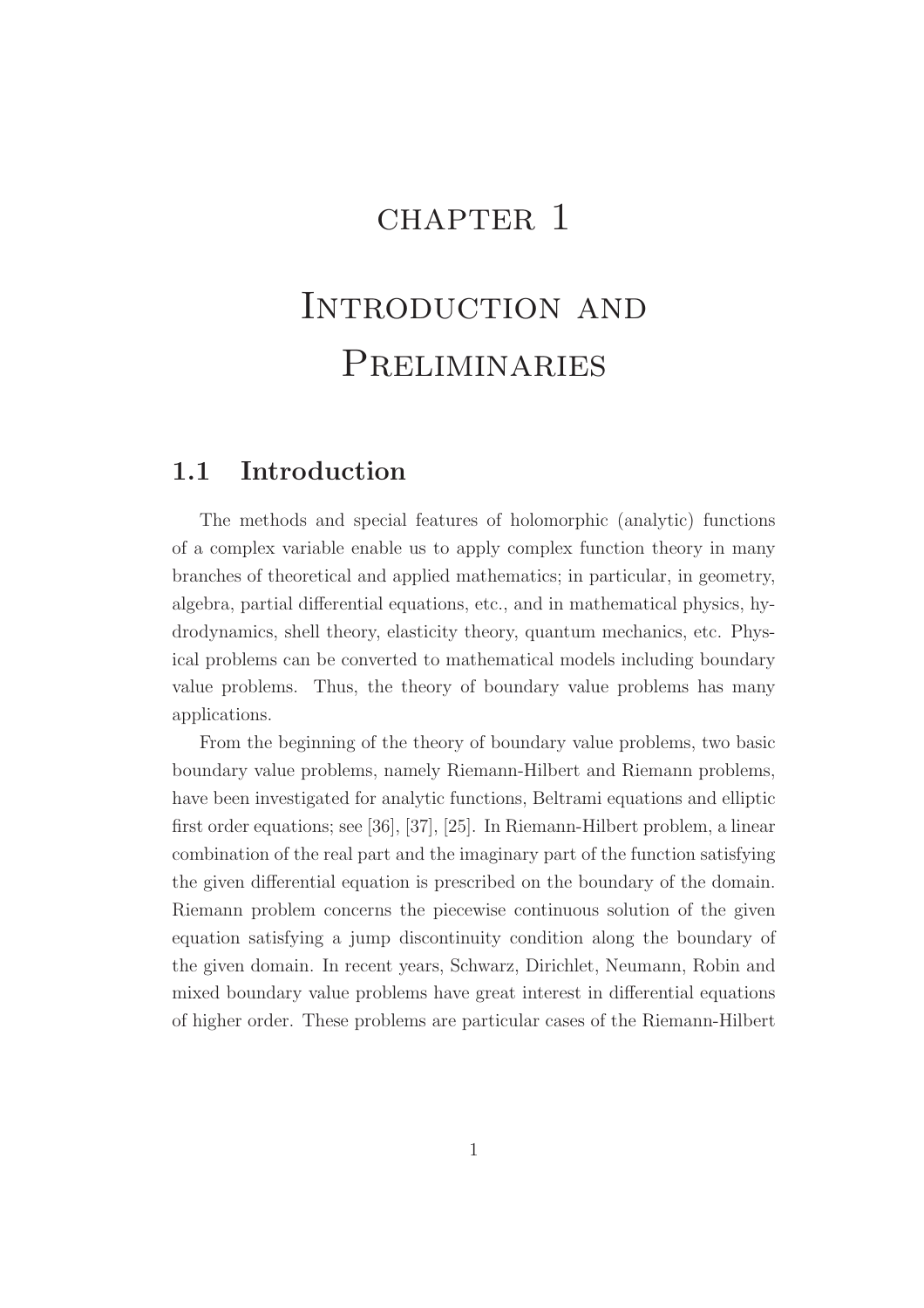# CHAPTER 1

# Introduction and Preliminaries

## 1.1 Introduction

The methods and special features of holomorphic (analytic) functions of a complex variable enable us to apply complex function theory in many branches of theoretical and applied mathematics; in particular, in geometry, algebra, partial differential equations, etc., and in mathematical physics, hydrodynamics, shell theory, elasticity theory, quantum mechanics, etc. Physical problems can be converted to mathematical models including boundary value problems. Thus, the theory of boundary value problems has many applications.

From the beginning of the theory of boundary value problems, two basic boundary value problems, namely Riemann-Hilbert and Riemann problems, have been investigated for analytic functions, Beltrami equations and elliptic first order equations; see [36], [37], [25]. In Riemann-Hilbert problem, a linear combination of the real part and the imaginary part of the function satisfying the given differential equation is prescribed on the boundary of the domain. Riemann problem concerns the piecewise continuous solution of the given equation satisfying a jump discontinuity condition along the boundary of the given domain. In recent years, Schwarz, Dirichlet, Neumann, Robin and mixed boundary value problems have great interest in differential equations of higher order. These problems are particular cases of the Riemann-Hilbert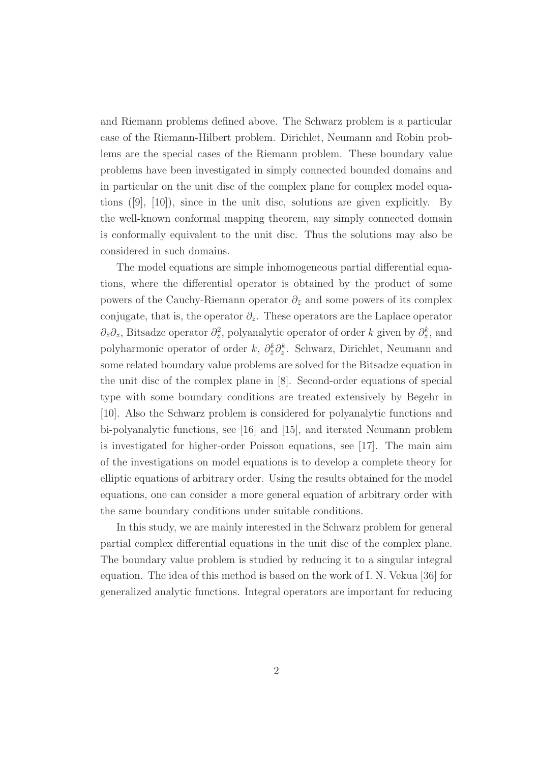and Riemann problems defined above. The Schwarz problem is a particular case of the Riemann-Hilbert problem. Dirichlet, Neumann and Robin problems are the special cases of the Riemann problem. These boundary value problems have been investigated in simply connected bounded domains and in particular on the unit disc of the complex plane for complex model equations ([9], [10]), since in the unit disc, solutions are given explicitly. By the well-known conformal mapping theorem, any simply connected domain is conformally equivalent to the unit disc. Thus the solutions may also be considered in such domains.

The model equations are simple inhomogeneous partial differential equations, where the differential operator is obtained by the product of some powers of the Cauchy-Riemann operator $\partial_{\bar{z}}$ and some powers of its complex conjugate, that is, the operator $\partial_z$. These operators are the Laplace operator $\partial_{\bar{z}}\partial_z$, Bitsadze operator $\partial_{\bar{z}}^2$, polyanalytic operator of order $k$ given by $\partial_{\bar{z}}^k$, and polyharmonic operator of order $k$, $\partial_{\bar{z}}^k\partial_z^k$. Schwarz, Dirichlet, Neumann and some related boundary value problems are solved for the Bitsadze equation in the unit disc of the complex plane in [8]. Second-order equations of special type with some boundary conditions are treated extensively by Begehr in [10]. Also the Schwarz problem is considered for polyanalytic functions and bi-polyanalytic functions, see [16] and [15], and iterated Neumann problem is investigated for higher-order Poisson equations, see [17]. The main aim of the investigations on model equations is to develop a complete theory for elliptic equations of arbitrary order. Using the results obtained for the model equations, one can consider a more general equation of arbitrary order with the same boundary conditions under suitable conditions.

In this study, we are mainly interested in the Schwarz problem for general partial complex differential equations in the unit disc of the complex plane. The boundary value problem is studied by reducing it to a singular integral equation. The idea of this method is based on the work of I. N. Vekua [36] for generalized analytic functions. Integral operators are important for reducing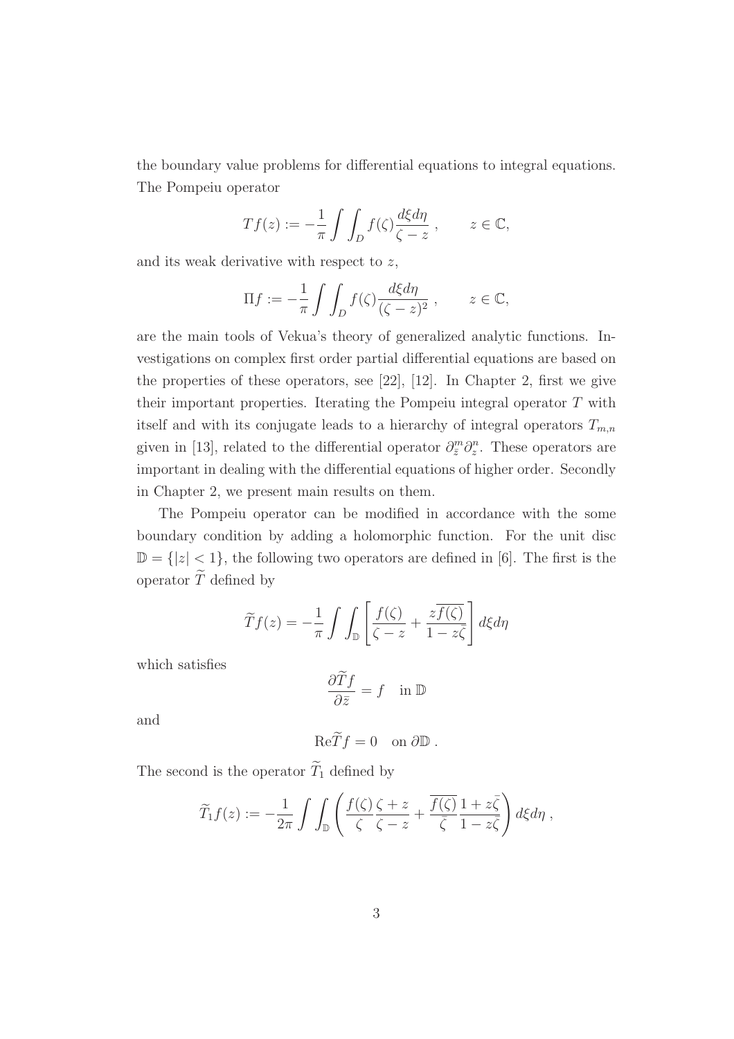the boundary value problems for differential equations to integral equations. The Pompeiu operator

$$Tf(z) := -\frac{1}{\pi}\int\int_D f(\zeta)\frac{d\xi d\eta}{\zeta - z}\ , \qquad z \in \mathbb{C},$$

and its weak derivative with respect to $z$,

$$\Pi f := -\frac{1}{\pi}\int\int_D f(\zeta)\frac{d\xi d\eta}{(\zeta - z)^2}\ , \qquad z \in \mathbb{C},$$

are the main tools of Vekua's theory of generalized analytic functions. Investigations on complex first order partial differential equations are based on the properties of these operators, see [22], [12]. In Chapter 2, first we give their important properties. Iterating the Pompeiu integral operator $T$ with itself and with its conjugate leads to a hierarchy of integral operators $T_{m,n}$ given in [13], related to the differential operator $\partial_{\bar{z}}^m \partial_z^n$. These operators are important in dealing with the differential equations of higher order. Secondly in Chapter 2, we present main results on them.

The Pompeiu operator can be modified in accordance with the some boundary condition by adding a holomorphic function. For the unit disc $\mathbb{D} = \{|z| < 1\}$, the following two operators are defined in [6]. The first is the operator $\widetilde{T}$ defined by

$$\widetilde{T}f(z) = -\frac{1}{\pi}\int\int_{\mathbb{D}}\left[\frac{f(\zeta)}{\zeta - z} + \frac{z\overline{f(\zeta)}}{1 - z\bar{\zeta}}\right]d\xi d\eta$$

which satisfies

$$\frac{\partial \widetilde{T}f}{\partial \bar{z}} = f \quad \text{in } \mathbb{D}$$

and

$$\text{Re}\widetilde{T}f = 0 \quad \text{on } \partial\mathbb{D}\ .$$

The second is the operator $\widetilde{T}_1$ defined by

$$\widetilde{T}_1 f(z) := -\frac{1}{2\pi}\int\int_{\mathbb{D}}\left(\frac{f(\zeta)}{\zeta}\frac{\zeta + z}{\zeta - z} + \frac{\overline{f(\zeta)}}{\bar{\zeta}}\frac{1 + z\bar{\zeta}}{1 - z\bar{\zeta}}\right)d\xi d\eta\ ,$$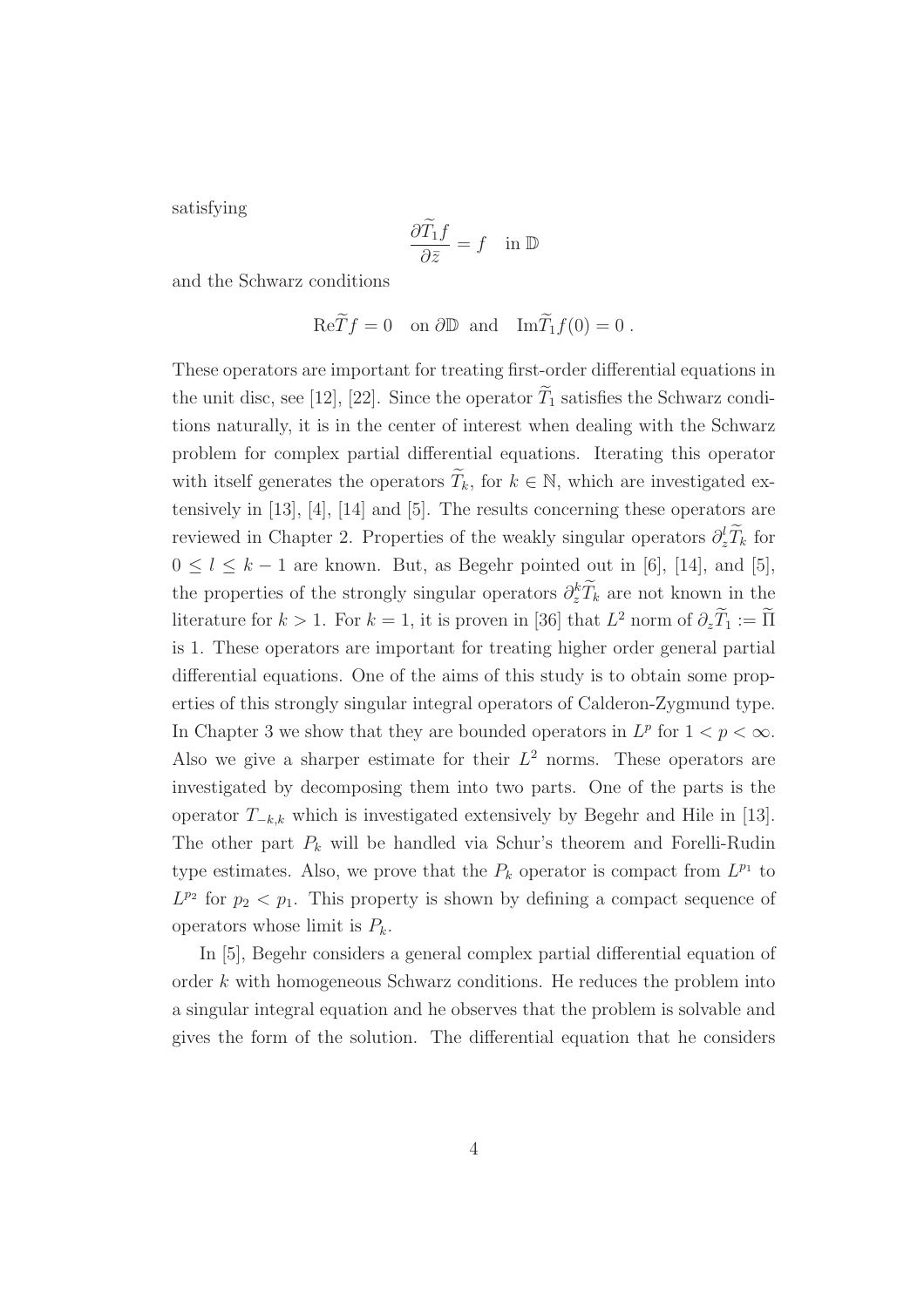satisfying

$$\frac{\partial \widetilde{T}_1 f}{\partial \bar{z}} = f \quad \text{in } \mathbb{D}$$

and the Schwarz conditions

$$\text{Re}\widetilde{T} f = 0 \quad \text{on } \partial\mathbb{D} \text{ and } \quad \text{Im}\widetilde{T}_1 f(0) = 0 \; .$$

These operators are important for treating first-order differential equations in the unit disc, see [12], [22]. Since the operator $\widetilde{T}_1$ satisfies the Schwarz conditions naturally, it is in the center of interest when dealing with the Schwarz problem for complex partial differential equations. Iterating this operator with itself generates the operators $\widetilde{T}_k$, for $k \in \mathbb{N}$, which are investigated extensively in [13], [4], [14] and [5]. The results concerning these operators are reviewed in Chapter 2. Properties of the weakly singular operators $\partial_z^l \widetilde{T}_k$ for $0 \leq l \leq k-1$ are known. But, as Begehr pointed out in [6], [14], and [5], the properties of the strongly singular operators $\partial_z^k \widetilde{T}_k$ are not known in the literature for $k > 1$. For $k = 1$, it is proven in [36] that $L^2$ norm of $\partial_z \widetilde{T}_1 := \widetilde{\Pi}$ is 1. These operators are important for treating higher order general partial differential equations. One of the aims of this study is to obtain some properties of this strongly singular integral operators of Calderon-Zygmund type. In Chapter 3 we show that they are bounded operators in $L^p$ for $1 < p < \infty$. Also we give a sharper estimate for their $L^2$ norms. These operators are investigated by decomposing them into two parts. One of the parts is the operator $T_{-k,k}$ which is investigated extensively by Begehr and Hile in [13]. The other part $P_k$ will be handled via Schur's theorem and Forelli-Rudin type estimates. Also, we prove that the $P_k$ operator is compact from $L^{p_1}$ to $L^{p_2}$ for $p_2 < p_1$. This property is shown by defining a compact sequence of operators whose limit is $P_k$.

In [5], Begehr considers a general complex partial differential equation of order $k$ with homogeneous Schwarz conditions. He reduces the problem into a singular integral equation and he observes that the problem is solvable and gives the form of the solution. The differential equation that he considers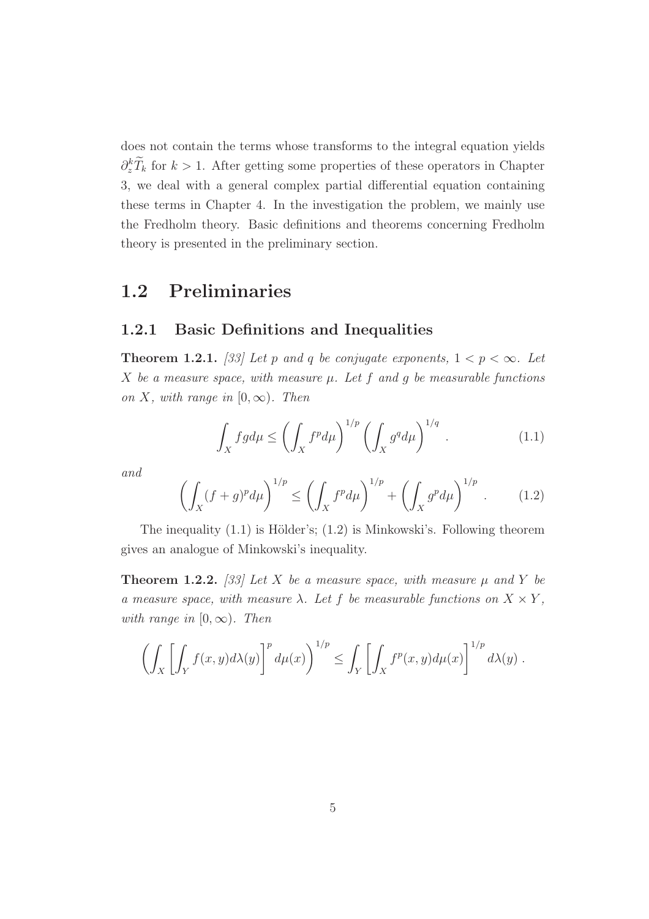does not contain the terms whose transforms to the integral equation yields $\partial_z^k \widetilde{T}_k$ for $k > 1$. After getting some properties of these operators in Chapter 3, we deal with a general complex partial differential equation containing these terms in Chapter 4. In the investigation the problem, we mainly use the Fredholm theory. Basic definitions and theorems concerning Fredholm theory is presented in the preliminary section.

## 1.2 Preliminaries

### 1.2.1 Basic Definitions and Inequalities

**Theorem 1.2.1.** *[33] Let $p$ and $q$ be conjugate exponents, $1 < p < \infty$. Let $X$ be a measure space, with measure $\mu$. Let $f$ and $g$ be measurable functions on $X$, with range in $[0, \infty)$. Then*

$$\int_X fg d\mu \leq \left( \int_X f^p d\mu \right)^{1/p} \left( \int_X g^q d\mu \right)^{1/q} . \tag{1.1}$$

*and*

$$\left( \int_X (f+g)^p d\mu \right)^{1/p} \leq \left( \int_X f^p d\mu \right)^{1/p} + \left( \int_X g^p d\mu \right)^{1/p} . \tag{1.2}$$

The inequality (1.1) is Hölder's; (1.2) is Minkowski's. Following theorem gives an analogue of Minkowski's inequality.

**Theorem 1.2.2.** *[33] Let $X$ be a measure space, with measure $\mu$ and $Y$ be a measure space, with measure $\lambda$. Let $f$ be measurable functions on $X \times Y$, with range in $[0, \infty)$. Then*

$$\left( \int_X \left[ \int_Y f(x,y) d\lambda(y) \right]^p d\mu(x) \right)^{1/p} \leq \int_Y \left[ \int_X f^p(x,y) d\mu(x) \right]^{1/p} d\lambda(y) .$$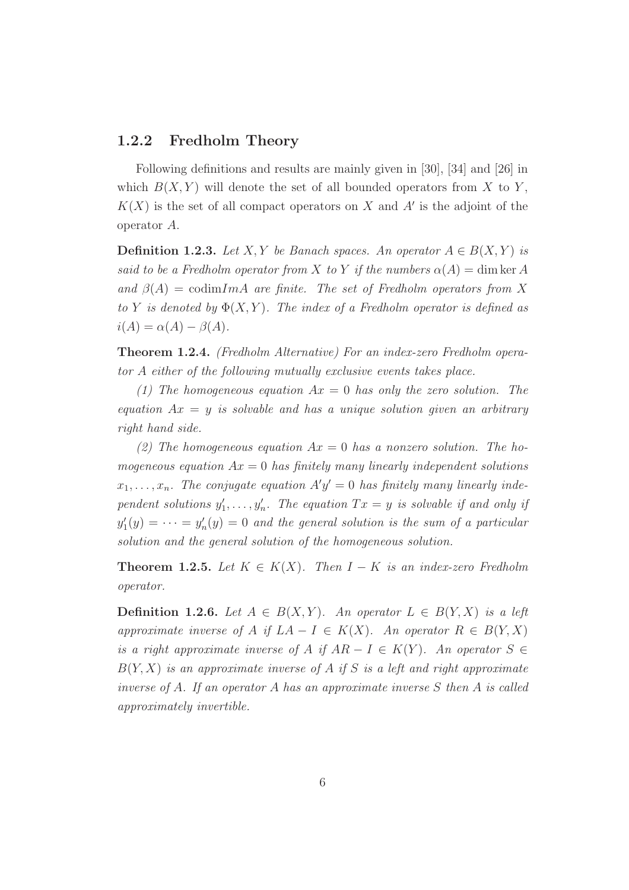### 1.2.2 Fredholm Theory

Following definitions and results are mainly given in [30], [34] and [26] in which $B(X, Y)$ will denote the set of all bounded operators from $X$ to $Y$, $K(X)$ is the set of all compact operators on $X$ and $A'$ is the adjoint of the operator $A$.

**Definition 1.2.3.** *Let $X, Y$ be Banach spaces. An operator $A \in B(X, Y)$ is said to be a Fredholm operator from $X$ to $Y$ if the numbers $\alpha(A) = \dim \ker A$ and $\beta(A) = \text{codim} ImA$ are finite. The set of Fredholm operators from $X$ to $Y$ is denoted by $\Phi(X, Y)$. The index of a Fredholm operator is defined as $i(A) = \alpha(A) - \beta(A)$.*

**Theorem 1.2.4.** *(Fredholm Alternative) For an index-zero Fredholm operator $A$ either of the following mutually exclusive events takes place.*

*(1) The homogeneous equation $Ax = 0$ has only the zero solution. The equation $Ax = y$ is solvable and has a unique solution given an arbitrary right hand side.*

*(2) The homogeneous equation $Ax = 0$ has a nonzero solution. The homogeneous equation $Ax = 0$ has finitely many linearly independent solutions $x_1, \ldots, x_n$. The conjugate equation $A'y' = 0$ has finitely many linearly independent solutions $y'_1, \ldots, y'_n$. The equation $Tx = y$ is solvable if and only if $y'_1(y) = \cdots = y'_n(y) = 0$ and the general solution is the sum of a particular solution and the general solution of the homogeneous solution.*

**Theorem 1.2.5.** *Let $K \in K(X)$. Then $I - K$ is an index-zero Fredholm operator.*

**Definition 1.2.6.** *Let $A \in B(X, Y)$. An operator $L \in B(Y, X)$ is a left approximate inverse of $A$ if $LA - I \in K(X)$. An operator $R \in B(Y, X)$ is a right approximate inverse of $A$ if $AR - I \in K(Y)$. An operator $S \in B(Y, X)$ is an approximate inverse of $A$ if $S$ is a left and right approximate inverse of $A$. If an operator $A$ has an approximate inverse $S$ then $A$ is called approximately invertible.*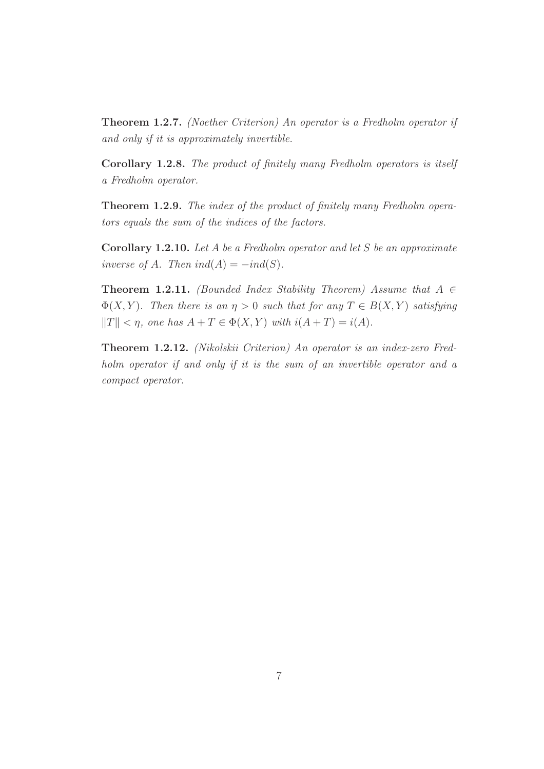**Theorem 1.2.7.** *(Noether Criterion) An operator is a Fredholm operator if and only if it is approximately invertible.*

**Corollary 1.2.8.** *The product of finitely many Fredholm operators is itself a Fredholm operator.*

**Theorem 1.2.9.** *The index of the product of finitely many Fredholm operators equals the sum of the indices of the factors.*

**Corollary 1.2.10.** *Let $A$ be a Fredholm operator and let $S$ be an approximate inverse of $A$. Then $ind(A) = -ind(S)$.*

**Theorem 1.2.11.** *(Bounded Index Stability Theorem) Assume that $A \in \Phi(X, Y)$. Then there is an $\eta > 0$ such that for any $T \in B(X, Y)$ satisfying $\|T\| < \eta$, one has $A + T \in \Phi(X, Y)$ with $i(A + T) = i(A)$.*

**Theorem 1.2.12.** *(Nikolskii Criterion) An operator is an index-zero Fredholm operator if and only if it is the sum of an invertible operator and a compact operator.*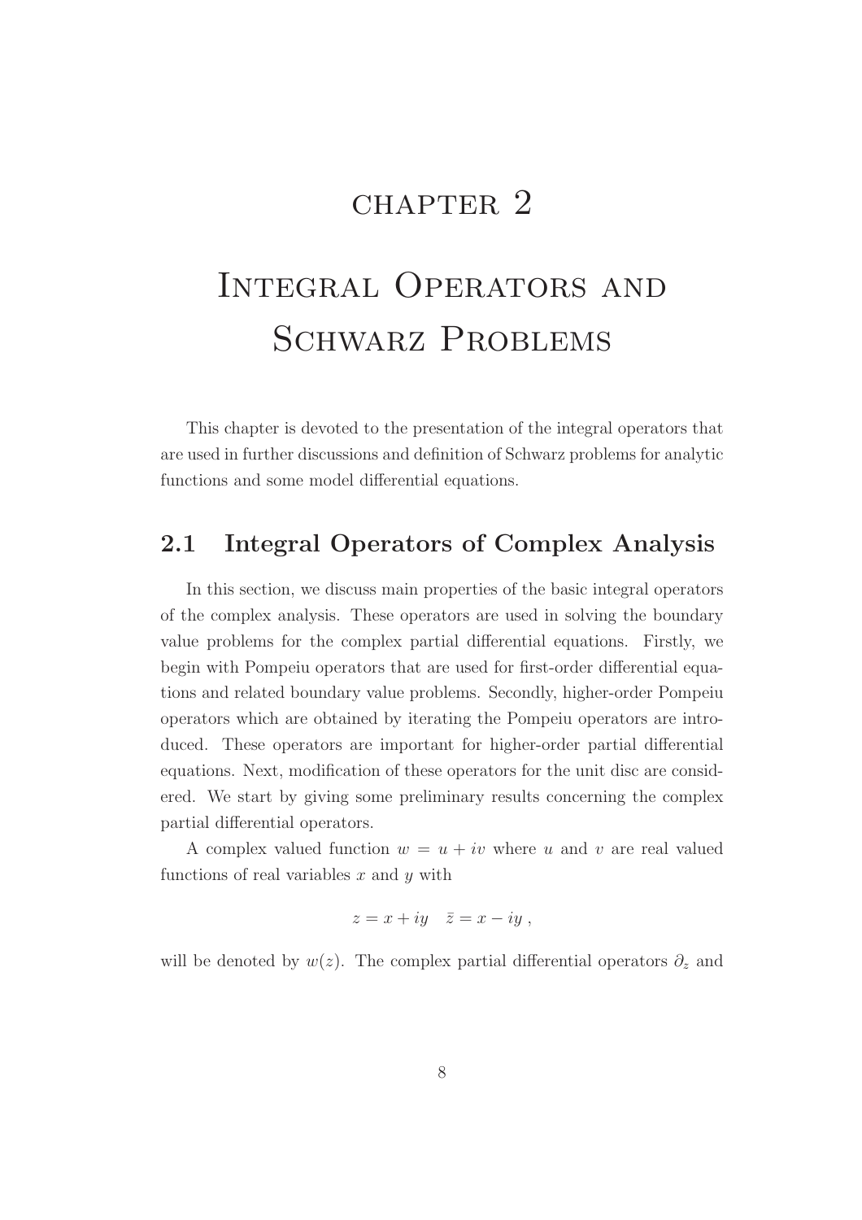# CHAPTER 2

# Integral Operators and Schwarz Problems

This chapter is devoted to the presentation of the integral operators that are used in further discussions and definition of Schwarz problems for analytic functions and some model differential equations.

## 2.1 Integral Operators of Complex Analysis

In this section, we discuss main properties of the basic integral operators of the complex analysis. These operators are used in solving the boundary value problems for the complex partial differential equations. Firstly, we begin with Pompeiu operators that are used for first-order differential equations and related boundary value problems. Secondly, higher-order Pompeiu operators which are obtained by iterating the Pompeiu operators are introduced. These operators are important for higher-order partial differential equations. Next, modification of these operators for the unit disc are considered. We start by giving some preliminary results concerning the complex partial differential operators.

A complex valued function $w = u + iv$ where $u$ and $v$ are real valued functions of real variables $x$ and $y$ with

$$z = x + iy \quad \bar{z} = x - iy\ ,$$

will be denoted by $w(z)$. The complex partial differential operators $\partial_z$ and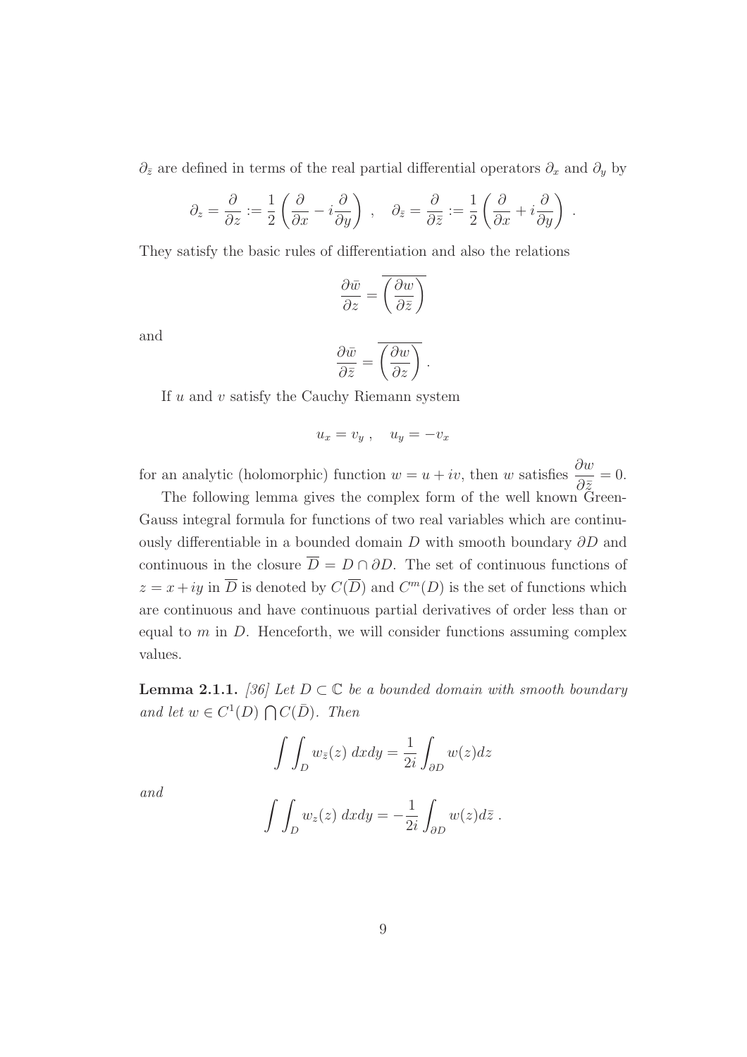$\partial_{\bar{z}}$ are defined in terms of the real partial differential operators $\partial_x$ and $\partial_y$ by

$$\partial_z = \frac{\partial}{\partial z} := \frac{1}{2}\left(\frac{\partial}{\partial x} - i\frac{\partial}{\partial y}\right) \ , \quad \partial_{\bar{z}} = \frac{\partial}{\partial \bar{z}} := \frac{1}{2}\left(\frac{\partial}{\partial x} + i\frac{\partial}{\partial y}\right) \ .$$

They satisfy the basic rules of differentiation and also the relations

$$\frac{\partial \bar{w}}{\partial z} = \overline{\left(\frac{\partial w}{\partial \bar{z}}\right)}$$

and

$$\frac{\partial \bar{w}}{\partial \bar{z}} = \overline{\left(\frac{\partial w}{\partial z}\right)} \ .$$

If $u$ and $v$ satisfy the Cauchy Riemann system

$$u_x = v_y \ , \quad u_y = -v_x$$

for an analytic (holomorphic) function $w = u + iv$, then $w$ satisfies $\dfrac{\partial w}{\partial \bar{z}} = 0$.

The following lemma gives the complex form of the well known Green-Gauss integral formula for functions of two real variables which are continuously differentiable in a bounded domain $D$ with smooth boundary $\partial D$ and continuous in the closure $\overline{D} = D \cap \partial D$. The set of continuous functions of $z = x + iy$ in $\overline{D}$ is denoted by $C(\overline{D})$ and $C^m(D)$ is the set of functions which are continuous and have continuous partial derivatives of order less than or equal to $m$ in $D$. Henceforth, we will consider functions assuming complex values.

**Lemma 2.1.1.** *[36] Let $D \subset \mathbb{C}$ be a bounded domain with smooth boundary and let $w \in C^1(D) \bigcap C(\bar{D})$. Then*

$$\int\int_D w_{\bar{z}}(z) \ dxdy = \frac{1}{2i}\int_{\partial D} w(z)dz$$

*and*

$$\int\int_D w_z(z) \ dxdy = -\frac{1}{2i}\int_{\partial D} w(z)d\bar{z} \ .$$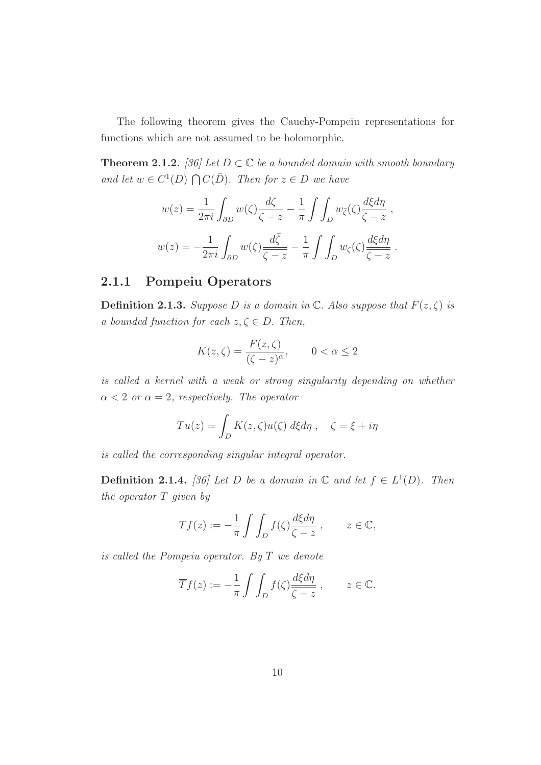The following theorem gives the Cauchy-Pompeiu representations for functions which are not assumed to be holomorphic.

**Theorem 2.1.2.** *[36] Let $D \subset \mathbb{C}$ be a bounded domain with smooth boundary and let $w \in C^1(D) \bigcap C(\bar{D})$. Then for $z \in D$ we have*

$$w(z) = \frac{1}{2\pi i} \int_{\partial D} w(\zeta) \frac{d\zeta}{\zeta - z} - \frac{1}{\pi} \int\int_D w_{\bar{\zeta}}(\zeta) \frac{d\xi d\eta}{\zeta - z} \,,$$

$$w(z) = -\frac{1}{2\pi i} \int_{\partial D} w(\zeta) \frac{d\bar{\zeta}}{\overline{\zeta - z}} - \frac{1}{\pi} \int\int_D w_{\zeta}(\zeta) \frac{d\xi d\eta}{\overline{\zeta - z}} \,.$$

### 2.1.1 Pompeiu Operators

**Definition 2.1.3.** *Suppose $D$ is a domain in $\mathbb{C}$. Also suppose that $F(z,\zeta)$ is a bounded function for each $z, \zeta \in D$. Then,*

$$K(z,\zeta) = \frac{F(z,\zeta)}{(\zeta - z)^{\alpha}}, \qquad 0 < \alpha \leq 2$$

*is called a kernel with a weak or strong singularity depending on whether $\alpha < 2$ or $\alpha = 2$, respectively. The operator*

$$Tu(z) = \int_D K(z,\zeta) u(\zeta) \, d\xi d\eta \,, \quad \zeta = \xi + i\eta$$

*is called the corresponding singular integral operator.*

**Definition 2.1.4.** *[36] Let $D$ be a domain in $\mathbb{C}$ and let $f \in L^1(D)$. Then the operator $T$ given by*

$$Tf(z) := -\frac{1}{\pi} \int\int_D f(\zeta) \frac{d\xi d\eta}{\zeta - z} \,, \qquad z \in \mathbb{C},$$

*is called the Pompeiu operator. By $\overline{T}$ we denote*

$$\overline{T}f(z) := -\frac{1}{\pi} \int\int_D f(\zeta) \frac{d\xi d\eta}{\overline{\zeta - z}} \,, \qquad z \in \mathbb{C}.$$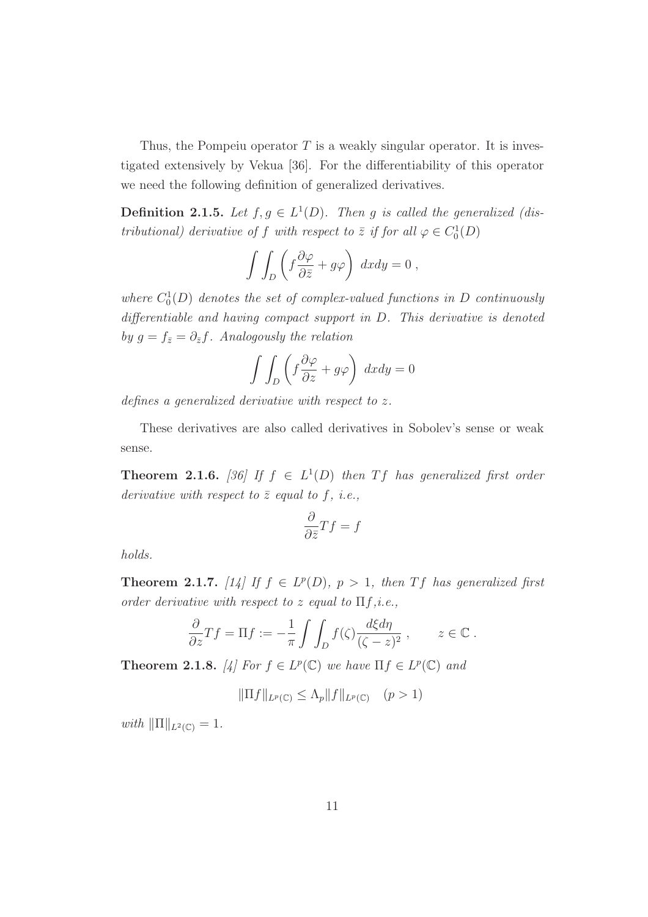Thus, the Pompeiu operator $T$ is a weakly singular operator. It is investigated extensively by Vekua [36]. For the differentiability of this operator we need the following definition of generalized derivatives.

**Definition 2.1.5.** *Let $f, g \in L^1(D)$. Then $g$ is called the generalized (distributional) derivative of $f$ with respect to $\bar{z}$ if for all $\varphi \in C_0^1(D)$*

$$\int\int_D \left( f \frac{\partial \varphi}{\partial \bar{z}} + g\varphi \right) \, dxdy = 0 \, ,$$

*where $C_0^1(D)$ denotes the set of complex-valued functions in $D$ continuously differentiable and having compact support in $D$. This derivative is denoted by $g = f_{\bar{z}} = \partial_{\bar{z}} f$. Analogously the relation*

$$\int\int_D \left( f \frac{\partial \varphi}{\partial z} + g\varphi \right) \, dxdy = 0$$

*defines a generalized derivative with respect to $z$.*

These derivatives are also called derivatives in Sobolev's sense or weak sense.

**Theorem 2.1.6.** *[36] If $f \in L^1(D)$ then $Tf$ has generalized first order derivative with respect to $\bar{z}$ equal to $f$, i.e.,*

$$\frac{\partial}{\partial \bar{z}} Tf = f$$

*holds.*

**Theorem 2.1.7.** *[14] If $f \in L^p(D)$, $p > 1$, then $Tf$ has generalized first order derivative with respect to $z$ equal to $\Pi f$,i.e.,*

$$\frac{\partial}{\partial z} Tf = \Pi f := -\frac{1}{\pi} \int\int_D f(\zeta) \frac{d\xi d\eta}{(\zeta - z)^2} \, , \qquad z \in \mathbb{C} \, .$$

**Theorem 2.1.8.** *[4] For $f \in L^p(\mathbb{C})$ we have $\Pi f \in L^p(\mathbb{C})$ and*

$$\|\Pi f\|_{L^p(\mathbb{C})} \leq \Lambda_p \|f\|_{L^p(\mathbb{C})} \quad (p > 1)$$

*with $\|\Pi\|_{L^2(\mathbb{C})} = 1$.*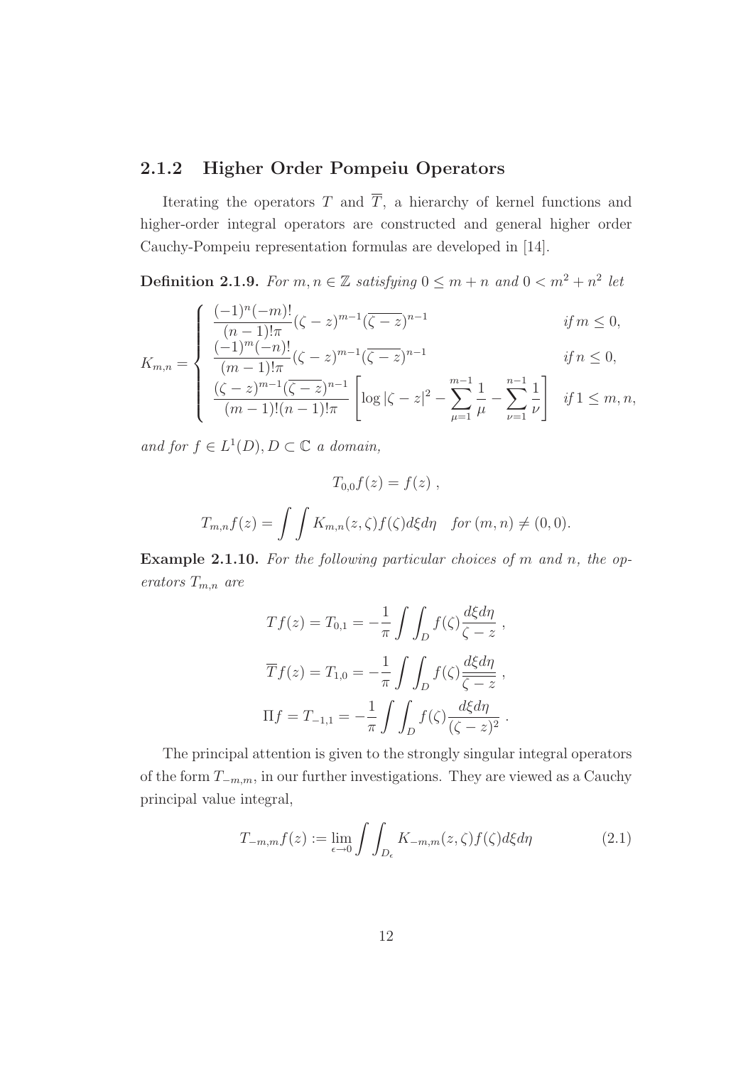### 2.1.2 Higher Order Pompeiu Operators

Iterating the operators $T$ and $\overline{T}$, a hierarchy of kernel functions and higher-order integral operators are constructed and general higher order Cauchy-Pompeiu representation formulas are developed in [14].

**Definition 2.1.9.** *For $m, n \in \mathbb{Z}$ satisfying $0 \leq m+n$ and $0 < m^2 + n^2$ let*

$$K_{m,n} = \begin{cases} \dfrac{(-1)^n(-m)!}{(n-1)!\pi}(\zeta - z)^{m-1}(\overline{\zeta - z})^{n-1} & \text{if } m \leq 0, \\ \dfrac{(-1)^m(-n)!}{(m-1)!\pi}(\zeta - z)^{m-1}(\overline{\zeta - z})^{n-1} & \text{if } n \leq 0, \\ \dfrac{(\zeta - z)^{m-1}(\overline{\zeta - z})^{n-1}}{(m-1)!(n-1)!\pi}\left[\log|\zeta - z|^2 - \displaystyle\sum_{\mu=1}^{m-1}\frac{1}{\mu} - \sum_{\nu=1}^{n-1}\frac{1}{\nu}\right] & \text{if } 1 \leq m, n, \end{cases}$$

*and for $f \in L^1(D), D \subset \mathbb{C}$ a domain,*

$$T_{0,0}f(z) = f(z) \; ,$$

$$T_{m,n}f(z) = \int\int K_{m,n}(z, \zeta)f(\zeta)d\xi d\eta \quad \text{for } (m,n) \neq (0,0).$$

**Example 2.1.10.** *For the following particular choices of $m$ and $n$, the operators $T_{m,n}$ are*

$$Tf(z) = T_{0,1} = -\frac{1}{\pi}\int\int_D f(\zeta)\frac{d\xi d\eta}{\zeta - z} \; ,$$

$$\overline{T}f(z) = T_{1,0} = -\frac{1}{\pi}\int\int_D f(\zeta)\frac{d\xi d\eta}{\overline{\zeta - z}} \; ,$$

$$\Pi f = T_{-1,1} = -\frac{1}{\pi}\int\int_D f(\zeta)\frac{d\xi d\eta}{(\zeta - z)^2} \; .$$

The principal attention is given to the strongly singular integral operators of the form $T_{-m,m}$, in our further investigations. They are viewed as a Cauchy principal value integral,

$$T_{-m,m}f(z) := \lim_{\epsilon \to 0}\int\int_{D_\epsilon} K_{-m,m}(z, \zeta)f(\zeta)d\xi d\eta \tag{2.1}$$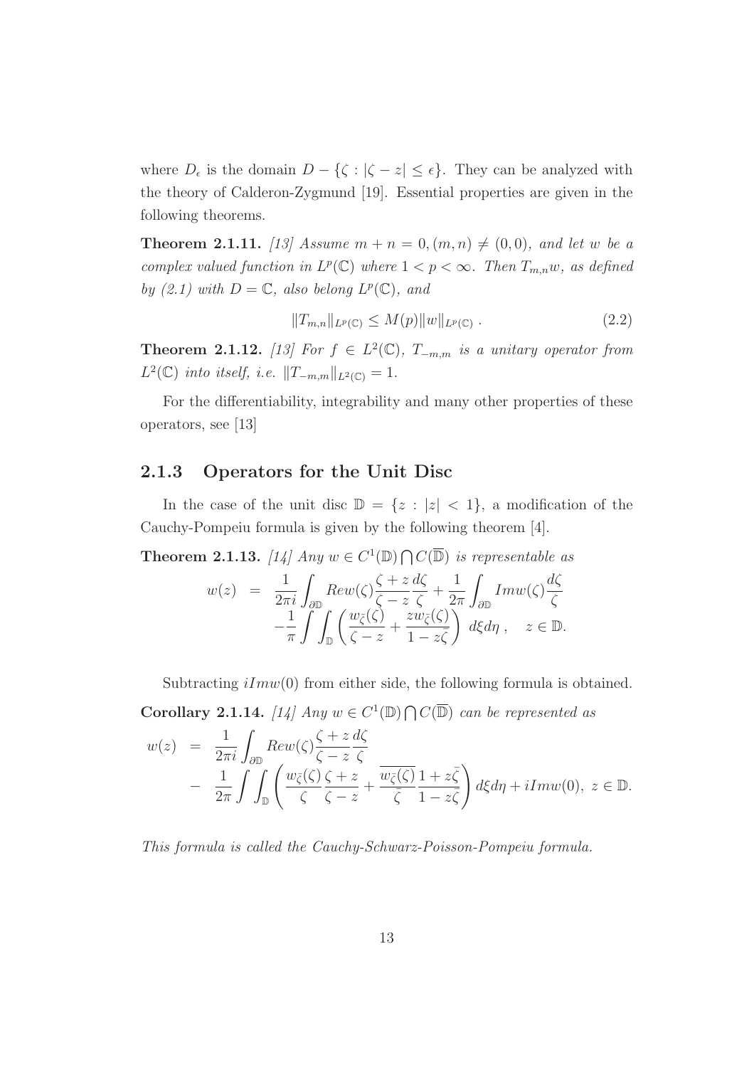where $D_\epsilon$ is the domain $D - \{\zeta : |\zeta - z| \leq \epsilon\}$. They can be analyzed with the theory of Calderon-Zygmund [19]. Essential properties are given in the following theorems.

**Theorem 2.1.11.** *[13] Assume $m + n = 0, (m, n) \neq (0, 0)$, and let $w$ be a complex valued function in $L^p(\mathbb{C})$ where $1 < p < \infty$. Then $T_{m,n}w$, as defined by (2.1) with $D = \mathbb{C}$, also belong $L^p(\mathbb{C})$, and*

$$\|T_{m,n}\|_{L^p(\mathbb{C})} \leq M(p)\|w\|_{L^p(\mathbb{C})} . \tag{2.2}$$

**Theorem 2.1.12.** *[13] For $f \in L^2(\mathbb{C})$, $T_{-m,m}$ is a unitary operator from $L^2(\mathbb{C})$ into itself, i.e. $\|T_{-m,m}\|_{L^2(\mathbb{C})} = 1$.*

For the differentiability, integrability and many other properties of these operators, see [13]

### 2.1.3 Operators for the Unit Disc

In the case of the unit disc $\mathbb{D} = \{z : |z| < 1\}$, a modification of the Cauchy-Pompeiu formula is given by the following theorem [4].

**Theorem 2.1.13.** *[14] Any $w \in C^1(\mathbb{D}) \bigcap C(\overline{\mathbb{D}})$ is representable as*

$$\begin{aligned} w(z) &= \frac{1}{2\pi i}\int_{\partial\mathbb{D}} Rew(\zeta)\frac{\zeta + z}{\zeta - z}\frac{d\zeta}{\zeta} + \frac{1}{2\pi}\int_{\partial\mathbb{D}} Imw(\zeta)\frac{d\zeta}{\zeta} \\ &\quad -\frac{1}{\pi}\int\int_{\mathbb{D}} \left(\frac{w_{\bar{\zeta}}(\zeta)}{\zeta - z} + \frac{zw_{\bar{\zeta}}(\zeta)}{1 - z\bar{\zeta}}\right) d\xi d\eta , \quad z \in \mathbb{D}. \end{aligned}$$

Subtracting $iImw(0)$ from either side, the following formula is obtained.

**Corollary 2.1.14.** *[14] Any $w \in C^1(\mathbb{D}) \bigcap C(\overline{\mathbb{D}})$ can be represented as*

$$\begin{aligned} w(z) &= \frac{1}{2\pi i}\int_{\partial\mathbb{D}} Rew(\zeta)\frac{\zeta + z}{\zeta - z}\frac{d\zeta}{\zeta} \\ &- \frac{1}{2\pi}\int\int_{\mathbb{D}} \left(\frac{w_{\bar{\zeta}}(\zeta)}{\zeta}\frac{\zeta + z}{\zeta - z} + \frac{\overline{w_{\bar{\zeta}}(\zeta)}}{\bar{\zeta}}\frac{1 + z\bar{\zeta}}{1 - z\bar{\zeta}}\right) d\xi d\eta + iImw(0), \ z \in \mathbb{D}. \end{aligned}$$

*This formula is called the Cauchy-Schwarz-Poisson-Pompeiu formula.*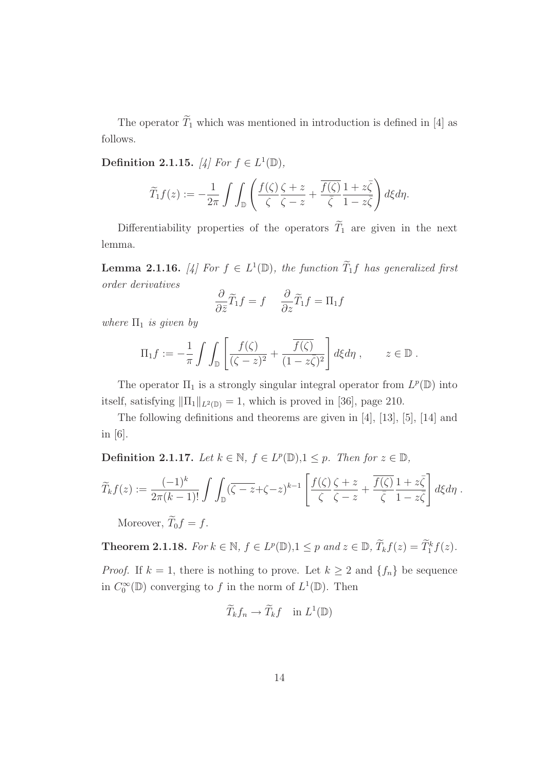The operator $\widetilde{T}_1$ which was mentioned in introduction is defined in [4] as follows.

**Definition 2.1.15.** *[4] For $f \in L^1(\mathbb{D})$,*

$$\widetilde{T}_1 f(z) := -\frac{1}{2\pi} \int\int_{\mathbb{D}} \left( \frac{f(\zeta)}{\zeta} \frac{\zeta + z}{\zeta - z} + \frac{\overline{f(\zeta)}}{\bar{\zeta}} \frac{1 + z\bar{\zeta}}{1 - z\bar{\zeta}} \right) d\xi d\eta.$$

Differentiability properties of the operators $\widetilde{T}_1$ are given in the next lemma.

**Lemma 2.1.16.** *[4] For $f \in L^1(\mathbb{D})$, the function $\widetilde{T}_1 f$ has generalized first order derivatives*

$$\frac{\partial}{\partial \bar{z}} \widetilde{T}_1 f = f \qquad \frac{\partial}{\partial z} \widetilde{T}_1 f = \Pi_1 f$$

*where $\Pi_1$ is given by*

$$\Pi_1 f := -\frac{1}{\pi} \int\int_{\mathbb{D}} \left[ \frac{f(\zeta)}{(\zeta - z)^2} + \frac{\overline{f(\zeta)}}{(1 - z\bar{\zeta})^2} \right] d\xi d\eta \, , \qquad z \in \mathbb{D} \, .$$

The operator $\Pi_1$ is a strongly singular integral operator from $L^p(\mathbb{D})$ into itself, satisfying $\|\Pi_1\|_{L^2(\mathbb{D})} = 1$, which is proved in [36], page 210.

The following definitions and theorems are given in [4], [13], [5], [14] and in [6].

**Definition 2.1.17.** *Let $k \in \mathbb{N}$, $f \in L^p(\mathbb{D})$,$1 \leq p$. Then for $z \in \mathbb{D}$,*

$$\widetilde{T}_k f(z) := \frac{(-1)^k}{2\pi(k-1)!} \int\int_{\mathbb{D}} (\overline{\zeta - z} + \zeta - z)^{k-1} \left[ \frac{f(\zeta)}{\zeta} \frac{\zeta + z}{\zeta - z} + \frac{\overline{f(\zeta)}}{\bar{\zeta}} \frac{1 + z\bar{\zeta}}{1 - z\bar{\zeta}} \right] d\xi d\eta \, .$$

Moreover, $\widetilde{T}_0 f = f$.

**Theorem 2.1.18.** *For $k \in \mathbb{N}$, $f \in L^p(\mathbb{D})$,$1 \leq p$ and $z \in \mathbb{D}$, $\widetilde{T}_k f(z) = \widetilde{T}_1^k f(z)$.*

*Proof.* If $k = 1$, there is nothing to prove. Let $k \geq 2$ and $\{f_n\}$ be sequence in $C_0^\infty(\mathbb{D})$ converging to $f$ in the norm of $L^1(\mathbb{D})$. Then

$$\widetilde{T}_k f_n \to \widetilde{T}_k f \quad \text{in } L^1(\mathbb{D})$$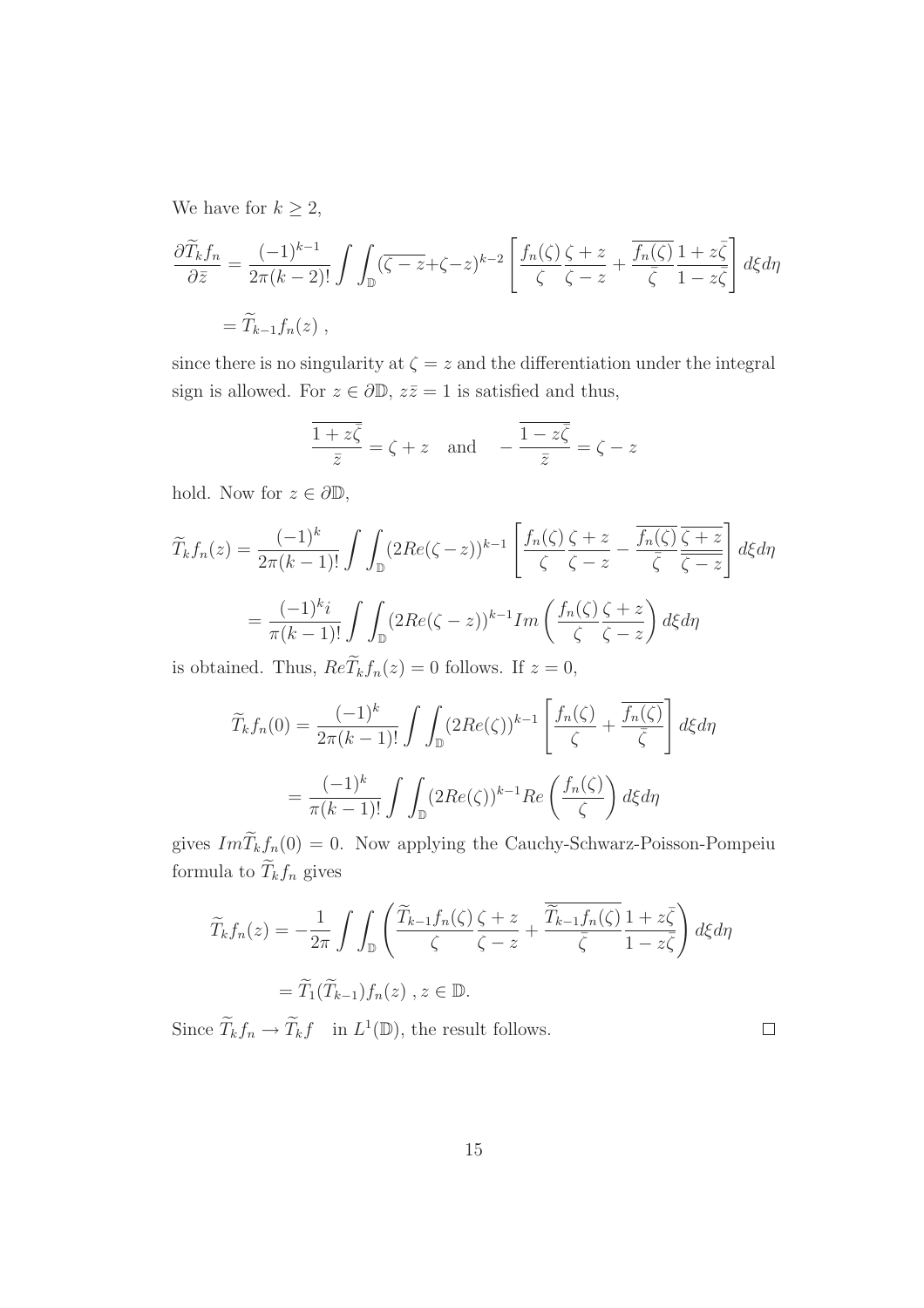We have for $k \geq 2$,

$$\frac{\partial \widetilde{T}_k f_n}{\partial \bar{z}} = \frac{(-1)^{k-1}}{2\pi(k-2)!} \int\int_{\mathbb{D}} (\overline{\zeta - z} + \zeta - z)^{k-2} \left[ \frac{f_n(\zeta)}{\zeta} \frac{\zeta + z}{\zeta - z} + \frac{\overline{f_n(\zeta)}}{\bar{\zeta}} \frac{1 + z\bar{\zeta}}{1 - z\bar{\zeta}} \right] d\xi d\eta$$

$$= \widetilde{T}_{k-1} f_n(z) \ ,$$

since there is no singularity at $\zeta = z$ and the differentiation under the integral sign is allowed. For $z \in \partial\mathbb{D}$, $z\bar{z} = 1$ is satisfied and thus,

$$\frac{\overline{1 + z\bar{\zeta}}}{\bar{z}} = \zeta + z \quad \text{and} \quad -\frac{\overline{1 - z\bar{\zeta}}}{\bar{z}} = \zeta - z$$

hold. Now for $z \in \partial\mathbb{D}$,

$$\widetilde{T}_k f_n(z) = \frac{(-1)^k}{2\pi(k-1)!} \int\int_{\mathbb{D}} (2Re(\zeta - z))^{k-1} \left[ \frac{f_n(\zeta)}{\zeta} \frac{\zeta + z}{\zeta - z} - \frac{\overline{f_n(\zeta)}}{\bar{\zeta}} \frac{\overline{\zeta + z}}{\overline{\zeta - z}} \right] d\xi d\eta$$

$$= \frac{(-1)^k i}{\pi(k-1)!} \int\int_{\mathbb{D}} (2Re(\zeta - z))^{k-1} Im \left( \frac{f_n(\zeta)}{\zeta} \frac{\zeta + z}{\zeta - z} \right) d\xi d\eta$$

is obtained. Thus, $Re\widetilde{T}_k f_n(z) = 0$ follows. If $z = 0$,

$$\widetilde{T}_k f_n(0) = \frac{(-1)^k}{2\pi(k-1)!} \int\int_{\mathbb{D}} (2Re(\zeta))^{k-1} \left[ \frac{f_n(\zeta)}{\zeta} + \frac{\overline{f_n(\zeta)}}{\bar{\zeta}} \right] d\xi d\eta$$

$$= \frac{(-1)^k}{\pi(k-1)!} \int\int_{\mathbb{D}} (2Re(\zeta))^{k-1} Re \left( \frac{f_n(\zeta)}{\zeta} \right) d\xi d\eta$$

gives $Im\widetilde{T}_k f_n(0) = 0$. Now applying the Cauchy-Schwarz-Poisson-Pompeiu formula to $\widetilde{T}_k f_n$ gives

$$\widetilde{T}_k f_n(z) = -\frac{1}{2\pi} \int\int_{\mathbb{D}} \left( \frac{\widetilde{T}_{k-1} f_n(\zeta)}{\zeta} \frac{\zeta + z}{\zeta - z} + \frac{\overline{\widetilde{T}_{k-1} f_n(\zeta)}}{\bar{\zeta}} \frac{1 + z\bar{\zeta}}{1 - z\bar{\zeta}} \right) d\xi d\eta$$

$$= \widetilde{T}_1(\widetilde{T}_{k-1}) f_n(z) \ , z \in \mathbb{D}.$$

Since $\widetilde{T}_k f_n \to \widetilde{T}_k f \quad \text{in } L^1(\mathbb{D})$, the result follows. $\square$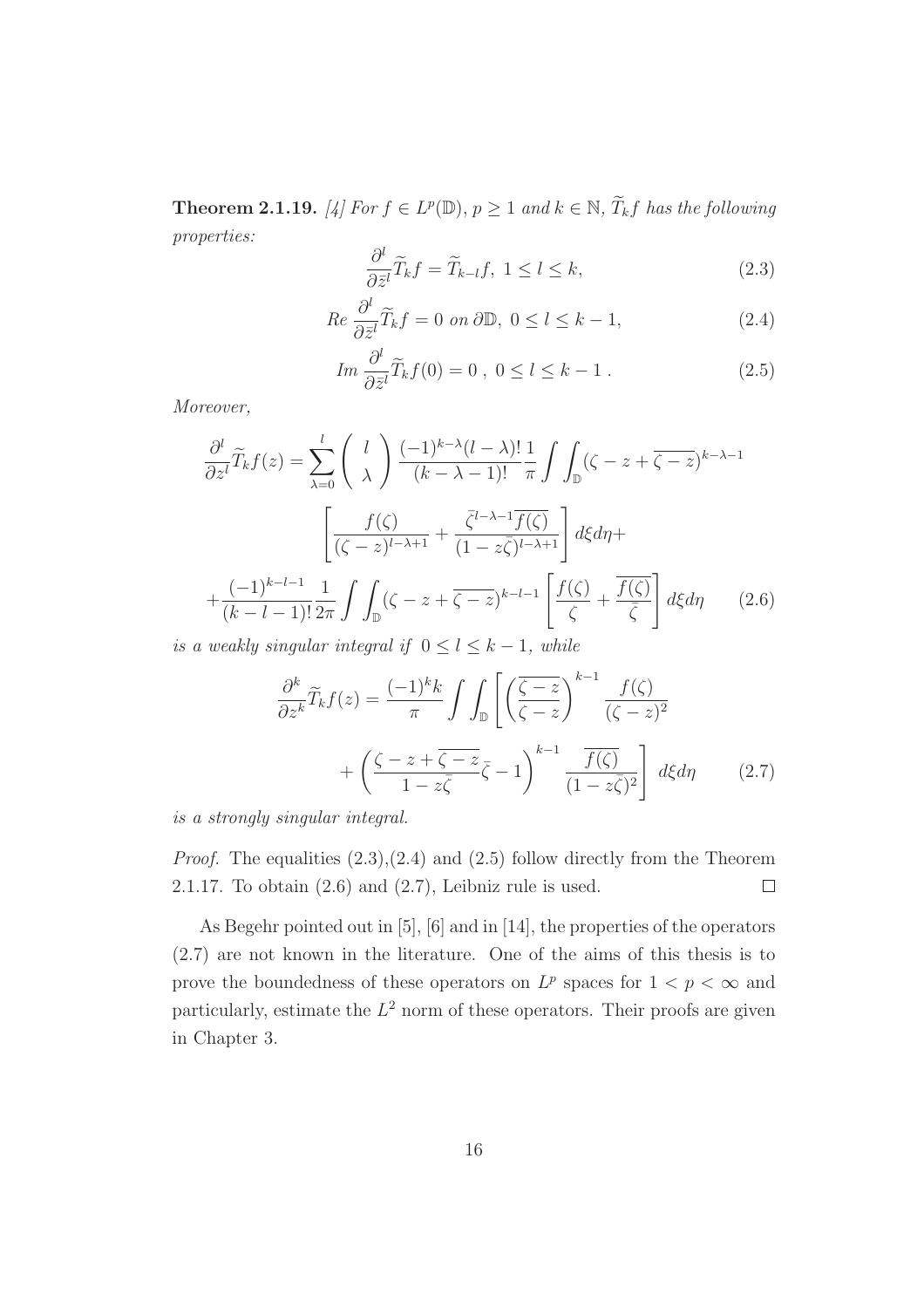**Theorem 2.1.19.** *[4] For $f \in L^p(\mathbb{D})$, $p \geq 1$ and $k \in \mathbb{N}$, $\widetilde{T}_k f$ has the following properties:*

$$\frac{\partial^l}{\partial \bar{z}^l} \widetilde{T}_k f = \widetilde{T}_{k-l} f, \; 1 \leq l \leq k, \tag{2.3}$$

$$Re \, \frac{\partial^l}{\partial \bar{z}^l} \widetilde{T}_k f = 0 \text{ on } \partial\mathbb{D}, \; 0 \leq l \leq k-1, \tag{2.4}$$

$$Im \, \frac{\partial^l}{\partial \bar{z}^l} \widetilde{T}_k f(0) = 0 \; , \; 0 \leq l \leq k-1 \; . \tag{2.5}$$

*Moreover,*

$$\begin{aligned}
\frac{\partial^l}{\partial z^l} \widetilde{T}_k f(z) = & \sum_{\lambda=0}^{l} \begin{pmatrix} l \\ \lambda \end{pmatrix} \frac{(-1)^{k-\lambda}(l-\lambda)!}{(k-\lambda-1)!} \frac{1}{\pi} \int\int_{\mathbb{D}} (\zeta - z + \overline{\zeta - z})^{k-\lambda-1} \\
& \left[ \frac{f(\zeta)}{(\zeta - z)^{l-\lambda+1}} + \frac{\bar{\zeta}^{l-\lambda-1}\overline{f(\zeta)}}{(1-z\bar{\zeta})^{l-\lambda+1}} \right] d\xi d\eta + \\
& + \frac{(-1)^{k-l-1}}{(k-l-1)!} \frac{1}{2\pi} \int\int_{\mathbb{D}} (\zeta - z + \overline{\zeta - z})^{k-l-1} \left[ \frac{f(\zeta)}{\zeta} + \frac{\overline{f(\zeta)}}{\bar{\zeta}} \right] d\xi d\eta
\end{aligned} \tag{2.6}$$

*is a weakly singular integral if $0 \leq l \leq k-1$, while*

$$\begin{aligned}
\frac{\partial^k}{\partial z^k} \widetilde{T}_k f(z) = \frac{(-1)^k k}{\pi} \int\int_{\mathbb{D}} & \left[ \left( \frac{\overline{\zeta - z}}{\zeta - z} \right)^{k-1} \frac{f(\zeta)}{(\zeta - z)^2} \right. \\
& \left. + \left( \frac{\zeta - z + \overline{\zeta - z}}{1 - z\bar{\zeta}} \bar{\zeta} - 1 \right)^{k-1} \frac{\overline{f(\zeta)}}{(1-z\bar{\zeta})^2} \right] d\xi d\eta
\end{aligned} \tag{2.7}$$

*is a strongly singular integral.*

*Proof.* The equalities (2.3),(2.4) and (2.5) follow directly from the Theorem 2.1.17. To obtain (2.6) and (2.7), Leibniz rule is used. □

As Begehr pointed out in [5], [6] and in [14], the properties of the operators (2.7) are not known in the literature. One of the aims of this thesis is to prove the boundedness of these operators on $L^p$ spaces for $1 < p < \infty$ and particularly, estimate the $L^2$ norm of these operators. Their proofs are given in Chapter 3.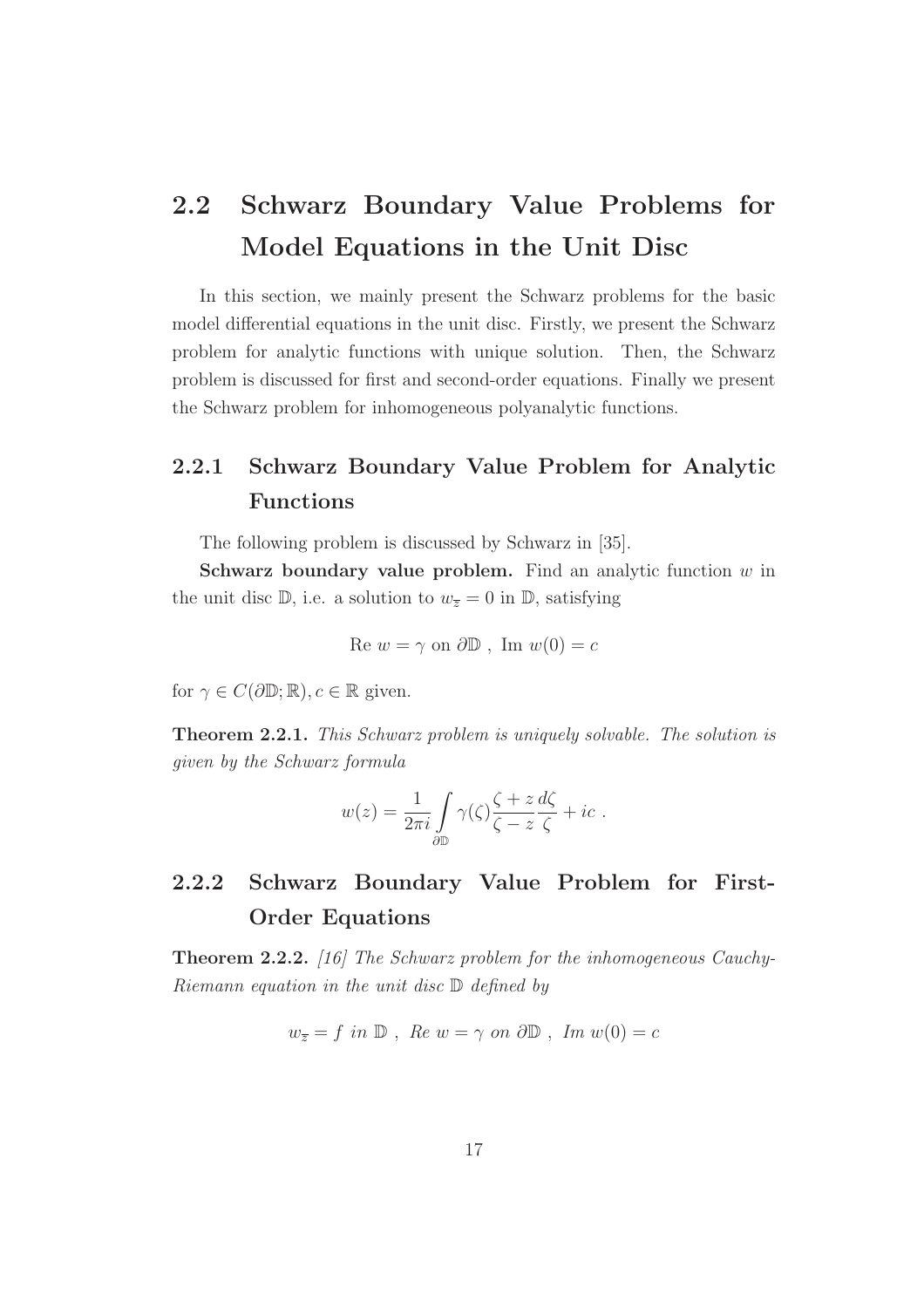## 2.2 Schwarz Boundary Value Problems for Model Equations in the Unit Disc

In this section, we mainly present the Schwarz problems for the basic model differential equations in the unit disc. Firstly, we present the Schwarz problem for analytic functions with unique solution. Then, the Schwarz problem is discussed for first and second-order equations. Finally we present the Schwarz problem for inhomogeneous polyanalytic functions.

### 2.2.1 Schwarz Boundary Value Problem for Analytic Functions

The following problem is discussed by Schwarz in [35].

**Schwarz boundary value problem.** Find an analytic function $w$ in the unit disc $\mathbb{D}$, i.e. a solution to $w_{\overline{z}} = 0$ in $\mathbb{D}$, satisfying

$$\text{Re } w = \gamma \text{ on } \partial\mathbb{D} \ , \ \text{Im } w(0) = c$$

for $\gamma \in C(\partial\mathbb{D};\mathbb{R}), c \in \mathbb{R}$ given.

**Theorem 2.2.1.** *This Schwarz problem is uniquely solvable. The solution is given by the Schwarz formula*

$$w(z) = \frac{1}{2\pi i} \int\limits_{\partial\mathbb{D}} \gamma(\zeta) \frac{\zeta + z}{\zeta - z} \frac{d\zeta}{\zeta} + ic \ .$$

### 2.2.2 Schwarz Boundary Value Problem for First-Order Equations

**Theorem 2.2.2.** *[16] The Schwarz problem for the inhomogeneous Cauchy-Riemann equation in the unit disc $\mathbb{D}$ defined by*

$$w_{\overline{z}} = f \ \text{in } \mathbb{D} \ , \ \text{Re } w = \gamma \ \text{on } \partial\mathbb{D} \ , \ \text{Im } w(0) = c$$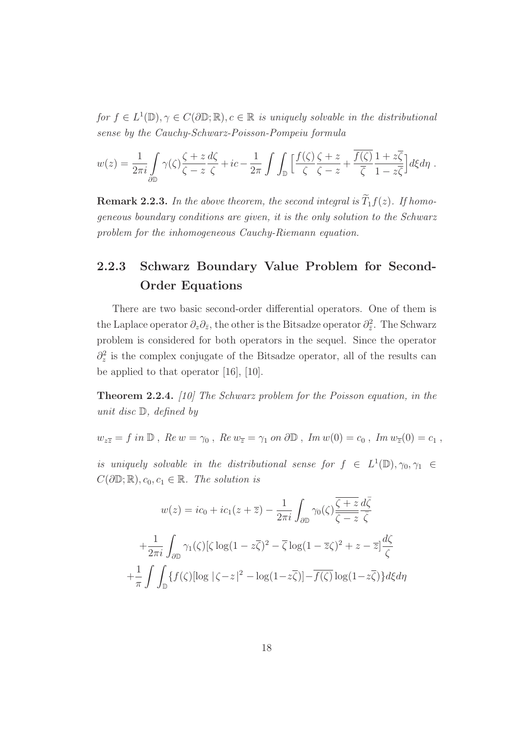*for $f \in L^1(\mathbb{D}), \gamma \in C(\partial\mathbb{D};\mathbb{R}), c \in \mathbb{R}$ is uniquely solvable in the distributional sense by the Cauchy-Schwarz-Poisson-Pompeiu formula*

$$w(z) = \frac{1}{2\pi i}\int\limits_{\partial\mathbb{D}} \gamma(\zeta)\frac{\zeta+z}{\zeta-z}\frac{d\zeta}{\zeta} + ic - \frac{1}{2\pi}\int\int_{\mathbb{D}}\Big[\frac{f(\zeta)}{\zeta}\frac{\zeta+z}{\zeta-z} + \frac{\overline{f(\zeta)}}{\overline{\zeta}}\frac{1+z\overline{\zeta}}{1-z\overline{\zeta}}\Big]d\xi d\eta \ .$$

**Remark 2.2.3.** *In the above theorem, the second integral is $\widetilde{T}_1 f(z)$. If homogeneous boundary conditions are given, it is the only solution to the Schwarz problem for the inhomogeneous Cauchy-Riemann equation.*

### 2.2.3 Schwarz Boundary Value Problem for Second-Order Equations

There are two basic second-order differential operators. One of them is the Laplace operator $\partial_z\partial_{\bar{z}}$, the other is the Bitsadze operator $\partial_{\bar{z}}^2$. The Schwarz problem is considered for both operators in the sequel. Since the operator $\partial_z^2$ is the complex conjugate of the Bitsadze operator, all of the results can be applied to that operator [16], [10].

**Theorem 2.2.4.** *[10] The Schwarz problem for the Poisson equation, in the unit disc $\mathbb{D}$, defined by*

$$w_{z\overline{z}} = f \ in \ \mathbb{D} \ , \ Re\, w = \gamma_0 \ , \ Re\, w_{\overline{z}} = \gamma_1 \ on \ \partial\mathbb{D} \ , \ Im\, w(0) = c_0 \ , \ Im\, w_{\overline{z}}(0) = c_1 \ ,$$

*is uniquely solvable in the distributional sense for $f \in L^1(\mathbb{D}), \gamma_0, \gamma_1 \in C(\partial\mathbb{D};\mathbb{R}), c_0, c_1 \in \mathbb{R}$. The solution is*

$$w(z) = ic_0 + ic_1(z+\overline{z}) - \frac{1}{2\pi i}\int_{\partial\mathbb{D}} \gamma_0(\zeta)\frac{\overline{\zeta+z}}{\overline{\zeta-z}}\frac{d\bar{\zeta}}{\bar{\zeta}}$$

$$+\frac{1}{2\pi i}\int_{\partial\mathbb{D}} \gamma_1(\zeta)[\zeta\log(1-z\overline{\zeta})^2 - \overline{\zeta}\log(1-\overline{z}\zeta)^2 + z - \overline{z}]\frac{d\zeta}{\zeta}$$

$$+\frac{1}{\pi}\int\int_{\mathbb{D}}\{f(\zeta)[\log|\zeta-z|^2 - \log(1-z\overline{\zeta})] - \overline{f(\zeta)}\log(1-z\overline{\zeta})\}d\xi d\eta$$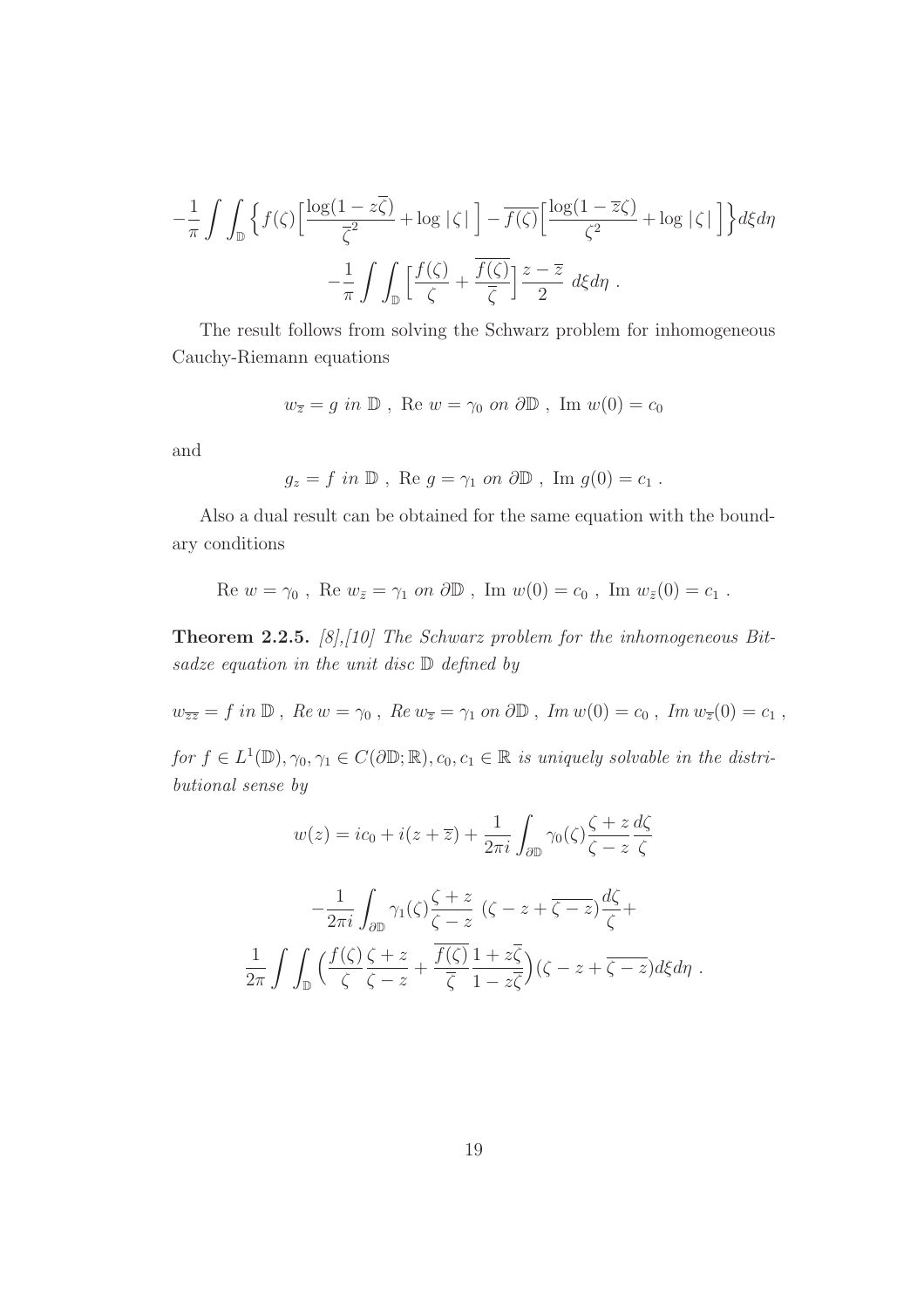$$-\frac{1}{\pi}\int\int_{\mathbb{D}}\Big\{f(\zeta)\Big[\frac{\log(1-z\overline{\zeta})}{\overline{\zeta}^2}+\log|\zeta|\Big]-\overline{f(\zeta)}\Big[\frac{\log(1-\overline{z}\zeta)}{\zeta^2}+\log|\zeta|\Big]\Big\}d\xi d\eta$$

$$-\frac{1}{\pi}\int\int_{\mathbb{D}}\Big[\frac{f(\zeta)}{\zeta}+\frac{\overline{f(\zeta)}}{\overline{\zeta}}\Big]\frac{z-\overline{z}}{2}\ d\xi d\eta\ .$$

The result follows from solving the Schwarz problem for inhomogeneous Cauchy-Riemann equations

$$w_{\overline{z}}=g\ in\ \mathbb{D}\ ,\ \text{Re}\ w=\gamma_0\ on\ \partial\mathbb{D}\ ,\ \text{Im}\ w(0)=c_0$$

and

$$g_z=f\ in\ \mathbb{D}\ ,\ \text{Re}\ g=\gamma_1\ on\ \partial\mathbb{D}\ ,\ \text{Im}\ g(0)=c_1\ .$$

Also a dual result can be obtained for the same equation with the boundary conditions

$$\text{Re}\ w=\gamma_0\ ,\ \text{Re}\ w_{\bar{z}}=\gamma_1\ on\ \partial\mathbb{D}\ ,\ \text{Im}\ w(0)=c_0\ ,\ \text{Im}\ w_{\bar{z}}(0)=c_1\ .$$

**Theorem 2.2.5.** *[8],[10] The Schwarz problem for the inhomogeneous Bitsadze equation in the unit disc $\mathbb{D}$ defined by*

$$w_{\overline{z}\overline{z}}=f\ in\ \mathbb{D}\ ,\ Re\ w=\gamma_0\ ,\ Re\ w_{\overline{z}}=\gamma_1\ on\ \partial\mathbb{D}\ ,\ Im\ w(0)=c_0\ ,\ Im\ w_{\overline{z}}(0)=c_1\ ,$$

*for $f\in L^1(\mathbb{D}),\gamma_0,\gamma_1\in C(\partial\mathbb{D};\mathbb{R}),c_0,c_1\in\mathbb{R}$ is uniquely solvable in the distributional sense by*

$$w(z)=ic_0+i(z+\overline{z})+\frac{1}{2\pi i}\int_{\partial\mathbb{D}}\gamma_0(\zeta)\frac{\zeta+z}{\zeta-z}\frac{d\zeta}{\zeta}$$

$$-\frac{1}{2\pi i}\int_{\partial\mathbb{D}}\gamma_1(\zeta)\frac{\zeta+z}{\zeta-z}\ (\zeta-z+\overline{\zeta-z})\frac{d\zeta}{\zeta}+$$

$$\frac{1}{2\pi}\int\int_{\mathbb{D}}\Big(\frac{f(\zeta)}{\zeta}\frac{\zeta+z}{\zeta-z}+\frac{\overline{f(\zeta)}}{\overline{\zeta}}\frac{1+z\overline{\zeta}}{1-z\overline{\zeta}}\Big)(\zeta-z+\overline{\zeta-z})d\xi d\eta\ .$$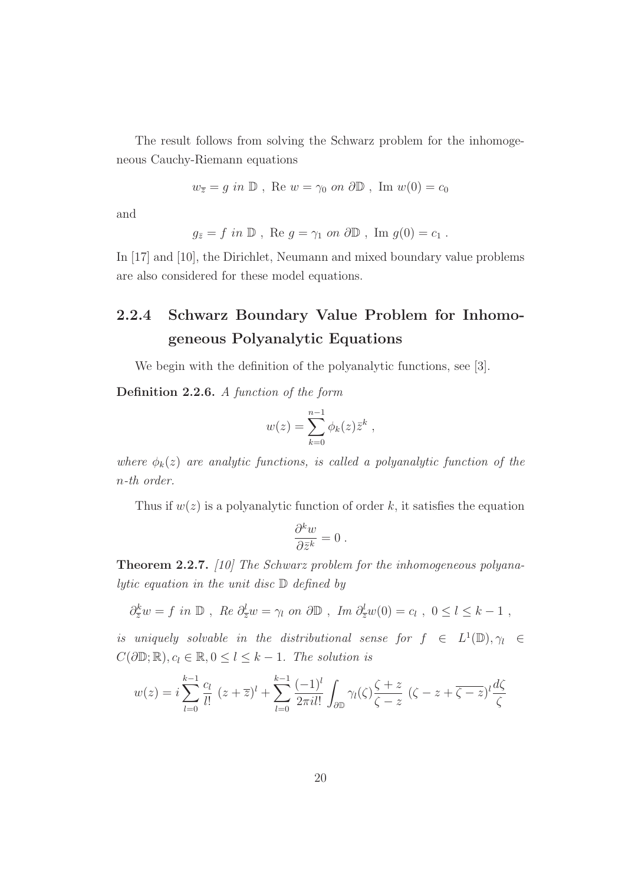The result follows from solving the Schwarz problem for the inhomogeneous Cauchy-Riemann equations

$$w_{\overline{z}} = g \ in \ \mathbb{D} \ , \ \mathrm{Re}\ w = \gamma_0 \ on \ \partial\mathbb{D} \ , \ \mathrm{Im}\ w(0) = c_0$$

and

$$g_{\bar{z}} = f \ in \ \mathbb{D} \ , \ \mathrm{Re}\ g = \gamma_1 \ on \ \partial\mathbb{D} \ , \ \mathrm{Im}\ g(0) = c_1 \ .$$

In [17] and [10], the Dirichlet, Neumann and mixed boundary value problems are also considered for these model equations.

### 2.2.4 Schwarz Boundary Value Problem for Inhomogeneous Polyanalytic Equations

We begin with the definition of the polyanalytic functions, see [3].

**Definition 2.2.6.** *A function of the form*

$$w(z) = \sum_{k=0}^{n-1} \phi_k(z) \bar{z}^k \ ,$$

*where $\phi_k(z)$ are analytic functions, is called a polyanalytic function of the $n$-th order.*

Thus if $w(z)$ is a polyanalytic function of order $k$, it satisfies the equation

$$\frac{\partial^k w}{\partial \bar{z}^k} = 0 \ .$$

**Theorem 2.2.7.** *[10] The Schwarz problem for the inhomogeneous polyanalytic equation in the unit disc $\mathbb{D}$ defined by*

$$\partial_{\bar{z}}^k w = f \ in \ \mathbb{D} \ , \ Re\ \partial_{\bar{z}}^l w = \gamma_l \ on \ \partial\mathbb{D} \ , \ Im\ \partial_{\bar{z}}^l w(0) = c_l \ , \ 0 \le l \le k-1 \ ,$$

*is uniquely solvable in the distributional sense for $f \in L^1(\mathbb{D}), \gamma_l \in C(\partial\mathbb{D};\mathbb{R}), c_l \in \mathbb{R}, 0 \le l \le k-1$. The solution is*

$$w(z) = i \sum_{l=0}^{k-1} \frac{c_l}{l!} \ (z + \overline{z})^l + \sum_{l=0}^{k-1} \frac{(-1)^l}{2\pi i l!} \int_{\partial\mathbb{D}} \gamma_l(\zeta) \frac{\zeta + z}{\zeta - z} \ (\zeta - z + \overline{\zeta - z})^l \frac{d\zeta}{\zeta}$$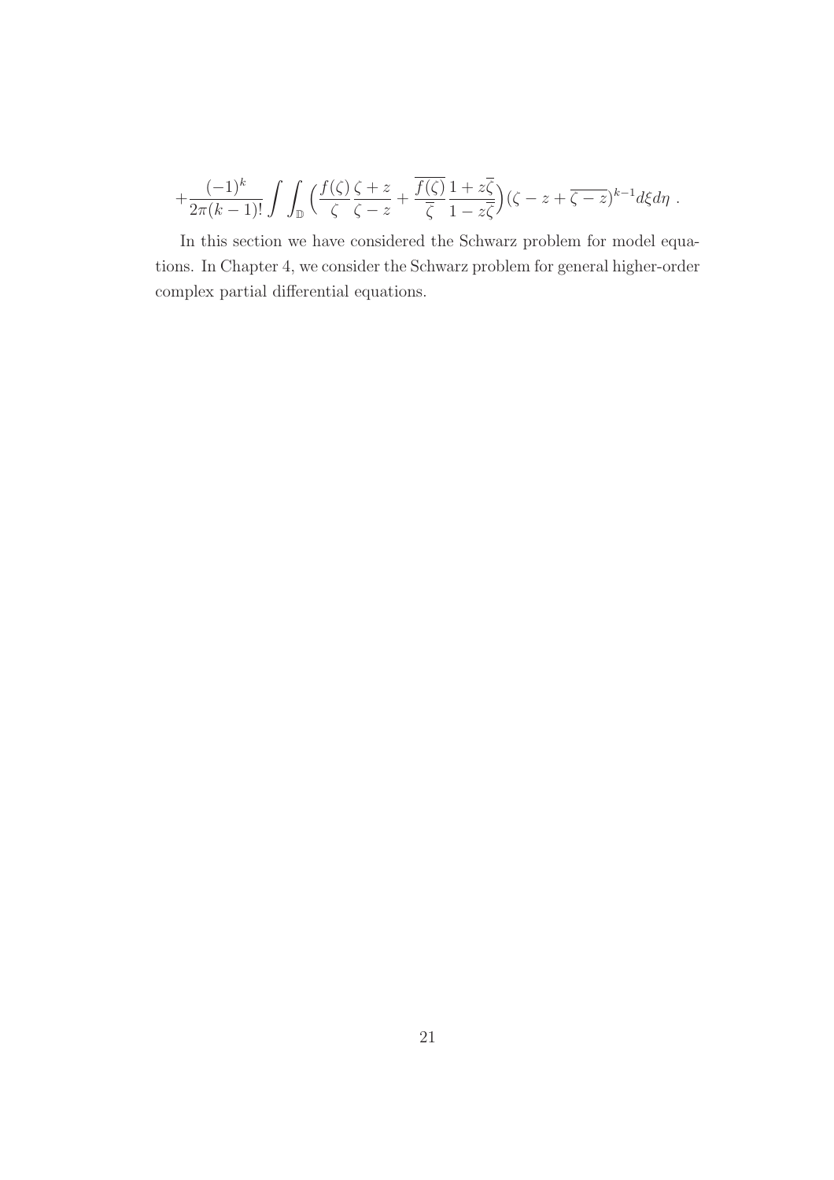$$+\frac{(-1)^k}{2\pi(k-1)!}\int\int_{\mathbb{D}}\Big(\frac{f(\zeta)}{\zeta}\frac{\zeta+z}{\zeta-z}+\frac{\overline{f(\zeta)}}{\overline{\zeta}}\frac{1+z\overline{\zeta}}{1-z\overline{\zeta}}\Big)(\zeta-z+\overline{\zeta-z})^{k-1}d\xi d\eta\ .$$

In this section we have considered the Schwarz problem for model equations. In Chapter 4, we consider the Schwarz problem for general higher-order complex partial differential equations.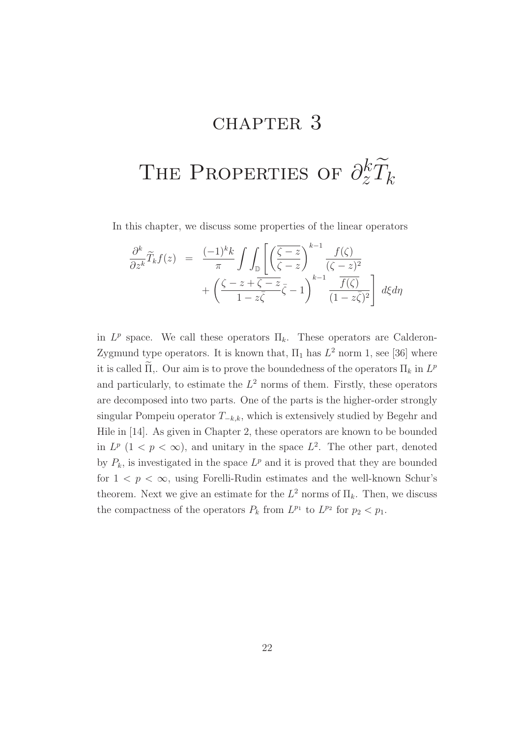# CHAPTER 3

# The Properties of $\partial_z^k \widetilde{T}_k$

In this chapter, we discuss some properties of the linear operators

$$
\begin{aligned}
\frac{\partial^k}{\partial z^k}\widetilde{T}_k f(z) &= \frac{(-1)^k k}{\pi}\int\int_{\mathbb{D}}\left[\left(\frac{\overline{\zeta - z}}{\zeta - z}\right)^{k-1}\frac{f(\zeta)}{(\zeta - z)^2}\right. \\
&\quad \left. + \left(\frac{\zeta - z + \overline{\zeta - z}}{1 - z\bar{\zeta}}\bar{\zeta} - 1\right)^{k-1}\frac{\overline{f(\zeta)}}{(1 - z\bar{\zeta})^2}\right] d\xi d\eta
\end{aligned}
$$

in $L^p$ space. We call these operators $\Pi_k$. These operators are Calderon-Zygmund type operators. It is known that, $\Pi_1$ has $L^2$ norm 1, see [36] where it is called $\widetilde{\Pi}$,. Our aim is to prove the boundedness of the operators $\Pi_k$ in $L^p$ and particularly, to estimate the $L^2$ norms of them. Firstly, these operators are decomposed into two parts. One of the parts is the higher-order strongly singular Pompeiu operator $T_{-k,k}$, which is extensively studied by Begehr and Hile in [14]. As given in Chapter 2, these operators are known to be bounded in $L^p$ $(1 < p < \infty)$, and unitary in the space $L^2$. The other part, denoted by $P_k$, is investigated in the space $L^p$ and it is proved that they are bounded for $1 < p < \infty$, using Forelli-Rudin estimates and the well-known Schur's theorem. Next we give an estimate for the $L^2$ norms of $\Pi_k$. Then, we discuss the compactness of the operators $P_k$ from $L^{p_1}$ to $L^{p_2}$ for $p_2 < p_1$.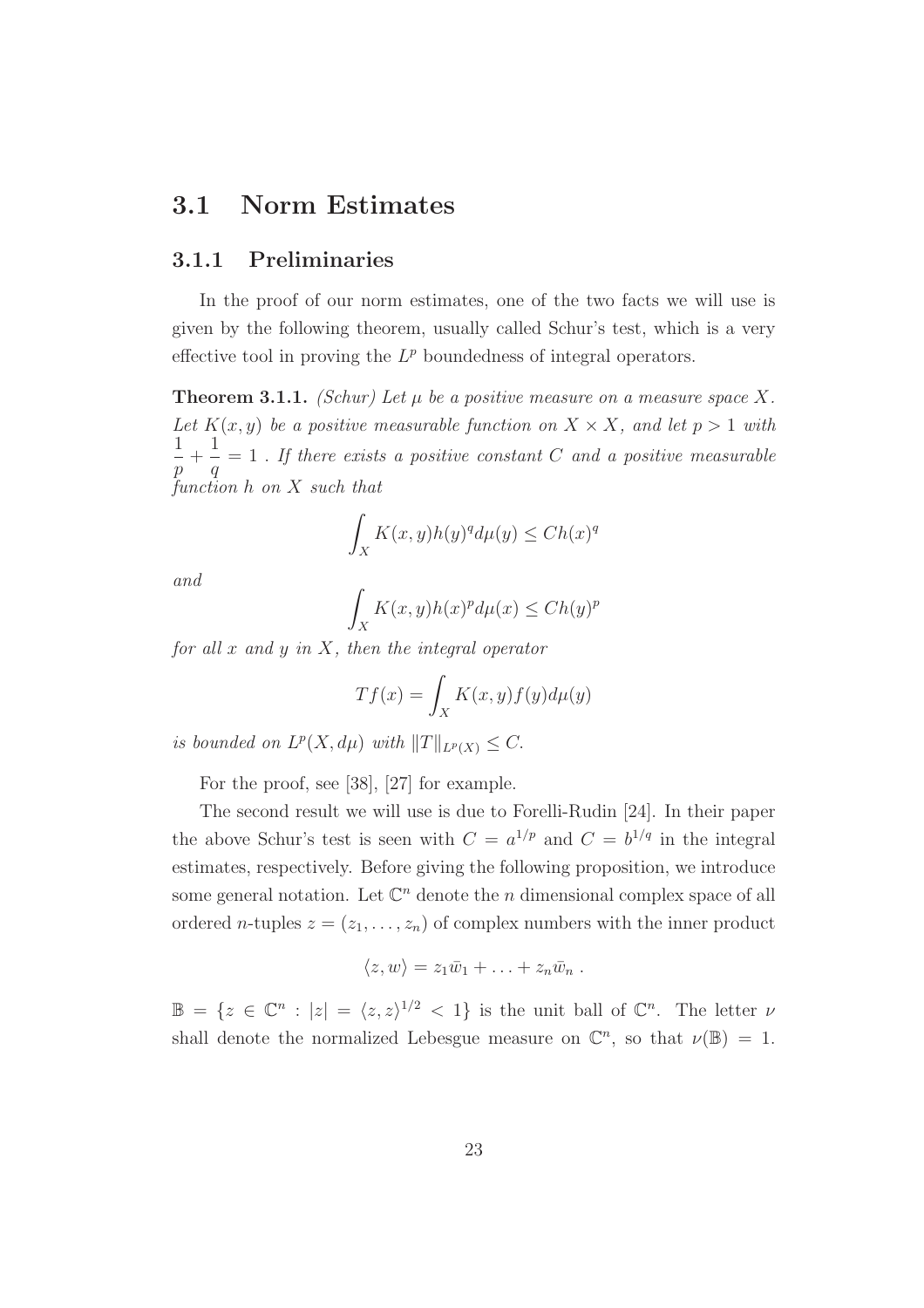## 3.1 Norm Estimates

### 3.1.1 Preliminaries

In the proof of our norm estimates, one of the two facts we will use is given by the following theorem, usually called Schur's test, which is a very effective tool in proving the $L^p$ boundedness of integral operators.

**Theorem 3.1.1.** *(Schur) Let $\mu$ be a positive measure on a measure space $X$. Let $K(x,y)$ be a positive measurable function on $X \times X$, and let $p > 1$ with $\dfrac{1}{p} + \dfrac{1}{q} = 1$ . If there exists a positive constant $C$ and a positive measurable function $h$ on $X$ such that*

$$\int_X K(x,y)h(y)^q d\mu(y) \leq Ch(x)^q$$

*and*

$$\int_X K(x,y)h(x)^p d\mu(x) \leq Ch(y)^p$$

*for all $x$ and $y$ in $X$, then the integral operator*

$$Tf(x) = \int_X K(x,y)f(y)d\mu(y)$$

*is bounded on $L^p(X, d\mu)$ with $\|T\|_{L^p(X)} \leq C$.*

For the proof, see [38], [27] for example.

The second result we will use is due to Forelli-Rudin [24]. In their paper the above Schur's test is seen with $C = a^{1/p}$ and $C = b^{1/q}$ in the integral estimates, respectively. Before giving the following proposition, we introduce some general notation. Let $\mathbb{C}^n$ denote the $n$ dimensional complex space of all ordered $n$-tuples $z = (z_1, \ldots, z_n)$ of complex numbers with the inner product

$$\langle z, w \rangle = z_1 \bar{w}_1 + \ldots + z_n \bar{w}_n \, .$$

$\mathbb{B} = \{z \in \mathbb{C}^n : |z| = \langle z, z \rangle^{1/2} < 1\}$ is the unit ball of $\mathbb{C}^n$. The letter $\nu$ shall denote the normalized Lebesgue measure on $\mathbb{C}^n$, so that $\nu(\mathbb{B}) = 1$.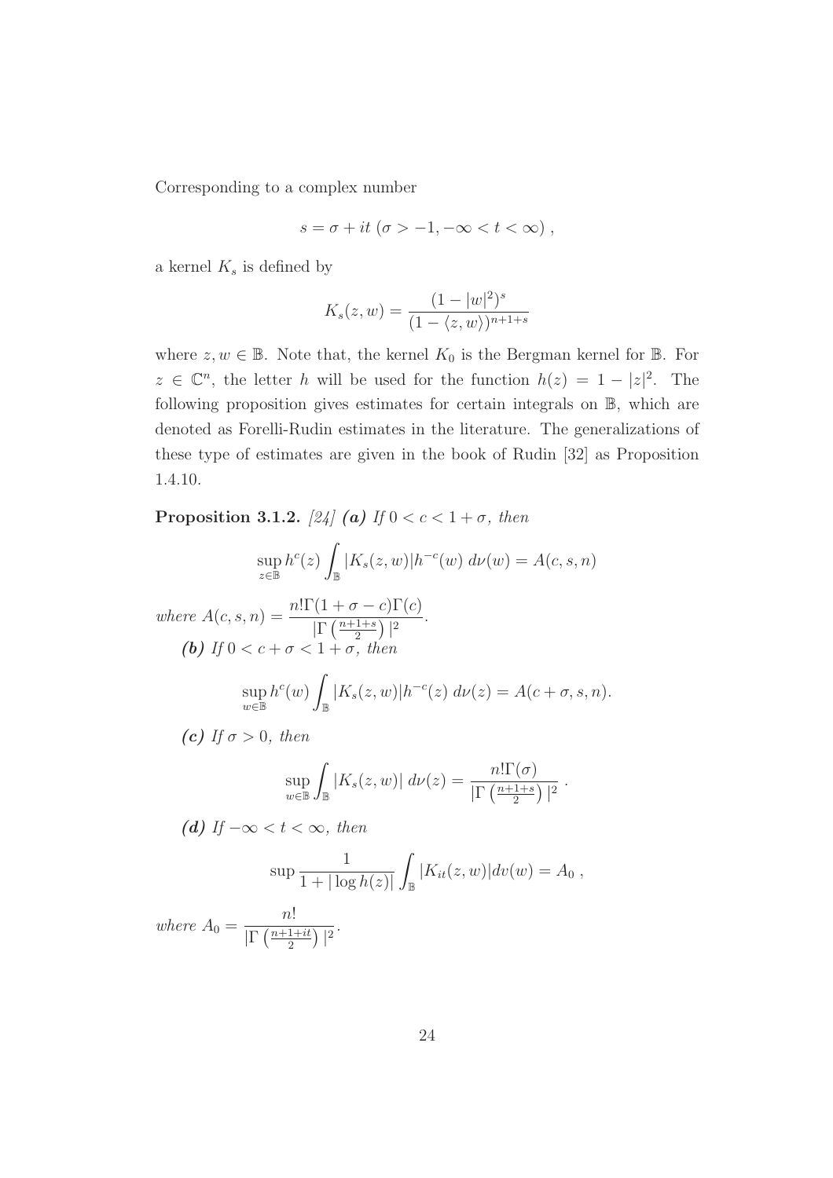Corresponding to a complex number

$$s = \sigma + it \ (\sigma > -1, -\infty < t < \infty) \ ,$$

a kernel $K_s$ is defined by

$$K_s(z, w) = \frac{(1 - |w|^2)^s}{(1 - \langle z, w \rangle)^{n+1+s}}$$

where $z, w \in \mathbb{B}$. Note that, the kernel $K_0$ is the Bergman kernel for $\mathbb{B}$. For $z \in \mathbb{C}^n$, the letter $h$ will be used for the function $h(z) = 1 - |z|^2$. The following proposition gives estimates for certain integrals on $\mathbb{B}$, which are denoted as Forelli-Rudin estimates in the literature. The generalizations of these type of estimates are given in the book of Rudin [32] as Proposition 1.4.10.

**Proposition 3.1.2.** *[24]* ***(a)*** *If $0 < c < 1 + \sigma$, then*

$$\sup_{z \in \mathbb{B}} h^c(z) \int_{\mathbb{B}} |K_s(z, w)| h^{-c}(w) \ d\nu(w) = A(c, s, n)$$

*where* $A(c, s, n) = \dfrac{n! \Gamma(1 + \sigma - c) \Gamma(c)}{|\Gamma\left(\frac{n+1+s}{2}\right)|^2}$.

***(b)*** *If $0 < c + \sigma < 1 + \sigma$, then*

$$\sup_{w \in \mathbb{B}} h^c(w) \int_{\mathbb{B}} |K_s(z, w)| h^{-c}(z) \ d\nu(z) = A(c + \sigma, s, n).$$

***(c)*** *If $\sigma > 0$, then*

$$\sup_{w \in \mathbb{B}} \int_{\mathbb{B}} |K_s(z, w)| \ d\nu(z) = \frac{n! \Gamma(\sigma)}{|\Gamma\left(\frac{n+1+s}{2}\right)|^2} \ .$$

***(d)*** *If $-\infty < t < \infty$, then*

$$\sup \frac{1}{1 + |\log h(z)|} \int_{\mathbb{B}} |K_{it}(z, w)| dv(w) = A_0 \ ,$$

*where* $A_0 = \dfrac{n!}{|\Gamma\left(\frac{n+1+it}{2}\right)|^2}$.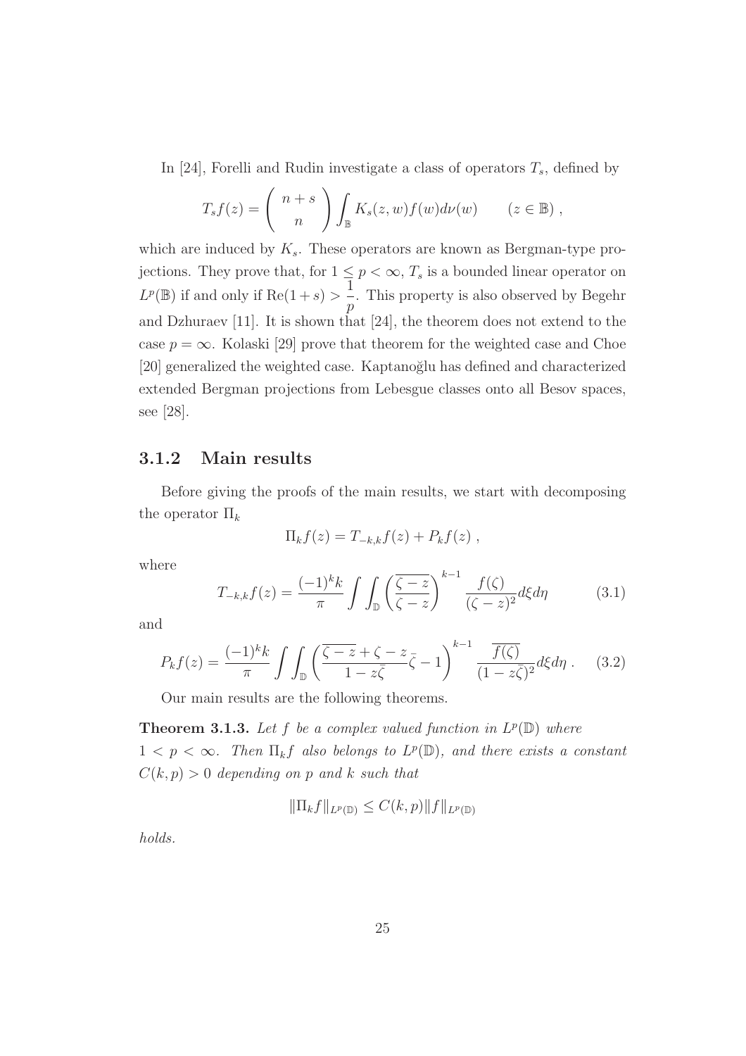In [24], Forelli and Rudin investigate a class of operators $T_s$, defined by

$$T_s f(z) = \left( \begin{array}{c} n+s \\ n \end{array} \right) \int_{\mathbb{B}} K_s(z,w) f(w) d\nu(w) \qquad (z \in \mathbb{B}) ,$$

which are induced by $K_s$. These operators are known as Bergman-type projections. They prove that, for $1 \leq p < \infty$, $T_s$ is a bounded linear operator on $L^p(\mathbb{B})$ if and only if $\mathrm{Re}(1+s) > \dfrac{1}{p}$. This property is also observed by Begehr and Dzhuraev [11]. It is shown that [24], the theorem does not extend to the case $p = \infty$. Kolaski [29] prove that theorem for the weighted case and Choe [20] generalized the weighted case. Kaptanoğlu has defined and characterized extended Bergman projections from Lebesgue classes onto all Besov spaces, see [28].

### 3.1.2 Main results

Before giving the proofs of the main results, we start with decomposing the operator $\Pi_k$

$$\Pi_k f(z) = T_{-k,k} f(z) + P_k f(z) ,$$

where

$$T_{-k,k} f(z) = \frac{(-1)^k k}{\pi} \int\int_{\mathbb{D}} \left( \frac{\overline{\zeta - z}}{\zeta - z} \right)^{k-1} \frac{f(\zeta)}{(\zeta - z)^2} d\xi d\eta \tag{3.1}$$

and

$$P_k f(z) = \frac{(-1)^k k}{\pi} \int\int_{\mathbb{D}} \left( \frac{\overline{\zeta - z} + \zeta - z}{1 - z\bar{\zeta}} \bar{\zeta} - 1 \right)^{k-1} \frac{\overline{f(\zeta)}}{(1 - z\bar{\zeta})^2} d\xi d\eta \, . \tag{3.2}$$

Our main results are the following theorems.

**Theorem 3.1.3.** *Let $f$ be a complex valued function in $L^p(\mathbb{D})$ where $1 < p < \infty$. Then $\Pi_k f$ also belongs to $L^p(\mathbb{D})$, and there exists a constant $C(k,p) > 0$ depending on $p$ and $k$ such that*

$$\|\Pi_k f\|_{L^p(\mathbb{D})} \leq C(k,p) \|f\|_{L^p(\mathbb{D})}$$

*holds.*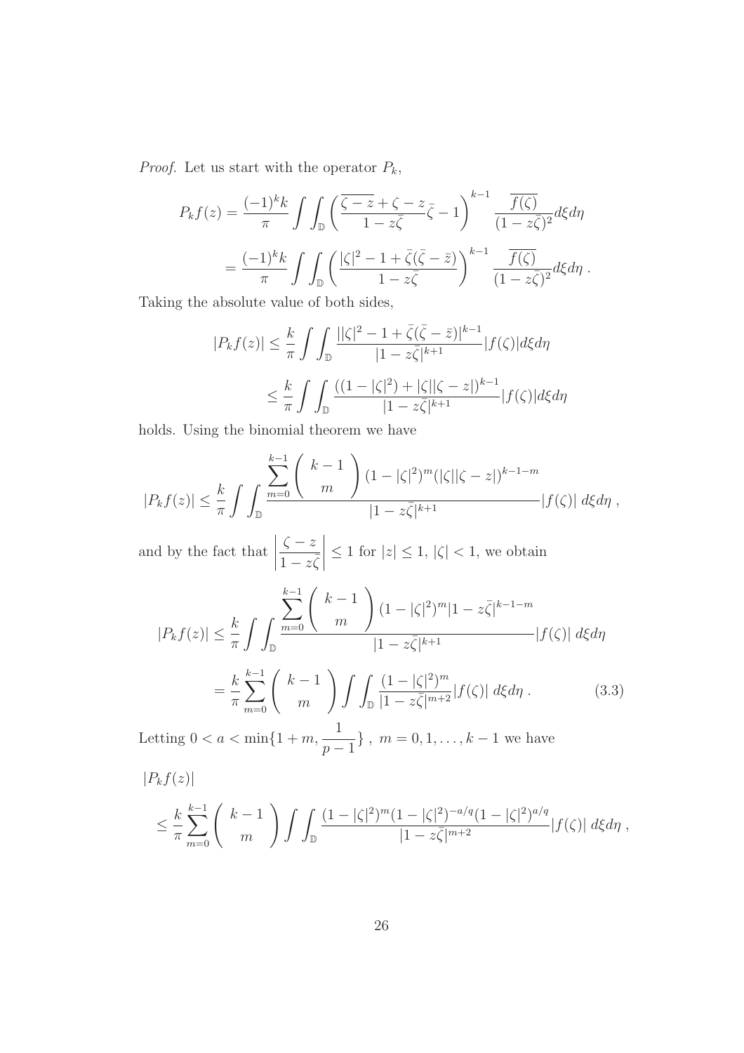*Proof.* Let us start with the operator $P_k$,

$$
\begin{aligned}
P_k f(z) &= \frac{(-1)^k k}{\pi} \int\int_{\mathbb{D}} \left( \frac{\overline{\zeta - z} + \zeta - z}{1 - z\bar{\zeta}} \bar{\zeta} - 1 \right)^{k-1} \frac{\overline{f(\zeta)}}{(1 - z\bar{\zeta})^2} d\xi d\eta \\
&= \frac{(-1)^k k}{\pi} \int\int_{\mathbb{D}} \left( \frac{|\zeta|^2 - 1 + \bar{\zeta}(\bar{\zeta} - \bar{z})}{1 - z\bar{\zeta}} \right)^{k-1} \frac{\overline{f(\zeta)}}{(1 - z\bar{\zeta})^2} d\xi d\eta \, .
\end{aligned}
$$

Taking the absolute value of both sides,

$$
\begin{aligned}
|P_k f(z)| &\leq \frac{k}{\pi} \int\int_{\mathbb{D}} \frac{||\zeta|^2 - 1 + \bar{\zeta}(\bar{\zeta} - \bar{z})|^{k-1}}{|1 - z\bar{\zeta}|^{k+1}} |f(\zeta)| d\xi d\eta \\
&\leq \frac{k}{\pi} \int\int_{\mathbb{D}} \frac{((1 - |\zeta|^2) + |\zeta||\zeta - z|)^{k-1}}{|1 - z\bar{\zeta}|^{k+1}} |f(\zeta)| d\xi d\eta
\end{aligned}
$$

holds. Using the binomial theorem we have

$$
|P_k f(z)| \leq \frac{k}{\pi} \int\int_{\mathbb{D}} \frac{\sum_{m=0}^{k-1} \binom{k-1}{m} (1 - |\zeta|^2)^m (|\zeta||\zeta - z|)^{k-1-m}}{|1 - z\bar{\zeta}|^{k+1}} |f(\zeta)| \, d\xi d\eta \, ,
$$

and by the fact that $\left| \dfrac{\zeta - z}{1 - z\bar{\zeta}} \right| \leq 1$ for $|z| \leq 1$, $|\zeta| < 1$, we obtain

$$
\begin{aligned}
|P_k f(z)| &\leq \frac{k}{\pi} \int\int_{\mathbb{D}} \frac{\sum_{m=0}^{k-1} \binom{k-1}{m} (1 - |\zeta|^2)^m |1 - z\bar{\zeta}|^{k-1-m}}{|1 - z\bar{\zeta}|^{k+1}} |f(\zeta)| \, d\xi d\eta \\
&= \frac{k}{\pi} \sum_{m=0}^{k-1} \binom{k-1}{m} \int\int_{\mathbb{D}} \frac{(1 - |\zeta|^2)^m}{|1 - z\bar{\zeta}|^{m+2}} |f(\zeta)| \, d\xi d\eta \, . \qquad (3.3)
\end{aligned}
$$

Letting $0 < a < \min\{1 + m, \dfrac{1}{p-1}\}$ , $m = 0, 1, \ldots, k-1$ we have

$$
\begin{aligned}
&|P_k f(z)| \\
&\leq \frac{k}{\pi} \sum_{m=0}^{k-1} \binom{k-1}{m} \int\int_{\mathbb{D}} \frac{(1 - |\zeta|^2)^m (1 - |\zeta|^2)^{-a/q} (1 - |\zeta|^2)^{a/q}}{|1 - z\bar{\zeta}|^{m+2}} |f(\zeta)| \, d\xi d\eta \, ,
\end{aligned}
$$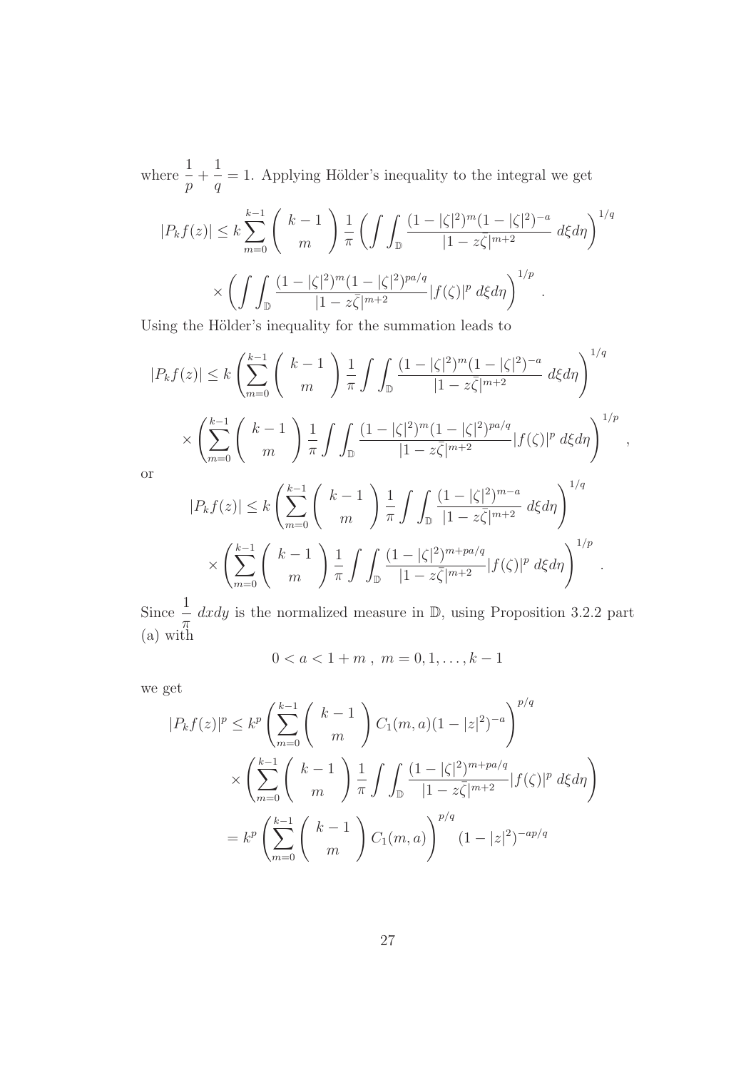where $\dfrac{1}{p}+\dfrac{1}{q}=1$. Applying Hölder's inequality to the integral we get

$$|P_kf(z)| \leq k\sum_{m=0}^{k-1}\left(\begin{array}{c} k-1 \\ m \end{array}\right)\frac{1}{\pi}\left(\int\int_{\mathbb{D}}\frac{(1-|\zeta|^2)^m(1-|\zeta|^2)^{-a}}{|1-z\bar{\zeta}|^{m+2}}\,d\xi d\eta\right)^{1/q}$$

$$\times\left(\int\int_{\mathbb{D}}\frac{(1-|\zeta|^2)^m(1-|\zeta|^2)^{pa/q}}{|1-z\bar{\zeta}|^{m+2}}|f(\zeta)|^p\,d\xi d\eta\right)^{1/p}.$$

Using the Hölder's inequality for the summation leads to

$$|P_kf(z)| \leq k\left(\sum_{m=0}^{k-1}\left(\begin{array}{c} k-1 \\ m \end{array}\right)\frac{1}{\pi}\int\int_{\mathbb{D}}\frac{(1-|\zeta|^2)^m(1-|\zeta|^2)^{-a}}{|1-z\bar{\zeta}|^{m+2}}\,d\xi d\eta\right)^{1/q}$$

$$\times\left(\sum_{m=0}^{k-1}\left(\begin{array}{c} k-1 \\ m \end{array}\right)\frac{1}{\pi}\int\int_{\mathbb{D}}\frac{(1-|\zeta|^2)^m(1-|\zeta|^2)^{pa/q}}{|1-z\bar{\zeta}|^{m+2}}|f(\zeta)|^p\,d\xi d\eta\right)^{1/p},$$

or

$$|P_kf(z)| \leq k\left(\sum_{m=0}^{k-1}\left(\begin{array}{c} k-1 \\ m \end{array}\right)\frac{1}{\pi}\int\int_{\mathbb{D}}\frac{(1-|\zeta|^2)^{m-a}}{|1-z\bar{\zeta}|^{m+2}}\,d\xi d\eta\right)^{1/q}$$

$$\times\left(\sum_{m=0}^{k-1}\left(\begin{array}{c} k-1 \\ m \end{array}\right)\frac{1}{\pi}\int\int_{\mathbb{D}}\frac{(1-|\zeta|^2)^{m+pa/q}}{|1-z\bar{\zeta}|^{m+2}}|f(\zeta)|^p\,d\xi d\eta\right)^{1/p}.$$

Since $\dfrac{1}{\pi}\,dxdy$ is the normalized measure in $\mathbb{D}$, using Proposition 3.2.2 part (a) with

$$0<a<1+m\ ,\ m=0,1,\ldots,k-1$$

we get

$$\begin{aligned}
|P_kf(z)|^p &\leq k^p\left(\sum_{m=0}^{k-1}\left(\begin{array}{c} k-1 \\ m \end{array}\right)C_1(m,a)(1-|z|^2)^{-a}\right)^{p/q} \\
&\quad\times\left(\sum_{m=0}^{k-1}\left(\begin{array}{c} k-1 \\ m \end{array}\right)\frac{1}{\pi}\int\int_{\mathbb{D}}\frac{(1-|\zeta|^2)^{m+pa/q}}{|1-z\bar{\zeta}|^{m+2}}|f(\zeta)|^p\,d\xi d\eta\right) \\
&= k^p\left(\sum_{m=0}^{k-1}\left(\begin{array}{c} k-1 \\ m \end{array}\right)C_1(m,a)\right)^{p/q}(1-|z|^2)^{-ap/q}
\end{aligned}$$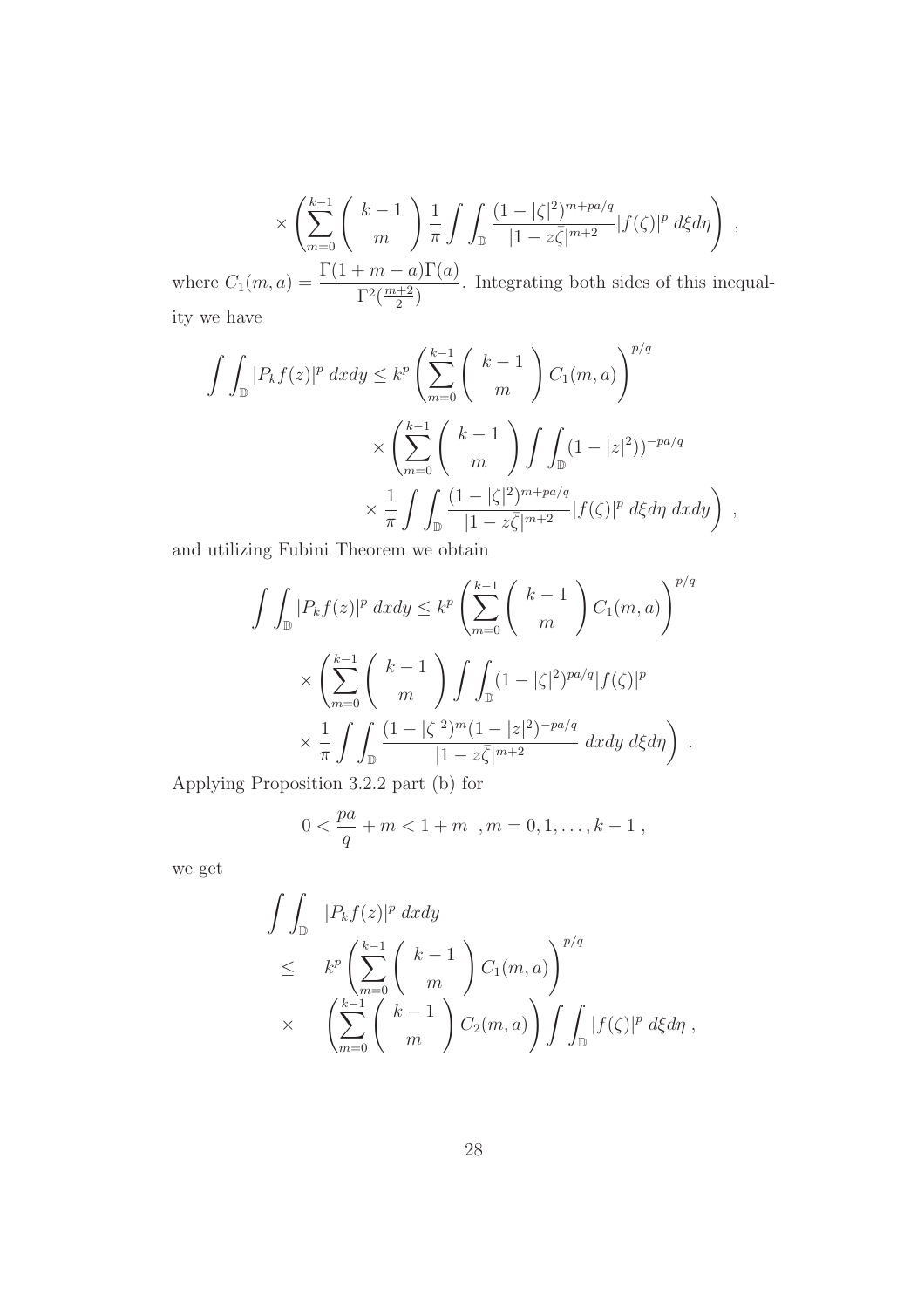$$\times \left( \sum_{m=0}^{k-1} \binom{k-1}{m} \frac{1}{\pi} \int\int_{\mathbb{D}} \frac{(1-|\zeta|^2)^{m+pa/q}}{|1-z\bar{\zeta}|^{m+2}} |f(\zeta)|^p \, d\xi d\eta \right) ,$$

where $C_1(m,a) = \dfrac{\Gamma(1+m-a)\Gamma(a)}{\Gamma^2(\frac{m+2}{2})}$. Integrating both sides of this inequality we have

$$\begin{aligned}
\int\int_{\mathbb{D}} |P_k f(z)|^p \, dxdy \leq k^p &\left( \sum_{m=0}^{k-1} \binom{k-1}{m} C_1(m,a) \right)^{p/q} \\
&\times \left( \sum_{m=0}^{k-1} \binom{k-1}{m} \int\int_{\mathbb{D}} (1-|z|^2))^{-pa/q} \right. \\
&\left. \times \frac{1}{\pi} \int\int_{\mathbb{D}} \frac{(1-|\zeta|^2)^{m+pa/q}}{|1-z\bar{\zeta}|^{m+2}} |f(\zeta)|^p \, d\xi d\eta \, dxdy \right) ,
\end{aligned}$$

and utilizing Fubini Theorem we obtain

$$\begin{aligned}
\int\int_{\mathbb{D}} |P_k f(z)|^p \, dxdy &\leq k^p \left( \sum_{m=0}^{k-1} \binom{k-1}{m} C_1(m,a) \right)^{p/q} \\
&\times \left( \sum_{m=0}^{k-1} \binom{k-1}{m} \int\int_{\mathbb{D}} (1-|\zeta|^2)^{pa/q} |f(\zeta)|^p \right. \\
&\left. \times \frac{1}{\pi} \int\int_{\mathbb{D}} \frac{(1-|\zeta|^2)^m (1-|z|^2)^{-pa/q}}{|1-z\bar{\zeta}|^{m+2}} \, dxdy \, d\xi d\eta \right) .
\end{aligned}$$

Applying Proposition 3.2.2 part (b) for

$$0 < \frac{pa}{q} + m < 1 + m \ \ , m = 0, 1, \ldots, k-1 ,$$

we get

$$\begin{aligned}
\int\int_{\mathbb{D}} & \ |P_k f(z)|^p \, dxdy \\
\leq & \quad k^p \left( \sum_{m=0}^{k-1} \binom{k-1}{m} C_1(m,a) \right)^{p/q} \\
\times & \quad \left( \sum_{m=0}^{k-1} \binom{k-1}{m} C_2(m,a) \right) \int\int_{\mathbb{D}} |f(\zeta)|^p \, d\xi d\eta ,
\end{aligned}$$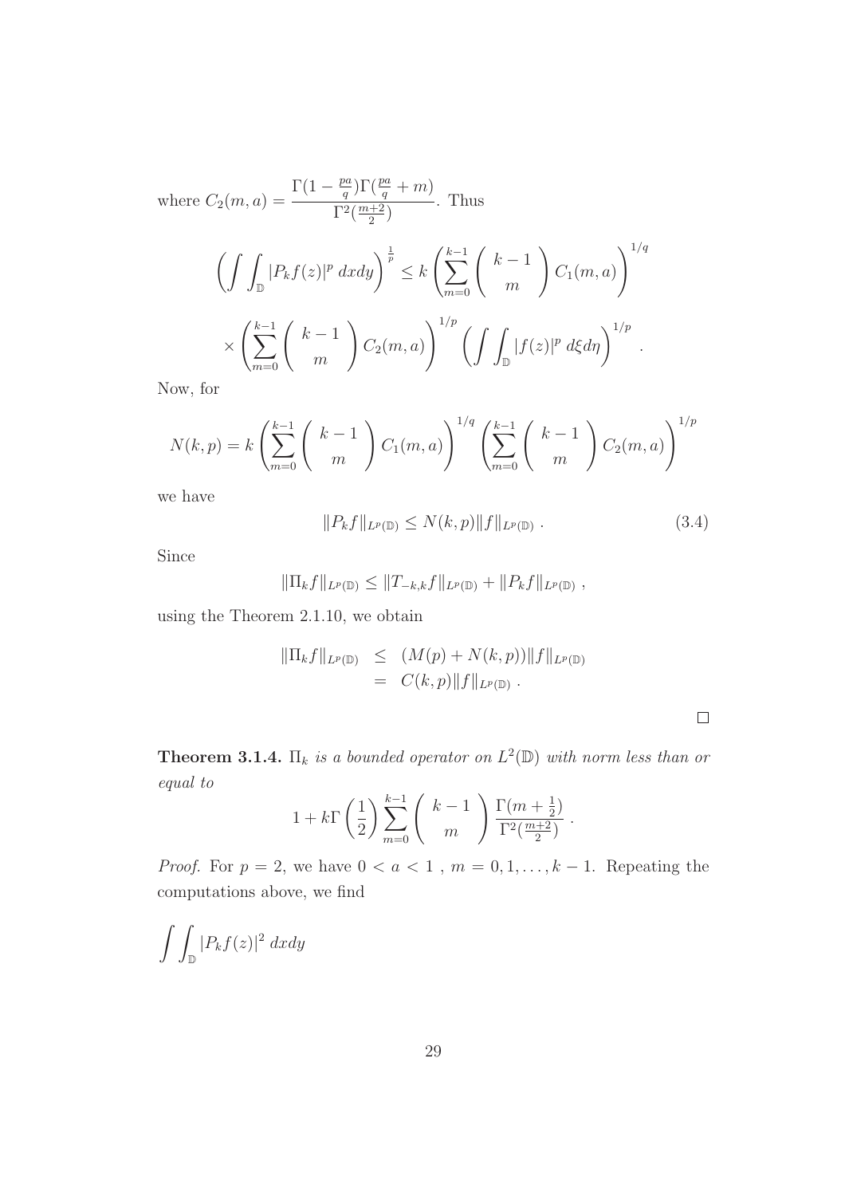where $C_2(m,a) = \dfrac{\Gamma(1-\frac{pa}{q})\Gamma(\frac{pa}{q}+m)}{\Gamma^2(\frac{m+2}{2})}$. Thus

$$\left(\int\int_{\mathbb{D}} |P_k f(z)|^p \, dxdy\right)^{\frac{1}{p}} \leq k \left(\sum_{m=0}^{k-1} \binom{k-1}{m} C_1(m,a)\right)^{1/q}$$

$$\times \left(\sum_{m=0}^{k-1} \binom{k-1}{m} C_2(m,a)\right)^{1/p} \left(\int\int_{\mathbb{D}} |f(z)|^p \, d\xi d\eta\right)^{1/p}.$$

Now, for

$$N(k,p) = k \left(\sum_{m=0}^{k-1} \binom{k-1}{m} C_1(m,a)\right)^{1/q} \left(\sum_{m=0}^{k-1} \binom{k-1}{m} C_2(m,a)\right)^{1/p}$$

we have

$$\|P_k f\|_{L^p(\mathbb{D})} \leq N(k,p) \|f\|_{L^p(\mathbb{D})} \,. \tag{3.4}$$

Since

$$\|\Pi_k f\|_{L^p(\mathbb{D})} \leq \|T_{-k,k} f\|_{L^p(\mathbb{D})} + \|P_k f\|_{L^p(\mathbb{D})} \,,$$

using the Theorem 2.1.10, we obtain

$$\begin{aligned} \|\Pi_k f\|_{L^p(\mathbb{D})} &\leq (M(p) + N(k,p)) \|f\|_{L^p(\mathbb{D})} \\ &= C(k,p) \|f\|_{L^p(\mathbb{D})} \,. \end{aligned}$$

□

**Theorem 3.1.4.** *$\Pi_k$ is a bounded operator on $L^2(\mathbb{D})$ with norm less than or equal to*

$$1 + k\Gamma\left(\frac{1}{2}\right) \sum_{m=0}^{k-1} \binom{k-1}{m} \frac{\Gamma(m+\frac{1}{2})}{\Gamma^2(\frac{m+2}{2})} \,.$$

*Proof.* For $p = 2$, we have $0 < a < 1$ , $m = 0, 1, \ldots, k-1$. Repeating the computations above, we find

$$\int\int_{\mathbb{D}} |P_k f(z)|^2 \, dxdy$$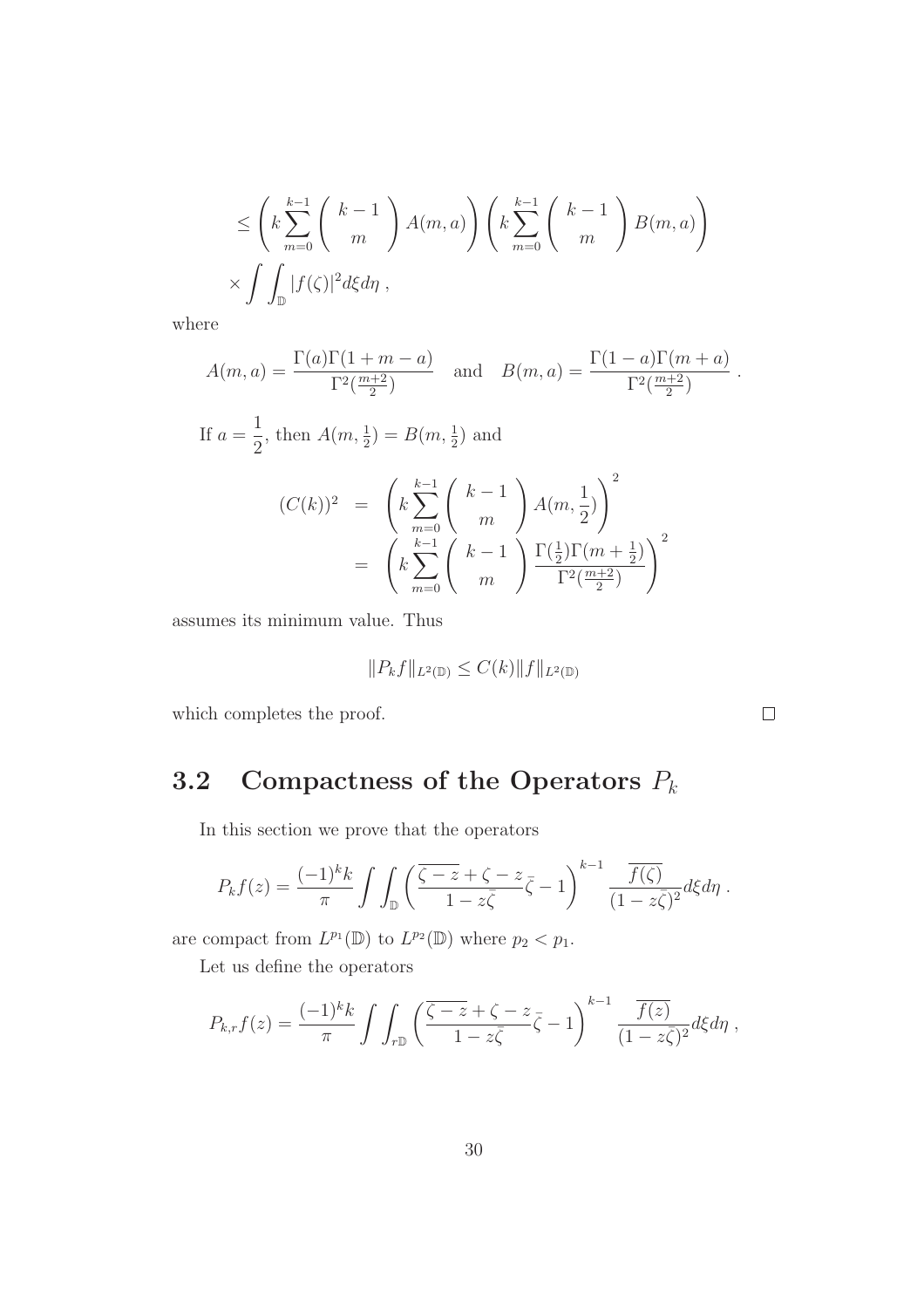$$
\leq \left( k \sum_{m=0}^{k-1} \left( \begin{array}{c} k-1 \\ m \end{array} \right) A(m,a) \right) \left( k \sum_{m=0}^{k-1} \left( \begin{array}{c} k-1 \\ m \end{array} \right) B(m,a) \right)
$$

$$
\times \int \int_{\mathbb{D}} |f(\zeta)|^2 d\xi d\eta \, ,
$$

where

$$
A(m,a) = \frac{\Gamma(a)\Gamma(1+m-a)}{\Gamma^2(\frac{m+2}{2})} \quad \text{and} \quad B(m,a) = \frac{\Gamma(1-a)\Gamma(m+a)}{\Gamma^2(\frac{m+2}{2})} \, .
$$

If $a = \dfrac{1}{2}$, then $A(m, \frac{1}{2}) = B(m, \frac{1}{2})$ and

$$
\begin{aligned}
(C(k))^2 &= \left( k \sum_{m=0}^{k-1} \left( \begin{array}{c} k-1 \\ m \end{array} \right) A(m, \frac{1}{2}) \right)^2 \\
&= \left( k \sum_{m=0}^{k-1} \left( \begin{array}{c} k-1 \\ m \end{array} \right) \frac{\Gamma(\frac{1}{2})\Gamma(m+\frac{1}{2})}{\Gamma^2(\frac{m+2}{2})} \right)^2
\end{aligned}
$$

assumes its minimum value. Thus

$$
\|P_k f\|_{L^2(\mathbb{D})} \leq C(k) \|f\|_{L^2(\mathbb{D})}
$$

which completes the proof. □

## 3.2 Compactness of the Operators $P_k$

In this section we prove that the operators

$$
P_k f(z) = \frac{(-1)^k k}{\pi} \int \int_{\mathbb{D}} \left( \frac{\overline{\zeta - z} + \zeta - z}{1 - z\bar{\zeta}} \bar{\zeta} - 1 \right)^{k-1} \frac{\overline{f(\zeta)}}{(1 - z\bar{\zeta})^2} d\xi d\eta \, .
$$

are compact from $L^{p_1}(\mathbb{D})$ to $L^{p_2}(\mathbb{D})$ where $p_2 < p_1$.

Let us define the operators

$$
P_{k,r} f(z) = \frac{(-1)^k k}{\pi} \int \int_{r\mathbb{D}} \left( \frac{\overline{\zeta - z} + \zeta - z}{1 - z\bar{\zeta}} \bar{\zeta} - 1 \right)^{k-1} \frac{\overline{f(z)}}{(1 - z\bar{\zeta})^2} d\xi d\eta \, ,
$$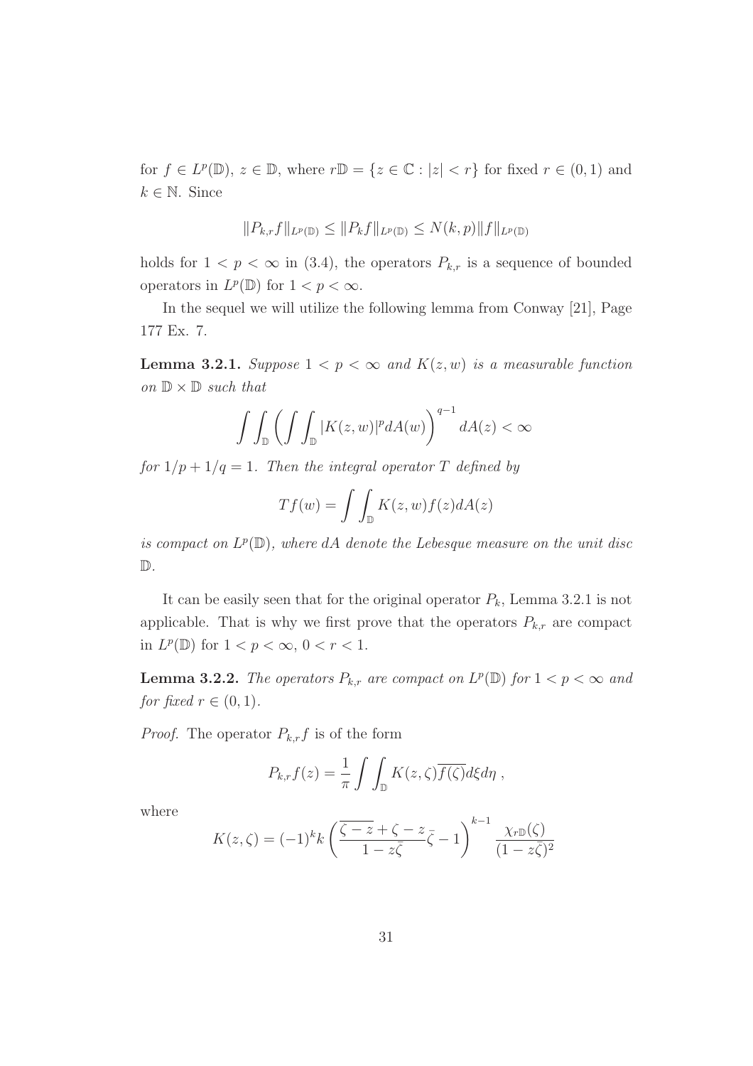for $f \in L^p(\mathbb{D})$, $z \in \mathbb{D}$, where $r\mathbb{D} = \{z \in \mathbb{C} : |z| < r\}$ for fixed $r \in (0,1)$ and $k \in \mathbb{N}$. Since

$$\|P_{k,r}f\|_{L^p(\mathbb{D})} \leq \|P_k f\|_{L^p(\mathbb{D})} \leq N(k,p)\|f\|_{L^p(\mathbb{D})}$$

holds for $1 < p < \infty$ in (3.4), the operators $P_{k,r}$ is a sequence of bounded operators in $L^p(\mathbb{D})$ for $1 < p < \infty$.

In the sequel we will utilize the following lemma from Conway [21], Page 177 Ex. 7.

**Lemma 3.2.1.** *Suppose $1 < p < \infty$ and $K(z,w)$ is a measurable function on $\mathbb{D} \times \mathbb{D}$ such that*

$$\int\int_{\mathbb{D}} \left( \int\int_{\mathbb{D}} |K(z,w)|^p dA(w) \right)^{q-1} dA(z) < \infty$$

*for $1/p + 1/q = 1$. Then the integral operator $T$ defined by*

$$Tf(w) = \int\int_{\mathbb{D}} K(z,w) f(z) dA(z)$$

*is compact on $L^p(\mathbb{D})$, where $dA$ denote the Lebesque measure on the unit disc $\mathbb{D}$.*

It can be easily seen that for the original operator $P_k$, Lemma 3.2.1 is not applicable. That is why we first prove that the operators $P_{k,r}$ are compact in $L^p(\mathbb{D})$ for $1 < p < \infty$, $0 < r < 1$.

**Lemma 3.2.2.** *The operators $P_{k,r}$ are compact on $L^p(\mathbb{D})$ for $1 < p < \infty$ and for fixed $r \in (0,1)$.*

*Proof.* The operator $P_{k,r}f$ is of the form

$$P_{k,r}f(z) = \frac{1}{\pi} \int\int_{\mathbb{D}} K(z,\zeta)\overline{f(\zeta)} d\xi d\eta \,,$$

where

$$K(z,\zeta) = (-1)^k k \left( \frac{\overline{\zeta - z} + \zeta - z}{1 - z\bar{\zeta}} \bar{\zeta} - 1 \right)^{k-1} \frac{\chi_{r\mathbb{D}}(\zeta)}{(1 - z\bar{\zeta})^2}$$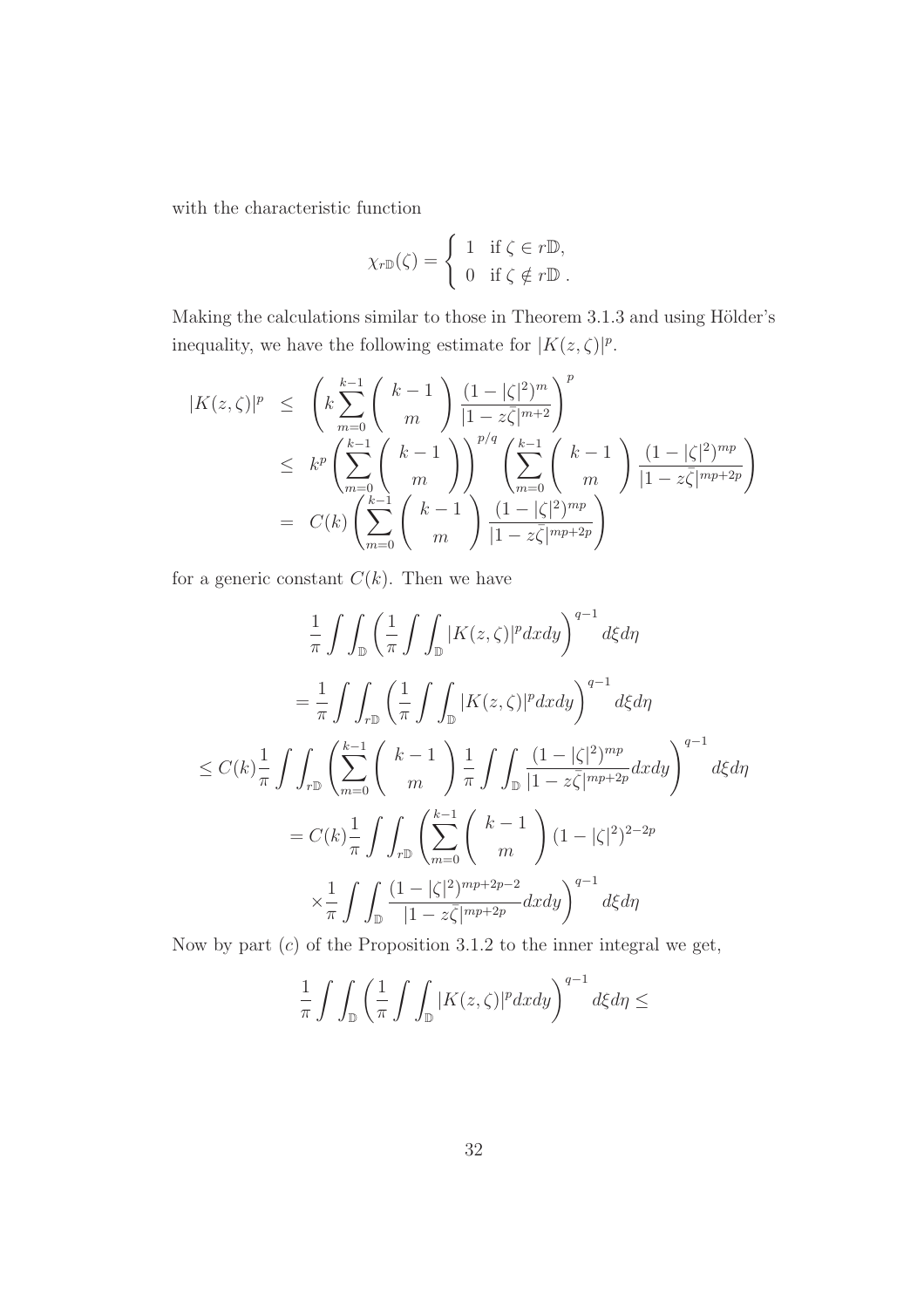with the characteristic function

$$\chi_{r\mathbb{D}}(\zeta) = \begin{cases} 1 & \text{if } \zeta \in r\mathbb{D}, \\ 0 & \text{if } \zeta \notin r\mathbb{D}\,. \end{cases}$$

Making the calculations similar to those in Theorem 3.1.3 and using Hölder's inequality, we have the following estimate for $|K(z,\zeta)|^p$.

$$\begin{aligned}
|K(z,\zeta)|^p &\leq \left( k \sum_{m=0}^{k-1} \binom{k-1}{m} \frac{(1-|\zeta|^2)^m}{|1-z\bar{\zeta}|^{m+2}} \right)^p \\
&\leq k^p \left( \sum_{m=0}^{k-1} \binom{k-1}{m} \right)^{p/q} \left( \sum_{m=0}^{k-1} \binom{k-1}{m} \frac{(1-|\zeta|^2)^{mp}}{|1-z\bar{\zeta}|^{mp+2p}} \right) \\
&= C(k) \left( \sum_{m=0}^{k-1} \binom{k-1}{m} \frac{(1-|\zeta|^2)^{mp}}{|1-z\bar{\zeta}|^{mp+2p}} \right)
\end{aligned}$$

for a generic constant $C(k)$. Then we have

$$\frac{1}{\pi} \int\int_{\mathbb{D}} \left( \frac{1}{\pi} \int\int_{\mathbb{D}} |K(z,\zeta)|^p dxdy \right)^{q-1} d\xi d\eta$$

$$= \frac{1}{\pi} \int\int_{r\mathbb{D}} \left( \frac{1}{\pi} \int\int_{\mathbb{D}} |K(z,\zeta)|^p dxdy \right)^{q-1} d\xi d\eta$$

$$\leq C(k) \frac{1}{\pi} \int\int_{r\mathbb{D}} \left( \sum_{m=0}^{k-1} \binom{k-1}{m} \frac{1}{\pi} \int\int_{\mathbb{D}} \frac{(1-|\zeta|^2)^{mp}}{|1-z\bar{\zeta}|^{mp+2p}} dxdy \right)^{q-1} d\xi d\eta$$

$$= C(k) \frac{1}{\pi} \int\int_{r\mathbb{D}} \left( \sum_{m=0}^{k-1} \binom{k-1}{m} (1-|\zeta|^2)^{2-2p} \right.$$

$$\left. \times \frac{1}{\pi} \int\int_{\mathbb{D}} \frac{(1-|\zeta|^2)^{mp+2p-2}}{|1-z\bar{\zeta}|^{mp+2p}} dxdy \right)^{q-1} d\xi d\eta$$

Now by part $(c)$ of the Proposition 3.1.2 to the inner integral we get,

$$\frac{1}{\pi} \int\int_{\mathbb{D}} \left( \frac{1}{\pi} \int\int_{\mathbb{D}} |K(z,\zeta)|^p dxdy \right)^{q-1} d\xi d\eta \leq$$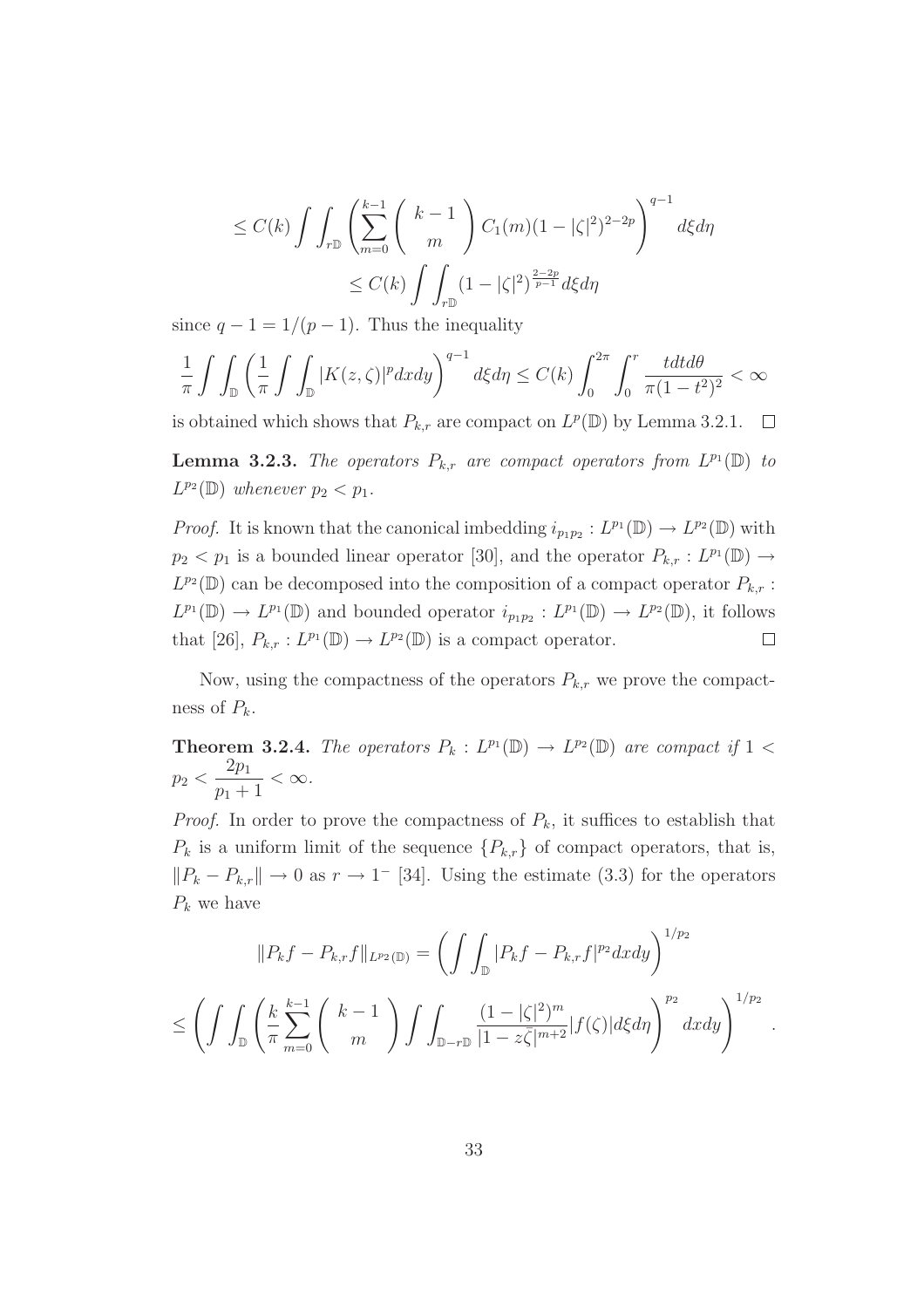$$\leq C(k) \int\int_{r\mathbb{D}} \left( \sum_{m=0}^{k-1} \binom{k-1}{m} C_1(m)(1-|\zeta|^2)^{2-2p} \right)^{q-1} d\xi d\eta$$

$$\leq C(k) \int\int_{r\mathbb{D}} (1-|\zeta|^2)^{\frac{2-2p}{p-1}} d\xi d\eta$$

since $q - 1 = 1/(p-1)$. Thus the inequality

$$\frac{1}{\pi} \int\int_{\mathbb{D}} \left( \frac{1}{\pi} \int\int_{\mathbb{D}} |K(z,\zeta)|^p dxdy \right)^{q-1} d\xi d\eta \leq C(k) \int_0^{2\pi} \int_0^r \frac{tdtd\theta}{\pi(1-t^2)^2} < \infty$$

is obtained which shows that $P_{k,r}$ are compact on $L^p(\mathbb{D})$ by Lemma 3.2.1. $\square$

**Lemma 3.2.3.** *The operators $P_{k,r}$ are compact operators from $L^{p_1}(\mathbb{D})$ to $L^{p_2}(\mathbb{D})$ whenever $p_2 < p_1$.*

*Proof.* It is known that the canonical imbedding $i_{p_1p_2} : L^{p_1}(\mathbb{D}) \to L^{p_2}(\mathbb{D})$ with $p_2 < p_1$ is a bounded linear operator [30], and the operator $P_{k,r} : L^{p_1}(\mathbb{D}) \to L^{p_2}(\mathbb{D})$ can be decomposed into the composition of a compact operator $P_{k,r} : L^{p_1}(\mathbb{D}) \to L^{p_1}(\mathbb{D})$ and bounded operator $i_{p_1p_2} : L^{p_1}(\mathbb{D}) \to L^{p_2}(\mathbb{D})$, it follows that [26], $P_{k,r} : L^{p_1}(\mathbb{D}) \to L^{p_2}(\mathbb{D})$ is a compact operator. $\square$

Now, using the compactness of the operators $P_{k,r}$ we prove the compactness of $P_k$.

**Theorem 3.2.4.** *The operators $P_k : L^{p_1}(\mathbb{D}) \to L^{p_2}(\mathbb{D})$ are compact if $1 < p_2 < \dfrac{2p_1}{p_1+1} < \infty$.*

*Proof.* In order to prove the compactness of $P_k$, it suffices to establish that $P_k$ is a uniform limit of the sequence $\{P_{k,r}\}$ of compact operators, that is, $\|P_k - P_{k,r}\| \to 0$ as $r \to 1^-$ [34]. Using the estimate (3.3) for the operators $P_k$ we have

$$\|P_kf - P_{k,r}f\|_{L^{p_2}(\mathbb{D})} = \left( \int\int_{\mathbb{D}} |P_kf - P_{k,r}f|^{p_2} dxdy \right)^{1/p_2}$$

$$\leq \left( \int\int_{\mathbb{D}} \left( \frac{k}{\pi} \sum_{m=0}^{k-1} \binom{k-1}{m} \int\int_{\mathbb{D}-r\mathbb{D}} \frac{(1-|\zeta|^2)^m}{|1-z\bar{\zeta}|^{m+2}} |f(\zeta)| d\xi d\eta \right)^{p_2} dxdy \right)^{1/p_2}.$$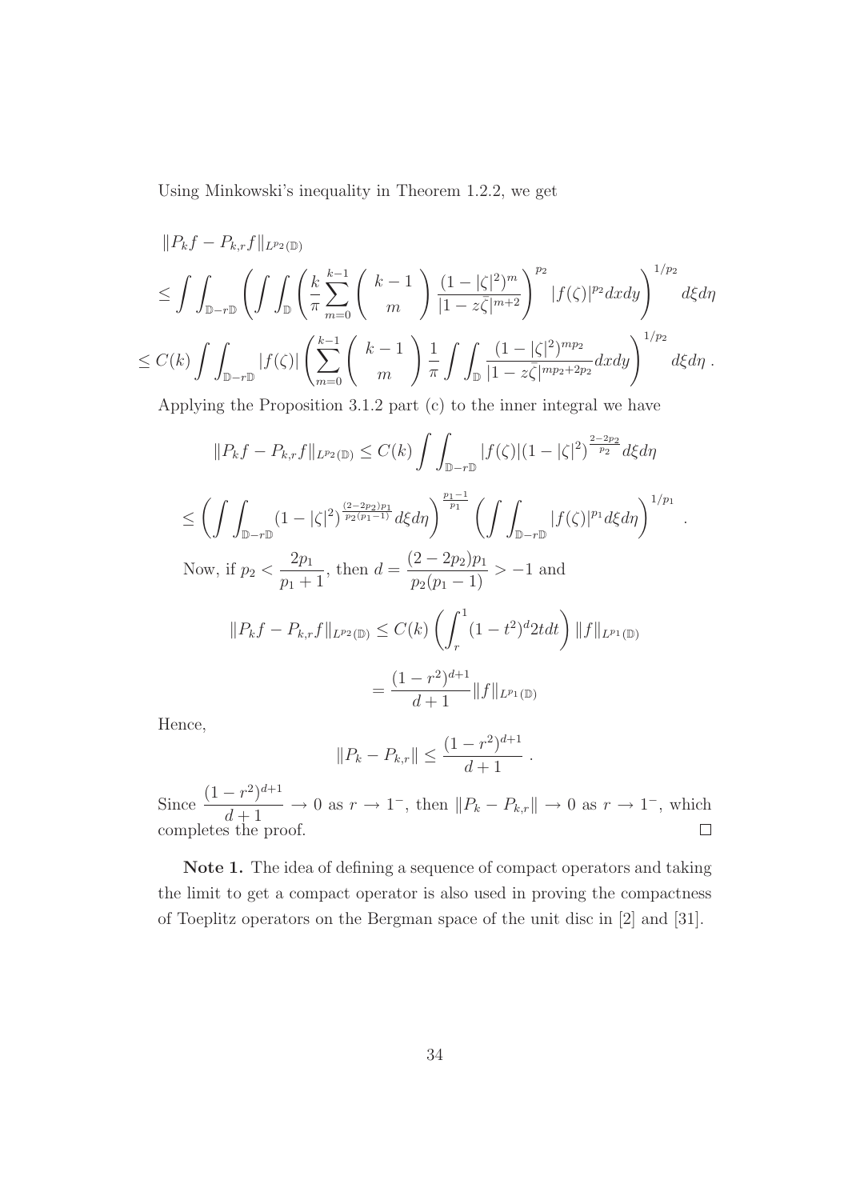Using Minkowski's inequality in Theorem 1.2.2, we get

$$
\begin{aligned}
&\|P_k f - P_{k,r} f\|_{L^{p_2}(\mathbb{D})} \\
&\leq \int\int_{\mathbb{D}-r\mathbb{D}} \left( \int\int_{\mathbb{D}} \left( \frac{k}{\pi} \sum_{m=0}^{k-1} \binom{k-1}{m} \frac{(1-|\zeta|^2)^m}{|1-z\bar{\zeta}|^{m+2}} \right)^{p_2} |f(\zeta)|^{p_2} dxdy \right)^{1/p_2} d\xi d\eta \\
&\leq C(k) \int\int_{\mathbb{D}-r\mathbb{D}} |f(\zeta)| \left( \sum_{m=0}^{k-1} \binom{k-1}{m} \frac{1}{\pi} \int\int_{\mathbb{D}} \frac{(1-|\zeta|^2)^{mp_2}}{|1-z\bar{\zeta}|^{mp_2+2p_2}} dxdy \right)^{1/p_2} d\xi d\eta \, .
\end{aligned}
$$

Applying the Proposition 3.1.2 part (c) to the inner integral we have

$$
\|P_k f - P_{k,r} f\|_{L^{p_2}(\mathbb{D})} \leq C(k) \int\int_{\mathbb{D}-r\mathbb{D}} |f(\zeta)| (1-|\zeta|^2)^{\frac{2-2p_2}{p_2}} d\xi d\eta
$$

$$
\leq \left( \int\int_{\mathbb{D}-r\mathbb{D}} (1-|\zeta|^2)^{\frac{(2-2p_2)p_1}{p_2(p_1-1)}} d\xi d\eta \right)^{\frac{p_1-1}{p_1}} \left( \int\int_{\mathbb{D}-r\mathbb{D}} |f(\zeta)|^{p_1} d\xi d\eta \right)^{1/p_1} .
$$

Now, if $p_2 < \dfrac{2p_1}{p_1+1}$, then $d = \dfrac{(2-2p_2)p_1}{p_2(p_1-1)} > -1$ and

$$
\|P_k f - P_{k,r} f\|_{L^{p_2}(\mathbb{D})} \leq C(k) \left( \int_r^1 (1-t^2)^d 2t dt \right) \|f\|_{L^{p_1}(\mathbb{D})}
$$

$$
= \frac{(1-r^2)^{d+1}}{d+1} \|f\|_{L^{p_1}(\mathbb{D})}
$$

Hence,

$$
\|P_k - P_{k,r}\| \leq \frac{(1-r^2)^{d+1}}{d+1} \, .
$$

Since $\dfrac{(1-r^2)^{d+1}}{d+1} \to 0$ as $r \to 1^-$, then $\|P_k - P_{k,r}\| \to 0$ as $r \to 1^-$, which completes the proof. □

**Note 1.** The idea of defining a sequence of compact operators and taking the limit to get a compact operator is also used in proving the compactness of Toeplitz operators on the Bergman space of the unit disc in [2] and [31].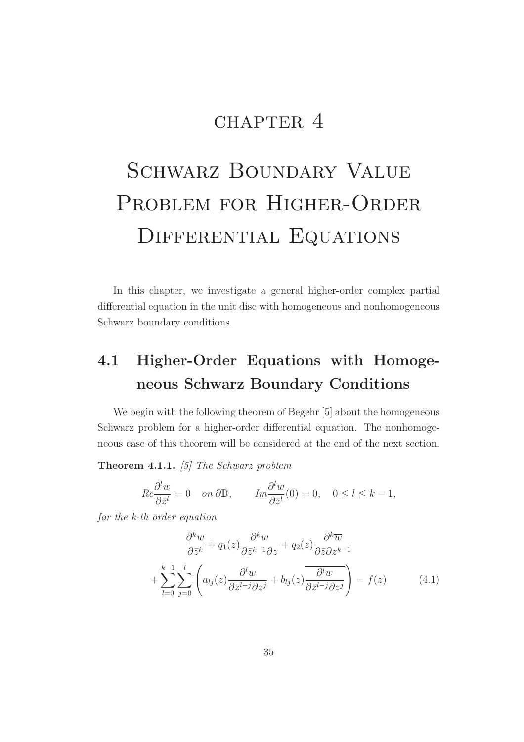# CHAPTER 4

# Schwarz Boundary Value Problem for Higher-Order Differential Equations

In this chapter, we investigate a general higher-order complex partial differential equation in the unit disc with homogeneous and nonhomogeneous Schwarz boundary conditions.

## 4.1 Higher-Order Equations with Homogeneous Schwarz Boundary Conditions

We begin with the following theorem of Begehr [5] about the homogeneous Schwarz problem for a higher-order differential equation. The nonhomogeneous case of this theorem will be considered at the end of the next section.

**Theorem 4.1.1.** *[5] The Schwarz problem*

$$Re\frac{\partial^l w}{\partial \bar{z}^l} = 0 \quad on\ \partial\mathbb{D}, \qquad Im\frac{\partial^l w}{\partial \bar{z}^l}(0) = 0, \quad 0 \leq l \leq k-1,$$

*for the k-th order equation*

$$\frac{\partial^k w}{\partial \bar{z}^k} + q_1(z)\frac{\partial^k w}{\partial \bar{z}^{k-1}\partial z} + q_2(z)\frac{\partial^k \overline{w}}{\partial \bar{z}\partial z^{k-1}} + \sum_{l=0}^{k-1}\sum_{j=0}^{l}\left(a_{lj}(z)\frac{\partial^l w}{\partial \bar{z}^{l-j}\partial z^j} + b_{lj}(z)\overline{\frac{\partial^l w}{\partial \bar{z}^{l-j}\partial z^j}}\right) = f(z) \tag{4.1}$$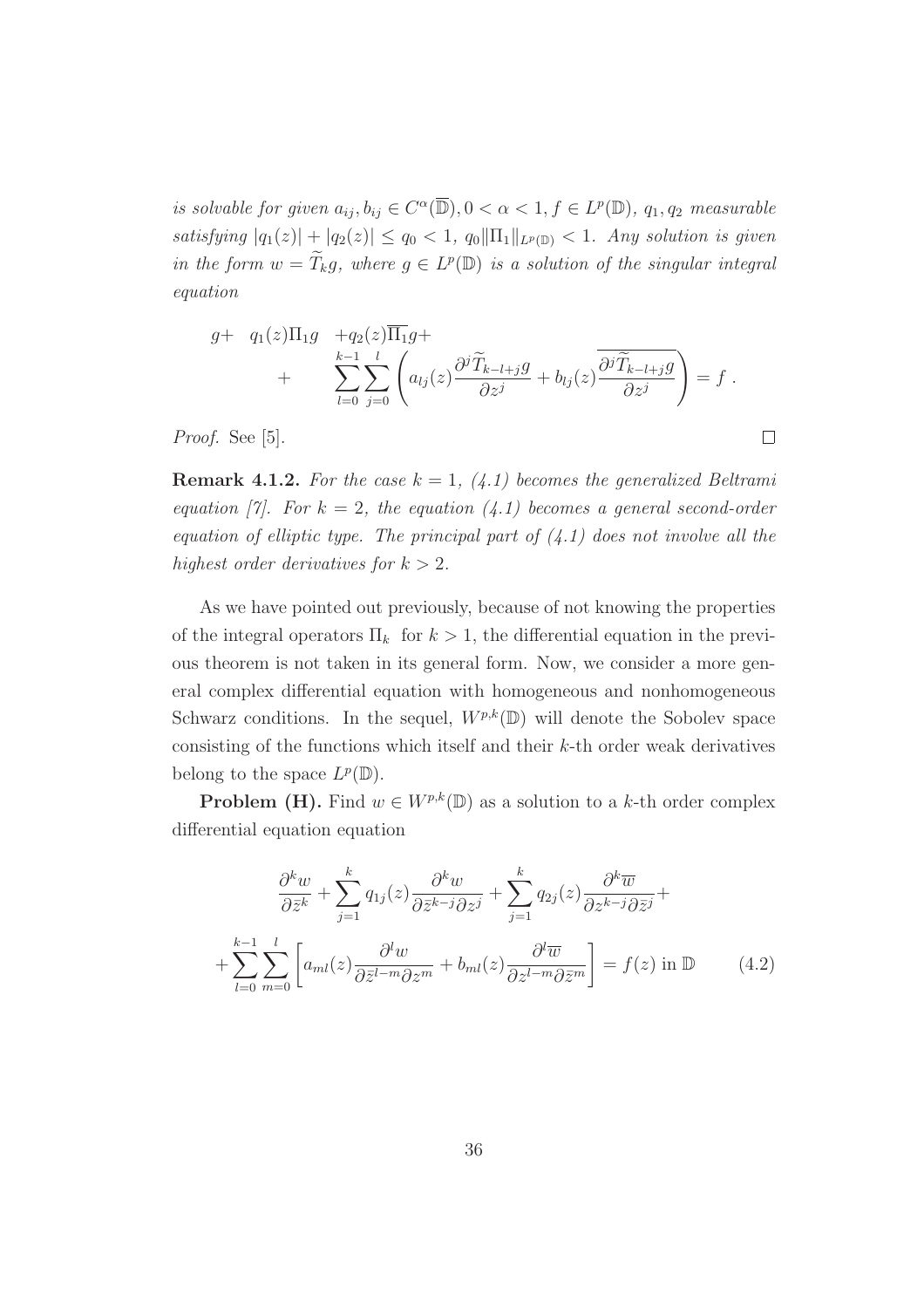*is solvable for given $a_{ij}, b_{ij} \in C^{\alpha}(\overline{\mathbb{D}}), 0 < \alpha < 1, f \in L^p(\mathbb{D})$, $q_1, q_2$ measurable satisfying $|q_1(z)| + |q_2(z)| \leq q_0 < 1$, $q_0 \|\Pi_1\|_{L^p(\mathbb{D})} < 1$. Any solution is given in the form $w = \widetilde{T}_k g$, where $g \in L^p(\mathbb{D})$ is a solution of the singular integral equation*

$$g + \quad q_1(z)\Pi_1 g \quad + q_2(z)\overline{\Pi_1} g + \\ + \qquad \sum_{l=0}^{k-1}\sum_{j=0}^{l}\left(a_{lj}(z)\frac{\partial^j \widetilde{T}_{k-l+j} g}{\partial z^j} + b_{lj}(z)\overline{\frac{\partial^j \widetilde{T}_{k-l+j} g}{\partial z^j}}\right) = f \ .$$

*Proof.* See [5]. □

**Remark 4.1.2.** *For the case $k = 1$, (4.1) becomes the generalized Beltrami equation [7]. For $k = 2$, the equation (4.1) becomes a general second-order equation of elliptic type. The principal part of (4.1) does not involve all the highest order derivatives for $k > 2$.*

As we have pointed out previously, because of not knowing the properties of the integral operators $\Pi_k$ for $k > 1$, the differential equation in the previous theorem is not taken in its general form. Now, we consider a more general complex differential equation with homogeneous and nonhomogeneous Schwarz conditions. In the sequel, $W^{p,k}(\mathbb{D})$ will denote the Sobolev space consisting of the functions which itself and their $k$-th order weak derivatives belong to the space $L^p(\mathbb{D})$.

**Problem (H).** Find $w \in W^{p,k}(\mathbb{D})$ as a solution to a $k$-th order complex differential equation equation

$$\frac{\partial^k w}{\partial \bar{z}^k} + \sum_{j=1}^{k} q_{1j}(z)\frac{\partial^k w}{\partial \bar{z}^{k-j}\partial z^j} + \sum_{j=1}^{k} q_{2j}(z)\frac{\partial^k \overline{w}}{\partial z^{k-j}\partial \bar{z}^j} + \\ + \sum_{l=0}^{k-1}\sum_{m=0}^{l}\left[a_{ml}(z)\frac{\partial^l w}{\partial \bar{z}^{l-m}\partial z^m} + b_{ml}(z)\frac{\partial^l \overline{w}}{\partial z^{l-m}\partial \bar{z}^m}\right] = f(z) \text{ in } \mathbb{D} \qquad (4.2)$$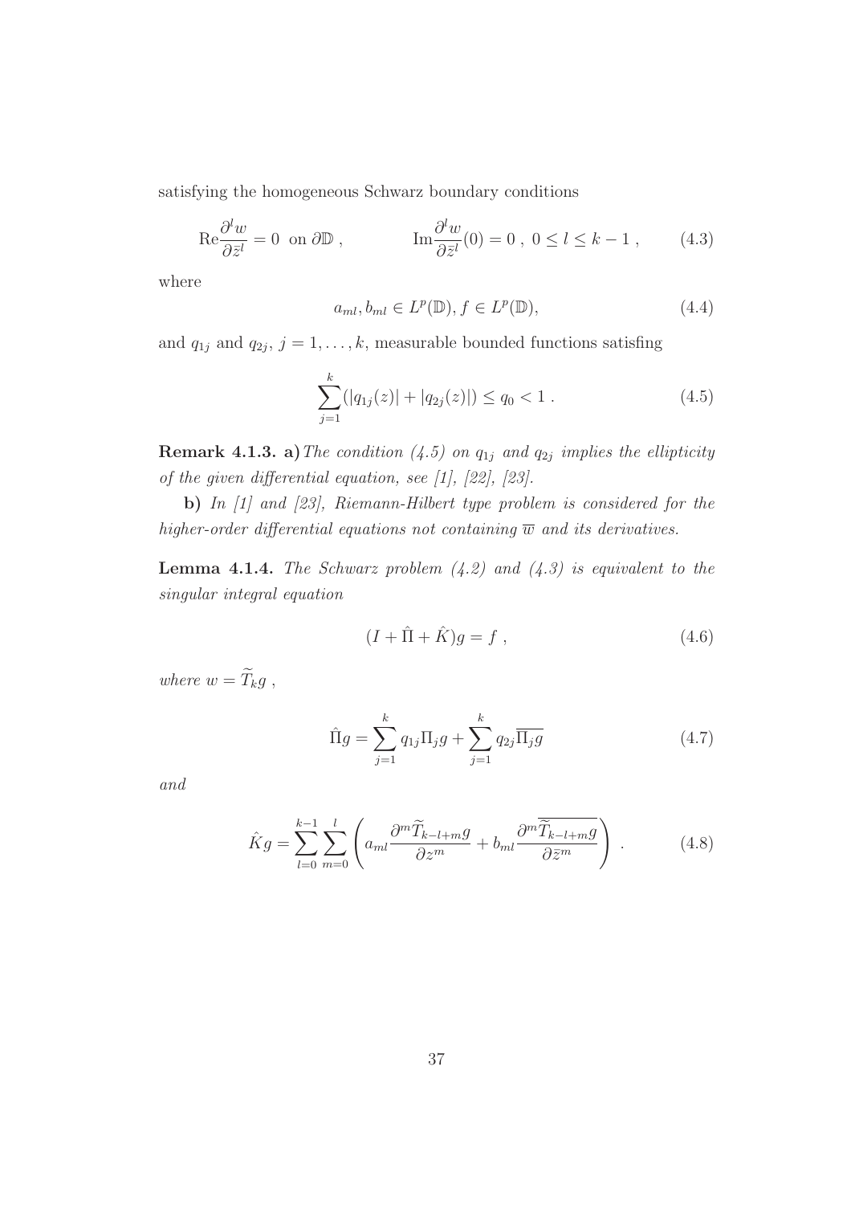satisfying the homogeneous Schwarz boundary conditions

$$\mathrm{Re}\frac{\partial^l w}{\partial \bar{z}^l} = 0 \ \text{ on } \partial\mathbb{D} \ , \qquad\qquad \mathrm{Im}\frac{\partial^l w}{\partial \bar{z}^l}(0) = 0 \ , \ 0 \le l \le k-1 \ , \tag{4.3}$$

where

$$a_{ml}, b_{ml} \in L^p(\mathbb{D}), f \in L^p(\mathbb{D}), \tag{4.4}$$

and $q_{1j}$ and $q_{2j}$, $j = 1, \ldots, k$, measurable bounded functions satisfing

$$\sum_{j=1}^{k} (|q_{1j}(z)| + |q_{2j}(z)|) \le q_0 < 1 \ . \tag{4.5}$$

**Remark 4.1.3. a)** *The condition (4.5) on $q_{1j}$ and $q_{2j}$ implies the ellipticity of the given differential equation, see [1], [22], [23].*

**b)** *In [1] and [23], Riemann-Hilbert type problem is considered for the higher-order differential equations not containing $\overline{w}$ and its derivatives.*

**Lemma 4.1.4.** *The Schwarz problem (4.2) and (4.3) is equivalent to the singular integral equation*

$$(I + \hat{\Pi} + \hat{K})g = f \ , \tag{4.6}$$

*where* $w = \widetilde{T}_k g$ ,

$$\hat{\Pi} g = \sum_{j=1}^{k} q_{1j} \Pi_j g + \sum_{j=1}^{k} q_{2j} \overline{\Pi_j g} \tag{4.7}$$

*and*

$$\hat{K} g = \sum_{l=0}^{k-1} \sum_{m=0}^{l} \left( a_{ml} \frac{\partial^m \widetilde{T}_{k-l+m} g}{\partial z^m} + b_{ml} \frac{\partial^m \overline{\widetilde{T}_{k-l+m} g}}{\partial \bar{z}^m} \right) \ . \tag{4.8}$$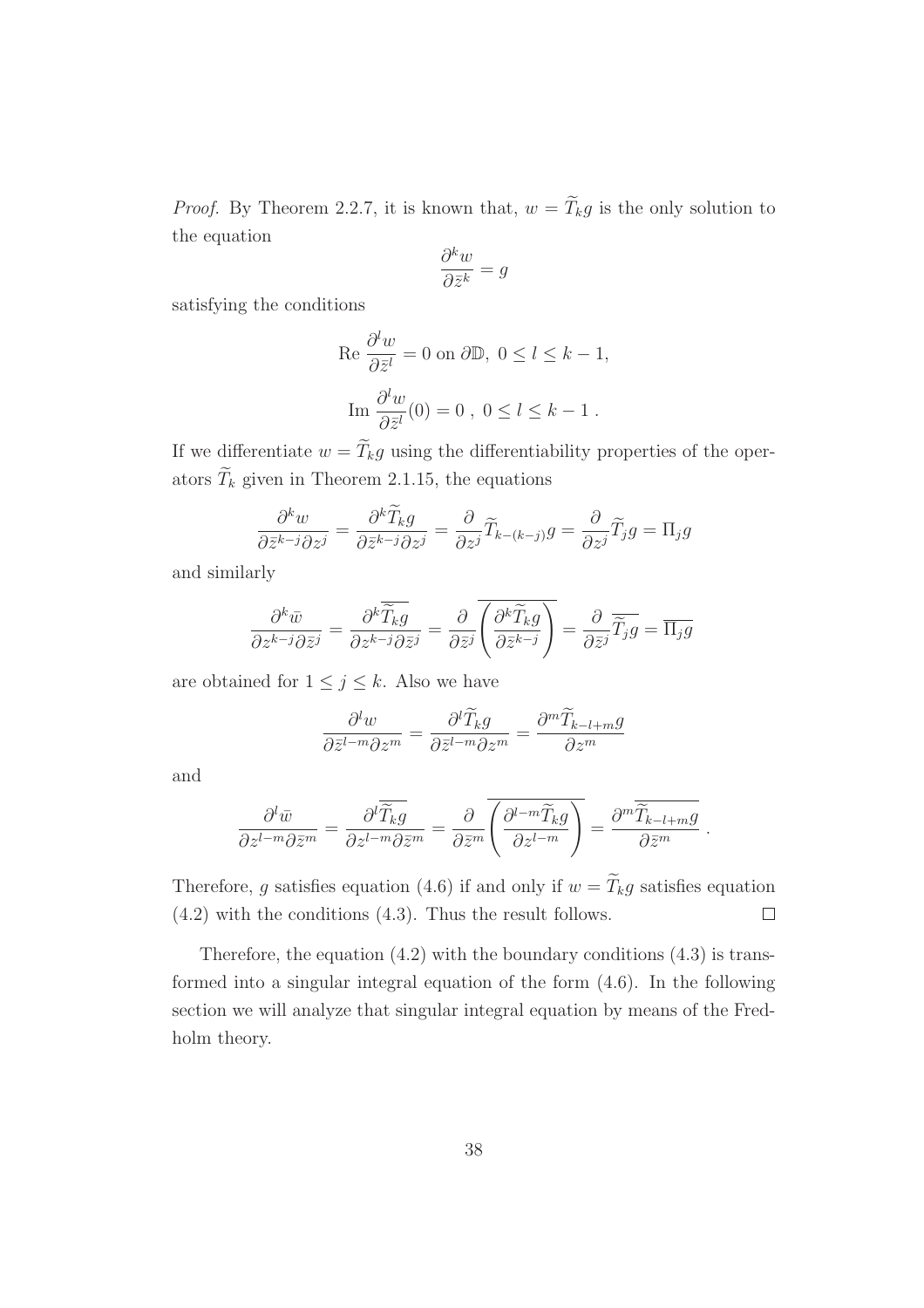*Proof.* By Theorem 2.2.7, it is known that, $w = \widetilde{T}_k g$ is the only solution to the equation

$$\frac{\partial^k w}{\partial \bar{z}^k} = g$$

satisfying the conditions

$$\text{Re } \frac{\partial^l w}{\partial \bar{z}^l} = 0 \text{ on } \partial\mathbb{D},\ 0 \le l \le k-1,$$

$$\text{Im } \frac{\partial^l w}{\partial \bar{z}^l}(0) = 0\ ,\ 0 \le l \le k-1\ .$$

If we differentiate $w = \widetilde{T}_k g$ using the differentiability properties of the operators $\widetilde{T}_k$ given in Theorem 2.1.15, the equations

$$\frac{\partial^k w}{\partial \bar{z}^{k-j} \partial z^j} = \frac{\partial^k \widetilde{T}_k g}{\partial \bar{z}^{k-j} \partial z^j} = \frac{\partial}{\partial z^j} \widetilde{T}_{k-(k-j)} g = \frac{\partial}{\partial z^j} \widetilde{T}_j g = \Pi_j g$$

and similarly

$$\frac{\partial^k \bar{w}}{\partial z^{k-j} \partial \bar{z}^j} = \frac{\partial^k \overline{\widetilde{T}_k g}}{\partial z^{k-j} \partial \bar{z}^j} = \frac{\partial}{\partial \bar{z}^j} \overline{\left( \frac{\partial^k \widetilde{T}_k g}{\partial \bar{z}^{k-j}} \right)} = \frac{\partial}{\partial \bar{z}^j} \overline{\widetilde{T}_j g} = \overline{\Pi_j g}$$

are obtained for $1 \le j \le k$. Also we have

$$\frac{\partial^l w}{\partial \bar{z}^{l-m} \partial z^m} = \frac{\partial^l \widetilde{T}_k g}{\partial \bar{z}^{l-m} \partial z^m} = \frac{\partial^m \widetilde{T}_{k-l+m} g}{\partial z^m}$$

and

$$\frac{\partial^l \bar{w}}{\partial z^{l-m} \partial \bar{z}^m} = \frac{\partial^l \overline{\widetilde{T}_k g}}{\partial z^{l-m} \partial \bar{z}^m} = \frac{\partial}{\partial \bar{z}^m} \overline{\left( \frac{\partial^{l-m} \widetilde{T}_k g}{\partial z^{l-m}} \right)} = \frac{\partial^m \overline{\widetilde{T}_{k-l+m} g}}{\partial \bar{z}^m}\ .$$

Therefore, $g$ satisfies equation (4.6) if and only if $w = \widetilde{T}_k g$ satisfies equation (4.2) with the conditions (4.3). Thus the result follows. $\square$

Therefore, the equation (4.2) with the boundary conditions (4.3) is transformed into a singular integral equation of the form (4.6). In the following section we will analyze that singular integral equation by means of the Fredholm theory.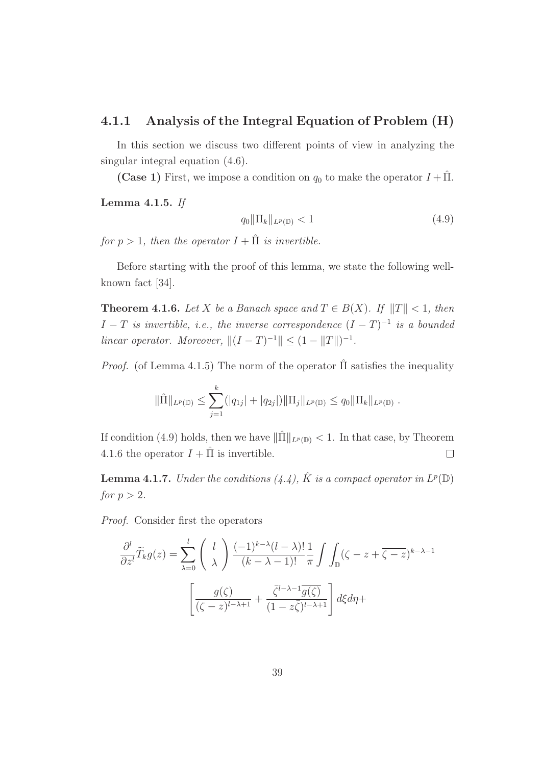### 4.1.1 Analysis of the Integral Equation of Problem (H)

In this section we discuss two different points of view in analyzing the singular integral equation (4.6).

**(Case 1)** First, we impose a condition on $q_0$ to make the operator $I + \hat{\Pi}$.

**Lemma 4.1.5.** *If*

$$q_0 \|\Pi_k\|_{L^p(\mathbb{D})} < 1 \tag{4.9}$$

*for $p > 1$, then the operator $I + \hat{\Pi}$ is invertible.*

Before starting with the proof of this lemma, we state the following well-known fact [34].

**Theorem 4.1.6.** *Let $X$ be a Banach space and $T \in B(X)$. If $\|T\| < 1$, then $I - T$ is invertible, i.e., the inverse correspondence $(I - T)^{-1}$ is a bounded linear operator. Moreover, $\|(I - T)^{-1}\| \leq (1 - \|T\|)^{-1}$.*

*Proof.* (of Lemma 4.1.5) The norm of the operator $\hat{\Pi}$ satisfies the inequality

$$\|\hat{\Pi}\|_{L^p(\mathbb{D})} \leq \sum_{j=1}^{k} (|q_{1j}| + |q_{2j}|) \|\Pi_j\|_{L^p(\mathbb{D})} \leq q_0 \|\Pi_k\|_{L^p(\mathbb{D})} \ .$$

If condition (4.9) holds, then we have $\|\hat{\Pi}\|_{L^p(\mathbb{D})} < 1$. In that case, by Theorem 4.1.6 the operator $I + \hat{\Pi}$ is invertible. $\square$

**Lemma 4.1.7.** *Under the conditions (4.4), $\hat{K}$ is a compact operator in $L^p(\mathbb{D})$ for $p > 2$.*

*Proof.* Consider first the operators

$$\frac{\partial^l}{\partial z^l} \widetilde{T}_k g(z) = \sum_{\lambda=0}^{l} \begin{pmatrix} l \\ \lambda \end{pmatrix} \frac{(-1)^{k-\lambda}(l-\lambda)!}{(k-\lambda-1)!} \frac{1}{\pi} \int\int_{\mathbb{D}} (\zeta - z + \overline{\zeta - z})^{k-\lambda-1}$$

$$\left[ \frac{g(\zeta)}{(\zeta - z)^{l-\lambda+1}} + \frac{\bar{\zeta}^{l-\lambda-1}\overline{g(\zeta)}}{(1 - z\bar{\zeta})^{l-\lambda+1}} \right] d\xi d\eta +$$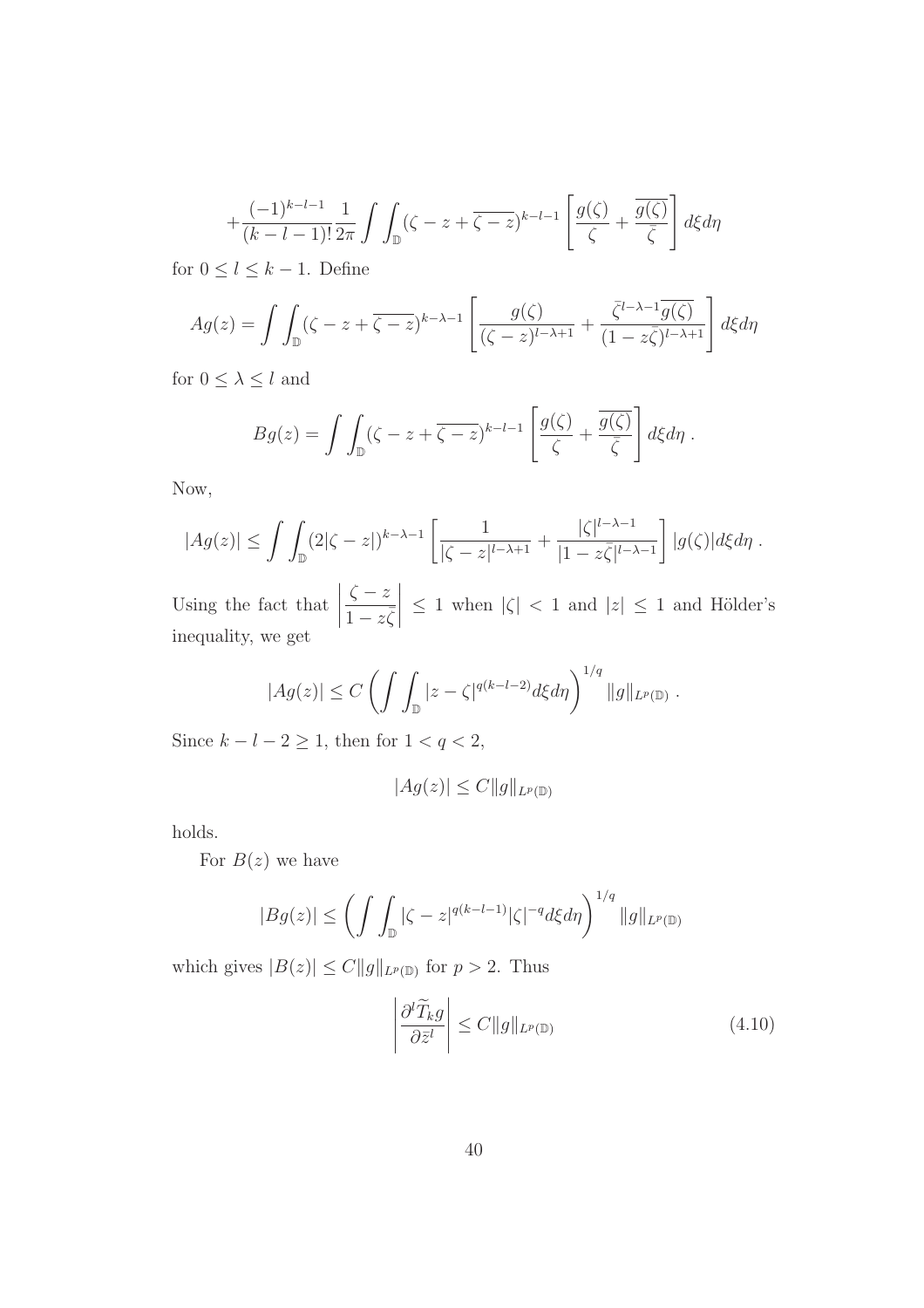$$+\frac{(-1)^{k-l-1}}{(k-l-1)!}\frac{1}{2\pi}\int\int_{\mathbb{D}}(\zeta - z + \overline{\zeta - z})^{k-l-1}\left[\frac{g(\zeta)}{\zeta} + \frac{\overline{g(\zeta)}}{\bar{\zeta}}\right]d\xi d\eta$$

for $0 \leq l \leq k-1$. Define

$$Ag(z) = \int\int_{\mathbb{D}}(\zeta - z + \overline{\zeta - z})^{k-\lambda-1}\left[\frac{g(\zeta)}{(\zeta - z)^{l-\lambda+1}} + \frac{\bar{\zeta}^{l-\lambda-1}\overline{g(\zeta)}}{(1 - z\bar{\zeta})^{l-\lambda+1}}\right]d\xi d\eta$$

for $0 \leq \lambda \leq l$ and

$$Bg(z) = \int\int_{\mathbb{D}}(\zeta - z + \overline{\zeta - z})^{k-l-1}\left[\frac{g(\zeta)}{\zeta} + \frac{\overline{g(\zeta)}}{\bar{\zeta}}\right]d\xi d\eta\ .$$

Now,

$$|Ag(z)| \leq \int\int_{\mathbb{D}}(2|\zeta - z|)^{k-\lambda-1}\left[\frac{1}{|\zeta - z|^{l-\lambda+1}} + \frac{|\zeta|^{l-\lambda-1}}{|1 - z\bar{\zeta}|^{l-\lambda-1}}\right]|g(\zeta)|d\xi d\eta\ .$$

Using the fact that $\left|\dfrac{\zeta - z}{1 - z\bar{\zeta}}\right| \leq 1$ when $|\zeta| < 1$ and $|z| \leq 1$ and Hölder's inequality, we get

$$|Ag(z)| \leq C\left(\int\int_{\mathbb{D}}|z - \zeta|^{q(k-l-2)}d\xi d\eta\right)^{1/q}\|g\|_{L^p(\mathbb{D})}\ .$$

Since $k - l - 2 \geq 1$, then for $1 < q < 2$,

$$|Ag(z)| \leq C\|g\|_{L^p(\mathbb{D})}$$

holds.

For $B(z)$ we have

$$|Bg(z)| \leq \left(\int\int_{\mathbb{D}}|\zeta - z|^{q(k-l-1)}|\zeta|^{-q}d\xi d\eta\right)^{1/q}\|g\|_{L^p(\mathbb{D})}$$

which gives $|B(z)| \leq C\|g\|_{L^p(\mathbb{D})}$ for $p > 2$. Thus

$$\left|\frac{\partial^l \widetilde{T}_k g}{\partial \bar{z}^l}\right| \leq C\|g\|_{L^p(\mathbb{D})} \tag{4.10}$$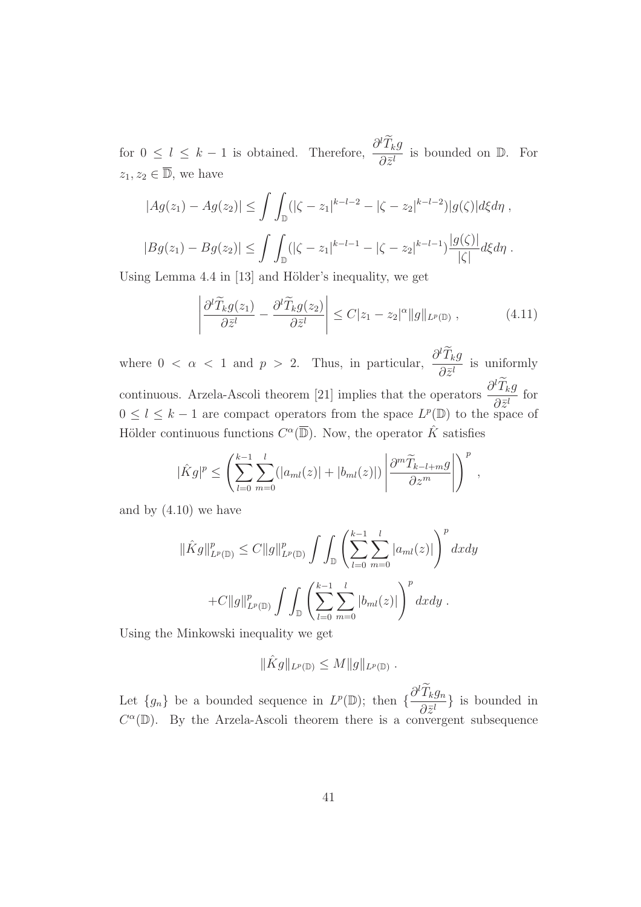for $0 \leq l \leq k-1$ is obtained. Therefore, $\dfrac{\partial^l \widetilde{T}_k g}{\partial \bar{z}^l}$ is bounded on $\mathbb{D}$. For $z_1, z_2 \in \overline{\mathbb{D}}$, we have

$$|Ag(z_1) - Ag(z_2)| \leq \int\int_{\mathbb{D}} (|\zeta - z_1|^{k-l-2} - |\zeta - z_2|^{k-l-2})|g(\zeta)| d\xi d\eta \,,$$

$$|Bg(z_1) - Bg(z_2)| \leq \int\int_{\mathbb{D}} (|\zeta - z_1|^{k-l-1} - |\zeta - z_2|^{k-l-1}) \frac{|g(\zeta)|}{|\zeta|} d\xi d\eta \,.$$

Using Lemma 4.4 in [13] and Hölder's inequality, we get

$$\left| \frac{\partial^l \widetilde{T}_k g(z_1)}{\partial \bar{z}^l} - \frac{\partial^l \widetilde{T}_k g(z_2)}{\partial \bar{z}^l} \right| \leq C|z_1 - z_2|^\alpha \|g\|_{L^p(\mathbb{D})} \,, \tag{4.11}$$

where $0 < \alpha < 1$ and $p > 2$. Thus, in particular, $\dfrac{\partial^l \widetilde{T}_k g}{\partial \bar{z}^l}$ is uniformly continuous. Arzela-Ascoli theorem [21] implies that the operators $\dfrac{\partial^l \widetilde{T}_k g}{\partial \bar{z}^l}$ for $0 \leq l \leq k-1$ are compact operators from the space $L^p(\mathbb{D})$ to the space of Hölder continuous functions $C^\alpha(\overline{\mathbb{D}})$. Now, the operator $\hat{K}$ satisfies

$$|\hat{K}g|^p \leq \left( \sum_{l=0}^{k-1} \sum_{m=0}^{l} (|a_{ml}(z)| + |b_{ml}(z)|) \left| \frac{\partial^m \widetilde{T}_{k-l+m} g}{\partial z^m} \right| \right)^p \,,$$

and by (4.10) we have

$$\|\hat{K}g\|^p_{L^p(\mathbb{D})} \leq C\|g\|^p_{L^p(\mathbb{D})} \int\int_{\mathbb{D}} \left( \sum_{l=0}^{k-1} \sum_{m=0}^{l} |a_{ml}(z)| \right)^p dxdy$$

$$+ C\|g\|^p_{L^p(\mathbb{D})} \int\int_{\mathbb{D}} \left( \sum_{l=0}^{k-1} \sum_{m=0}^{l} |b_{ml}(z)| \right)^p dxdy \,.$$

Using the Minkowski inequality we get

$$\|\hat{K}g\|_{L^p(\mathbb{D})} \leq M\|g\|_{L^p(\mathbb{D})} \,.$$

Let $\{g_n\}$ be a bounded sequence in $L^p(\mathbb{D})$; then $\{\dfrac{\partial^l \widetilde{T}_k g_n}{\partial \bar{z}^l}\}$ is bounded in $C^\alpha(\mathbb{D})$. By the Arzela-Ascoli theorem there is a convergent subsequence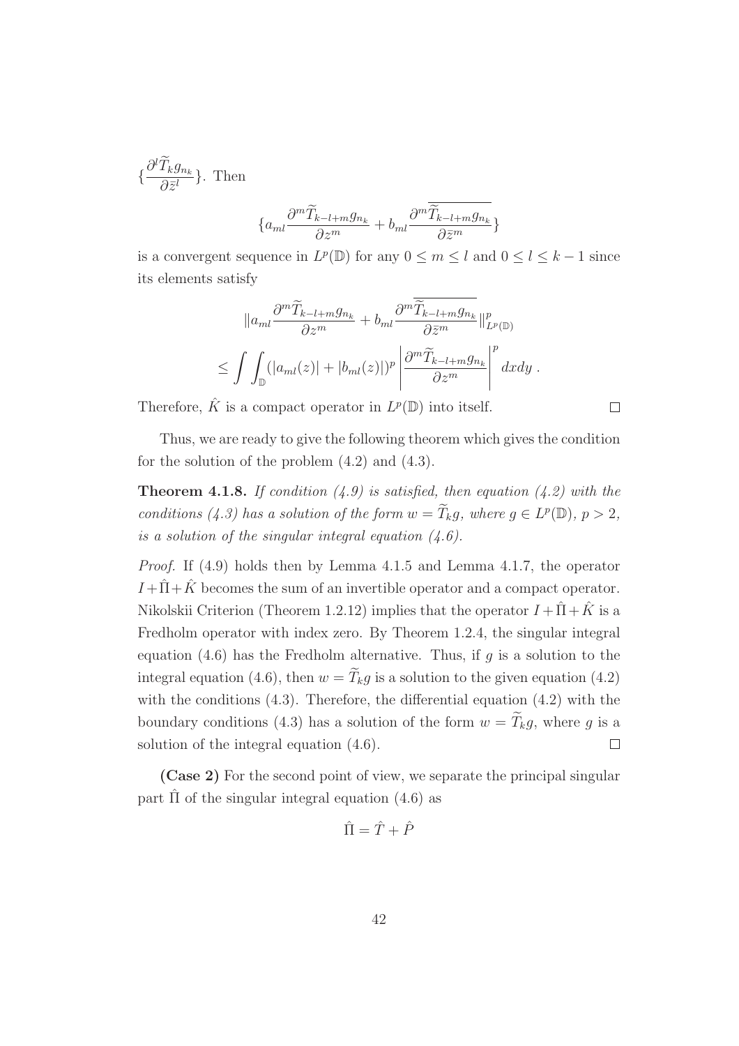$\{\dfrac{\partial^l \widetilde{T}_k g_{n_k}}{\partial \bar{z}^l}\}$. Then

$$\{a_{ml}\frac{\partial^m \widetilde{T}_{k-l+m} g_{n_k}}{\partial z^m} + b_{ml}\frac{\partial^m \overline{\widetilde{T}_{k-l+m} g_{n_k}}}{\partial \bar{z}^m}\}$$

is a convergent sequence in $L^p(\mathbb{D})$ for any $0 \leq m \leq l$ and $0 \leq l \leq k-1$ since its elements satisfy

$$\|a_{ml}\frac{\partial^m \widetilde{T}_{k-l+m} g_{n_k}}{\partial z^m} + b_{ml}\frac{\partial^m \overline{\widetilde{T}_{k-l+m} g_{n_k}}}{\partial \bar{z}^m}\|^p_{L^p(\mathbb{D})}$$
$$\leq \int\int_{\mathbb{D}} (|a_{ml}(z)| + |b_{ml}(z)|)^p \left|\frac{\partial^m \widetilde{T}_{k-l+m} g_{n_k}}{\partial z^m}\right|^p dxdy \; .$$

Therefore, $\hat{K}$ is a compact operator in $L^p(\mathbb{D})$ into itself. □

Thus, we are ready to give the following theorem which gives the condition for the solution of the problem (4.2) and (4.3).

**Theorem 4.1.8.** *If condition (4.9) is satisfied, then equation (4.2) with the conditions (4.3) has a solution of the form $w = \widetilde{T}_k g$, where $g \in L^p(\mathbb{D})$, $p > 2$, is a solution of the singular integral equation (4.6).*

*Proof.* If (4.9) holds then by Lemma 4.1.5 and Lemma 4.1.7, the operator $I+\hat{\Pi}+\hat{K}$ becomes the sum of an invertible operator and a compact operator. Nikolskii Criterion (Theorem 1.2.12) implies that the operator $I+\hat{\Pi}+\hat{K}$ is a Fredholm operator with index zero. By Theorem 1.2.4, the singular integral equation (4.6) has the Fredholm alternative. Thus, if $g$ is a solution to the integral equation (4.6), then $w = \widetilde{T}_k g$ is a solution to the given equation (4.2) with the conditions (4.3). Therefore, the differential equation (4.2) with the boundary conditions (4.3) has a solution of the form $w = \widetilde{T}_k g$, where $g$ is a solution of the integral equation (4.6). □

**(Case 2)** For the second point of view, we separate the principal singular part $\hat{\Pi}$ of the singular integral equation (4.6) as

$$\hat{\Pi} = \hat{T} + \hat{P}$$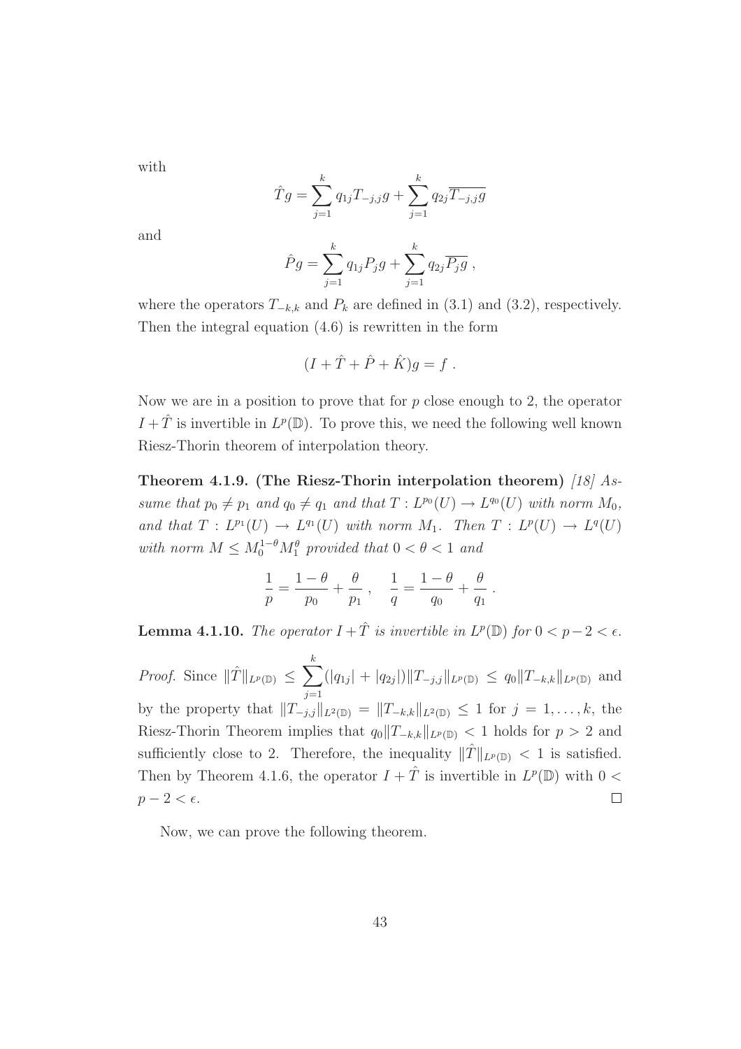with

$$\hat{T}g = \sum_{j=1}^{k} q_{1j} T_{-j,j} g + \sum_{j=1}^{k} q_{2j} \overline{T_{-j,j} g}$$

and

$$\hat{P}g = \sum_{j=1}^{k} q_{1j} P_j g + \sum_{j=1}^{k} q_{2j} \overline{P_j g} \ ,$$

where the operators $T_{-k,k}$ and $P_k$ are defined in (3.1) and (3.2), respectively. Then the integral equation (4.6) is rewritten in the form

$$(I + \hat{T} + \hat{P} + \hat{K})g = f \ .$$

Now we are in a position to prove that for $p$ close enough to 2, the operator $I + \hat{T}$ is invertible in $L^p(\mathbb{D})$. To prove this, we need the following well known Riesz-Thorin theorem of interpolation theory.

**Theorem 4.1.9. (The Riesz-Thorin interpolation theorem)** [18] *Assume that $p_0 \neq p_1$ and $q_0 \neq q_1$ and that $T : L^{p_0}(U) \to L^{q_0}(U)$ with norm $M_0$, and that $T : L^{p_1}(U) \to L^{q_1}(U)$ with norm $M_1$. Then $T : L^p(U) \to L^q(U)$ with norm $M \leq M_0^{1-\theta} M_1^{\theta}$ provided that $0 < \theta < 1$ and*

$$\frac{1}{p} = \frac{1-\theta}{p_0} + \frac{\theta}{p_1} \ , \quad \frac{1}{q} = \frac{1-\theta}{q_0} + \frac{\theta}{q_1} \ .$$

**Lemma 4.1.10.** *The operator $I + \hat{T}$ is invertible in $L^p(\mathbb{D})$ for $0 < p - 2 < \epsilon$.*

*Proof.* Since $\|\hat{T}\|_{L^p(\mathbb{D})} \leq \sum_{j=1}^{k} (|q_{1j}| + |q_{2j}|) \|T_{-j,j}\|_{L^p(\mathbb{D})} \leq q_0 \|T_{-k,k}\|_{L^p(\mathbb{D})}$ and by the property that $\|T_{-j,j}\|_{L^2(\mathbb{D})} = \|T_{-k,k}\|_{L^2(\mathbb{D})} \leq 1$ for $j = 1, \ldots, k$, the Riesz-Thorin Theorem implies that $q_0 \|T_{-k,k}\|_{L^p(\mathbb{D})} < 1$ holds for $p > 2$ and sufficiently close to 2. Therefore, the inequality $\|\hat{T}\|_{L^p(\mathbb{D})} < 1$ is satisfied. Then by Theorem 4.1.6, the operator $I + \hat{T}$ is invertible in $L^p(\mathbb{D})$ with $0 < p - 2 < \epsilon$. ∎

Now, we can prove the following theorem.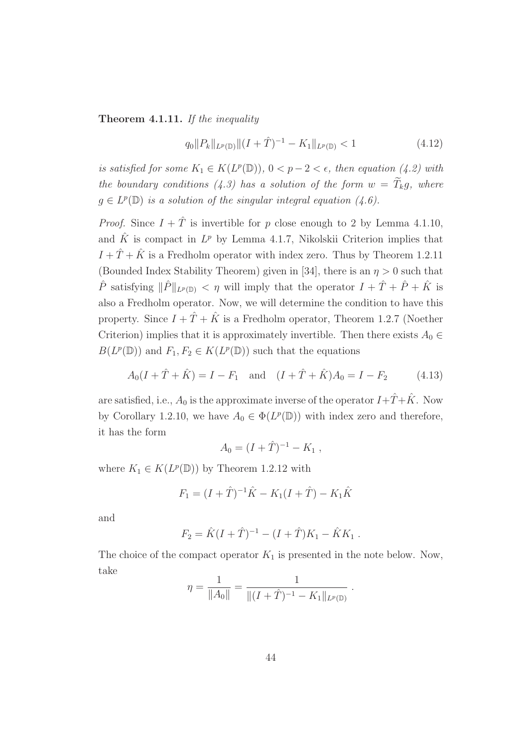**Theorem 4.1.11.** *If the inequality*

$$q_0 \|P_k\|_{L^p(\mathbb{D})} \|(I+\hat{T})^{-1} - K_1\|_{L^p(\mathbb{D})} < 1 \tag{4.12}$$

*is satisfied for some $K_1 \in K(L^p(\mathbb{D}))$, $0 < p-2 < \epsilon$, then equation (4.2) with the boundary conditions (4.3) has a solution of the form $w = \widetilde{T}_k g$, where $g \in L^p(\mathbb{D})$ is a solution of the singular integral equation (4.6).*

*Proof.* Since $I + \hat{T}$ is invertible for $p$ close enough to 2 by Lemma 4.1.10, and $\hat{K}$ is compact in $L^p$ by Lemma 4.1.7, Nikolskii Criterion implies that $I + \hat{T} + \hat{K}$ is a Fredholm operator with index zero. Thus by Theorem 1.2.11 (Bounded Index Stability Theorem) given in [34], there is an $\eta > 0$ such that $\hat{P}$ satisfying $\|\hat{P}\|_{L^p(\mathbb{D})} < \eta$ will imply that the operator $I + \hat{T} + \hat{P} + \hat{K}$ is also a Fredholm operator. Now, we will determine the condition to have this property. Since $I + \hat{T} + \hat{K}$ is a Fredholm operator, Theorem 1.2.7 (Noether Criterion) implies that it is approximately invertible. Then there exists $A_0 \in B(L^p(\mathbb{D}))$ and $F_1, F_2 \in K(L^p(\mathbb{D}))$ such that the equations

$$A_0(I + \hat{T} + \hat{K}) = I - F_1 \quad \text{and} \quad (I + \hat{T} + \hat{K})A_0 = I - F_2 \tag{4.13}$$

are satisfied, i.e., $A_0$ is the approximate inverse of the operator $I + \hat{T} + \hat{K}$. Now by Corollary 1.2.10, we have $A_0 \in \Phi(L^p(\mathbb{D}))$ with index zero and therefore, it has the form

$$A_0 = (I + \hat{T})^{-1} - K_1 \ ,$$

where $K_1 \in K(L^p(\mathbb{D}))$ by Theorem 1.2.12 with

$$F_1 = (I + \hat{T})^{-1}\hat{K} - K_1(I + \hat{T}) - K_1\hat{K}$$

and

$$F_2 = \hat{K}(I + \hat{T})^{-1} - (I + \hat{T})K_1 - \hat{K}K_1 \ .$$

The choice of the compact operator $K_1$ is presented in the note below. Now, take

$$\eta = \frac{1}{\|A_0\|} = \frac{1}{\|(I + \hat{T})^{-1} - K_1\|_{L^p(\mathbb{D})}} \ .$$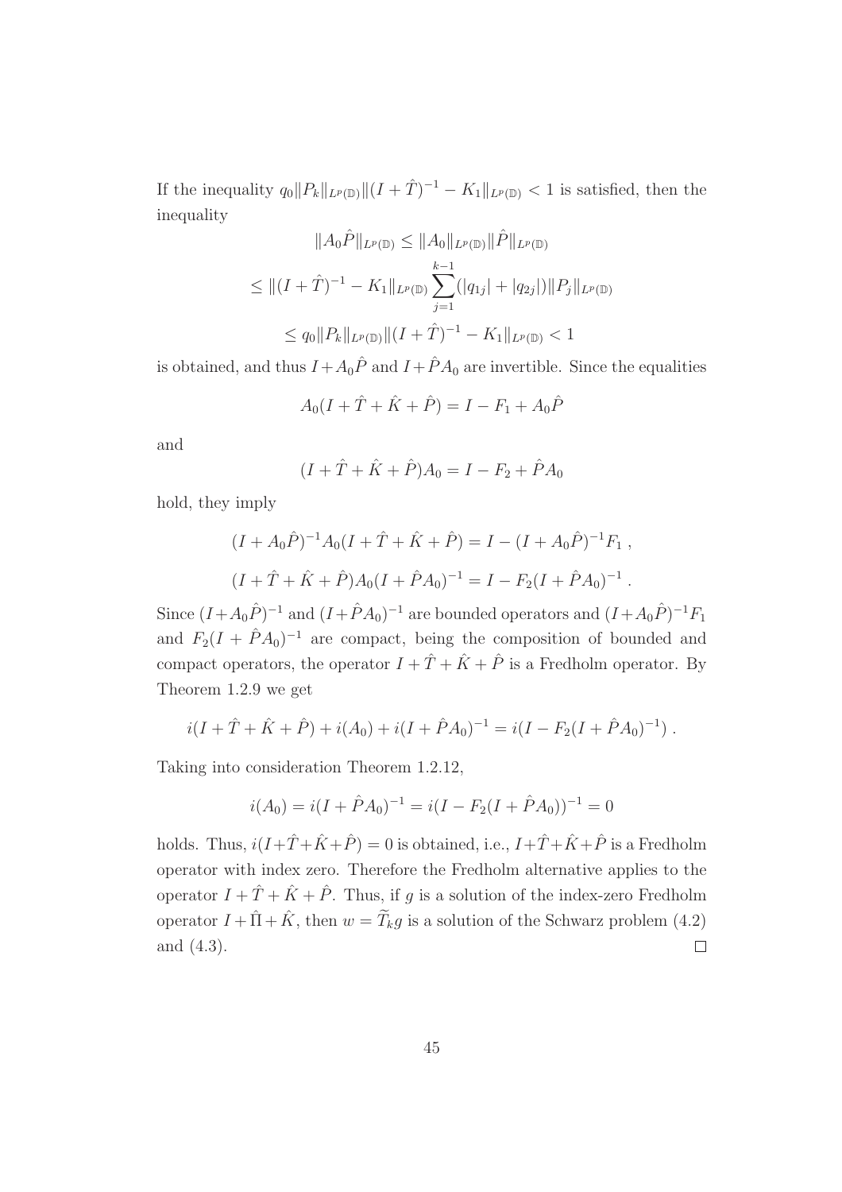If the inequality $q_0 \|P_k\|_{L^p(\mathbb{D})} \|(I+\hat{T})^{-1} - K_1\|_{L^p(\mathbb{D})} < 1$ is satisfied, then the inequality

$$\|A_0 \hat{P}\|_{L^p(\mathbb{D})} \leq \|A_0\|_{L^p(\mathbb{D})} \|\hat{P}\|_{L^p(\mathbb{D})}$$

$$\leq \|(I+\hat{T})^{-1} - K_1\|_{L^p(\mathbb{D})} \sum_{j=1}^{k-1} (|q_{1j}| + |q_{2j}|) \|P_j\|_{L^p(\mathbb{D})}$$

$$\leq q_0 \|P_k\|_{L^p(\mathbb{D})} \|(I+\hat{T})^{-1} - K_1\|_{L^p(\mathbb{D})} < 1$$

is obtained, and thus $I + A_0\hat{P}$ and $I + \hat{P}A_0$ are invertible. Since the equalities

$$A_0(I + \hat{T} + \hat{K} + \hat{P}) = I - F_1 + A_0 \hat{P}$$

and

$$(I + \hat{T} + \hat{K} + \hat{P})A_0 = I - F_2 + \hat{P}A_0$$

hold, they imply

$$(I + A_0\hat{P})^{-1} A_0 (I + \hat{T} + \hat{K} + \hat{P}) = I - (I + A_0\hat{P})^{-1} F_1 \ ,$$

$$(I + \hat{T} + \hat{K} + \hat{P}) A_0 (I + \hat{P}A_0)^{-1} = I - F_2 (I + \hat{P}A_0)^{-1} \ .$$

Since $(I + A_0\hat{P})^{-1}$ and $(I + \hat{P}A_0)^{-1}$ are bounded operators and $(I + A_0\hat{P})^{-1}F_1$ and $F_2(I + \hat{P}A_0)^{-1}$ are compact, being the composition of bounded and compact operators, the operator $I + \hat{T} + \hat{K} + \hat{P}$ is a Fredholm operator. By Theorem 1.2.9 we get

$$i(I + \hat{T} + \hat{K} + \hat{P}) + i(A_0) + i(I + \hat{P}A_0)^{-1} = i(I - F_2(I + \hat{P}A_0)^{-1}) \ .$$

Taking into consideration Theorem 1.2.12,

$$i(A_0) = i(I + \hat{P}A_0)^{-1} = i(I - F_2(I + \hat{P}A_0))^{-1} = 0$$

holds. Thus, $i(I + \hat{T} + \hat{K} + \hat{P}) = 0$ is obtained, i.e., $I + \hat{T} + \hat{K} + \hat{P}$ is a Fredholm operator with index zero. Therefore the Fredholm alternative applies to the operator $I + \hat{T} + \hat{K} + \hat{P}$. Thus, if $g$ is a solution of the index-zero Fredholm operator $I + \hat{\Pi} + \hat{K}$, then $w = \widetilde{T}_k g$ is a solution of the Schwarz problem (4.2) and (4.3). $\square$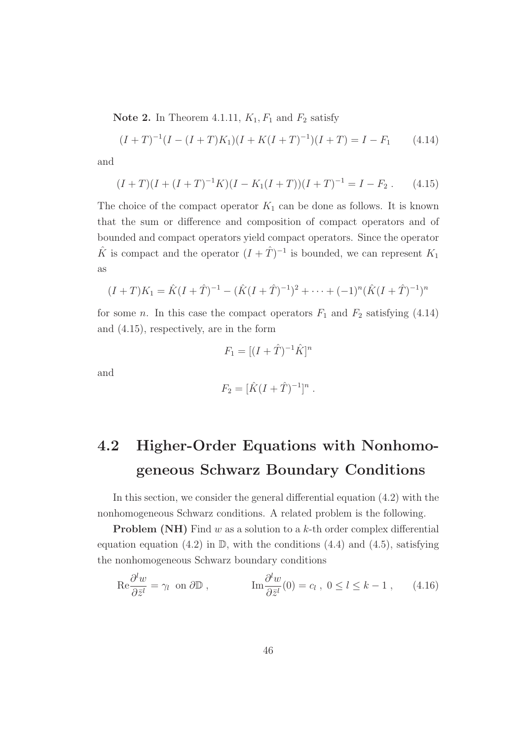**Note 2.** In Theorem 4.1.11, $K_1, F_1$ and $F_2$ satisfy

$$(I+T)^{-1}(I-(I+T)K_1)(I+K(I+T)^{-1})(I+T) = I - F_1 \qquad (4.14)$$

and

$$(I+T)(I+(I+T)^{-1}K)(I-K_1(I+T))(I+T)^{-1} = I - F_2 \; . \qquad (4.15)$$

The choice of the compact operator $K_1$ can be done as follows. It is known that the sum or difference and composition of compact operators and of bounded and compact operators yield compact operators. Since the operator $\hat{K}$ is compact and the operator $(I+\hat{T})^{-1}$ is bounded, we can represent $K_1$ as

$$(I+T)K_1 = \hat{K}(I+\hat{T})^{-1} - (\hat{K}(I+\hat{T})^{-1})^2 + \cdots + (-1)^n(\hat{K}(I+\hat{T})^{-1})^n$$

for some $n$. In this case the compact operators $F_1$ and $F_2$ satisfying (4.14) and (4.15), respectively, are in the form

$$F_1 = [(I+\hat{T})^{-1}\hat{K}]^n$$

and

$$F_2 = [\hat{K}(I+\hat{T})^{-1}]^n \; .$$

## 4.2 Higher-Order Equations with Nonhomogeneous Schwarz Boundary Conditions

In this section, we consider the general differential equation (4.2) with the nonhomogeneous Schwarz conditions. A related problem is the following.

**Problem (NH)** Find $w$ as a solution to a $k$-th order complex differential equation equation (4.2) in $\mathbb{D}$, with the conditions (4.4) and (4.5), satisfying the nonhomogeneous Schwarz boundary conditions

$$\text{Re}\frac{\partial^l w}{\partial \bar{z}^l} = \gamma_l \;\text{ on } \partial\mathbb{D} \; , \qquad \text{Im}\frac{\partial^l w}{\partial \bar{z}^l}(0) = c_l \; , \; 0 \le l \le k-1 \; , \qquad (4.16)$$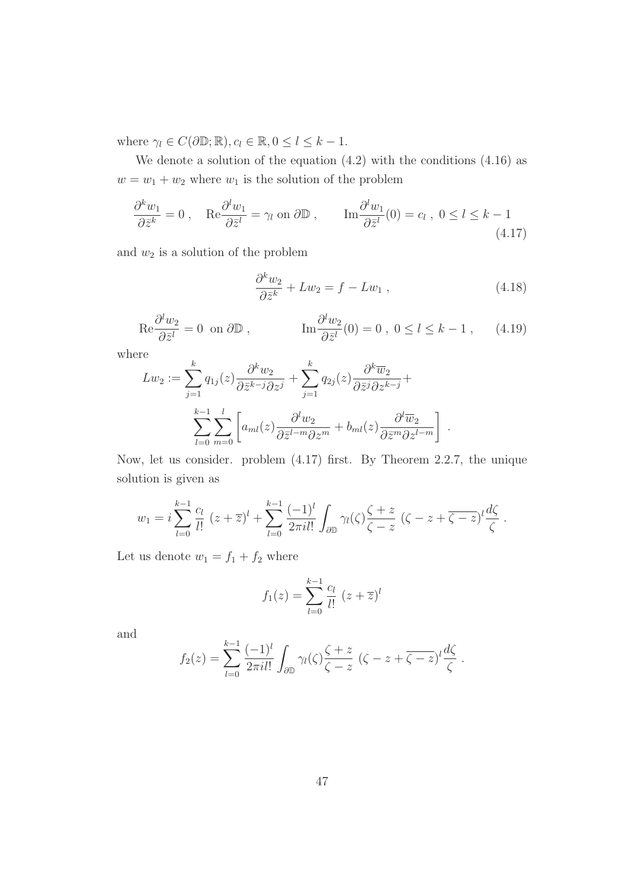where $\gamma_l \in C(\partial\mathbb{D};\mathbb{R}), c_l \in \mathbb{R}, 0 \le l \le k-1$.

We denote a solution of the equation (4.2) with the conditions (4.16) as $w = w_1 + w_2$ where $w_1$ is the solution of the problem

$$\frac{\partial^k w_1}{\partial \bar{z}^k} = 0 \ , \quad \mathrm{Re}\frac{\partial^l w_1}{\partial \bar{z}^l} = \gamma_l \text{ on } \partial\mathbb{D} \ , \qquad \mathrm{Im}\frac{\partial^l w_1}{\partial \bar{z}^l}(0) = c_l \ , \ 0 \le l \le k-1 \tag{4.17}$$

and $w_2$ is a solution of the problem

$$\frac{\partial^k w_2}{\partial \bar{z}^k} + Lw_2 = f - Lw_1 \ , \tag{4.18}$$

$$\mathrm{Re}\frac{\partial^l w_2}{\partial \bar{z}^l} = 0 \ \text{ on } \partial\mathbb{D} \ , \qquad \mathrm{Im}\frac{\partial^l w_2}{\partial \bar{z}^l}(0) = 0 \ , \ 0 \le l \le k-1 \ , \tag{4.19}$$

where

$$Lw_2 := \sum_{j=1}^{k} q_{1j}(z)\frac{\partial^k w_2}{\partial \bar{z}^{k-j}\partial z^j} + \sum_{j=1}^{k} q_{2j}(z)\frac{\partial^k \overline{w}_2}{\partial \bar{z}^{j}\partial z^{k-j}} + \sum_{l=0}^{k-1}\sum_{m=0}^{l}\left[a_{ml}(z)\frac{\partial^l w_2}{\partial \bar{z}^{l-m}\partial z^m} + b_{ml}(z)\frac{\partial^l \overline{w}_2}{\partial \bar{z}^{m}\partial z^{l-m}}\right] \ .$$

Now, let us consider. problem (4.17) first. By Theorem 2.2.7, the unique solution is given as

$$w_1 = i\sum_{l=0}^{k-1}\frac{c_l}{l!}\ (z+\overline{z})^l + \sum_{l=0}^{k-1}\frac{(-1)^l}{2\pi i l!}\int_{\partial\mathbb{D}}\gamma_l(\zeta)\frac{\zeta+z}{\zeta-z}\ (\zeta - z + \overline{\zeta - z})^l\frac{d\zeta}{\zeta} \ .$$

Let us denote $w_1 = f_1 + f_2$ where

$$f_1(z) = \sum_{l=0}^{k-1}\frac{c_l}{l!}\ (z+\overline{z})^l$$

and

$$f_2(z) = \sum_{l=0}^{k-1}\frac{(-1)^l}{2\pi i l!}\int_{\partial\mathbb{D}}\gamma_l(\zeta)\frac{\zeta+z}{\zeta-z}\ (\zeta - z + \overline{\zeta - z})^l\frac{d\zeta}{\zeta} \ .$$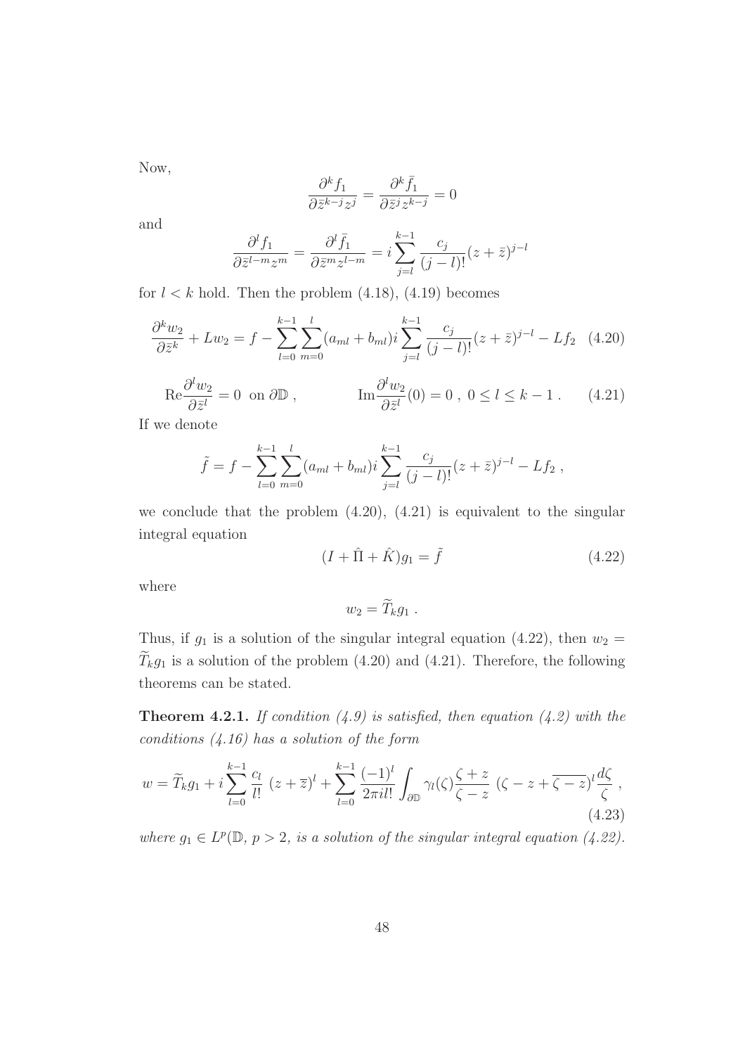Now,

$$\frac{\partial^k f_1}{\partial \bar{z}^{k-j} z^j} = \frac{\partial^k \bar{f}_1}{\partial \bar{z}^j z^{k-j}} = 0$$

and

$$\frac{\partial^l f_1}{\partial \bar{z}^{l-m} z^m} = \frac{\partial^l \bar{f}_1}{\partial \bar{z}^m z^{l-m}} = i \sum_{j=l}^{k-1} \frac{c_j}{(j-l)!} (z + \bar{z})^{j-l}$$

for $l < k$ hold. Then the problem (4.18), (4.19) becomes

$$\frac{\partial^k w_2}{\partial \bar{z}^k} + L w_2 = f - \sum_{l=0}^{k-1} \sum_{m=0}^{l} (a_{ml} + b_{ml}) i \sum_{j=l}^{k-1} \frac{c_j}{(j-l)!} (z + \bar{z})^{j-l} - L f_2 \quad (4.20)$$

$$\mathrm{Re} \frac{\partial^l w_2}{\partial \bar{z}^l} = 0 \ \text{ on } \partial \mathbb{D} \, , \qquad \mathrm{Im} \frac{\partial^l w_2}{\partial \bar{z}^l}(0) = 0 \, , \ 0 \le l \le k-1 \, . \qquad (4.21)$$

If we denote

$$\tilde{f} = f - \sum_{l=0}^{k-1} \sum_{m=0}^{l} (a_{ml} + b_{ml}) i \sum_{j=l}^{k-1} \frac{c_j}{(j-l)!} (z + \bar{z})^{j-l} - L f_2 \, ,$$

we conclude that the problem (4.20), (4.21) is equivalent to the singular integral equation

$$(I + \hat{\Pi} + \hat{K}) g_1 = \tilde{f} \qquad (4.22)$$

where

$$w_2 = \widetilde{T}_k g_1 \, .$$

Thus, if $g_1$ is a solution of the singular integral equation (4.22), then $w_2 = \widetilde{T}_k g_1$ is a solution of the problem (4.20) and (4.21). Therefore, the following theorems can be stated.

**Theorem 4.2.1.** *If condition (4.9) is satisfied, then equation (4.2) with the conditions (4.16) has a solution of the form*

$$w = \widetilde{T}_k g_1 + i \sum_{l=0}^{k-1} \frac{c_l}{l!} \ (z + \overline{z})^l + \sum_{l=0}^{k-1} \frac{(-1)^l}{2\pi i l!} \int_{\partial \mathbb{D}} \gamma_l(\zeta) \frac{\zeta + z}{\zeta - z} \ (\zeta - z + \overline{\zeta - z})^l \frac{d\zeta}{\zeta} \, , \qquad (4.23)$$

*where $g_1 \in L^p(\mathbb{D}, p > 2$, is a solution of the singular integral equation (4.22).*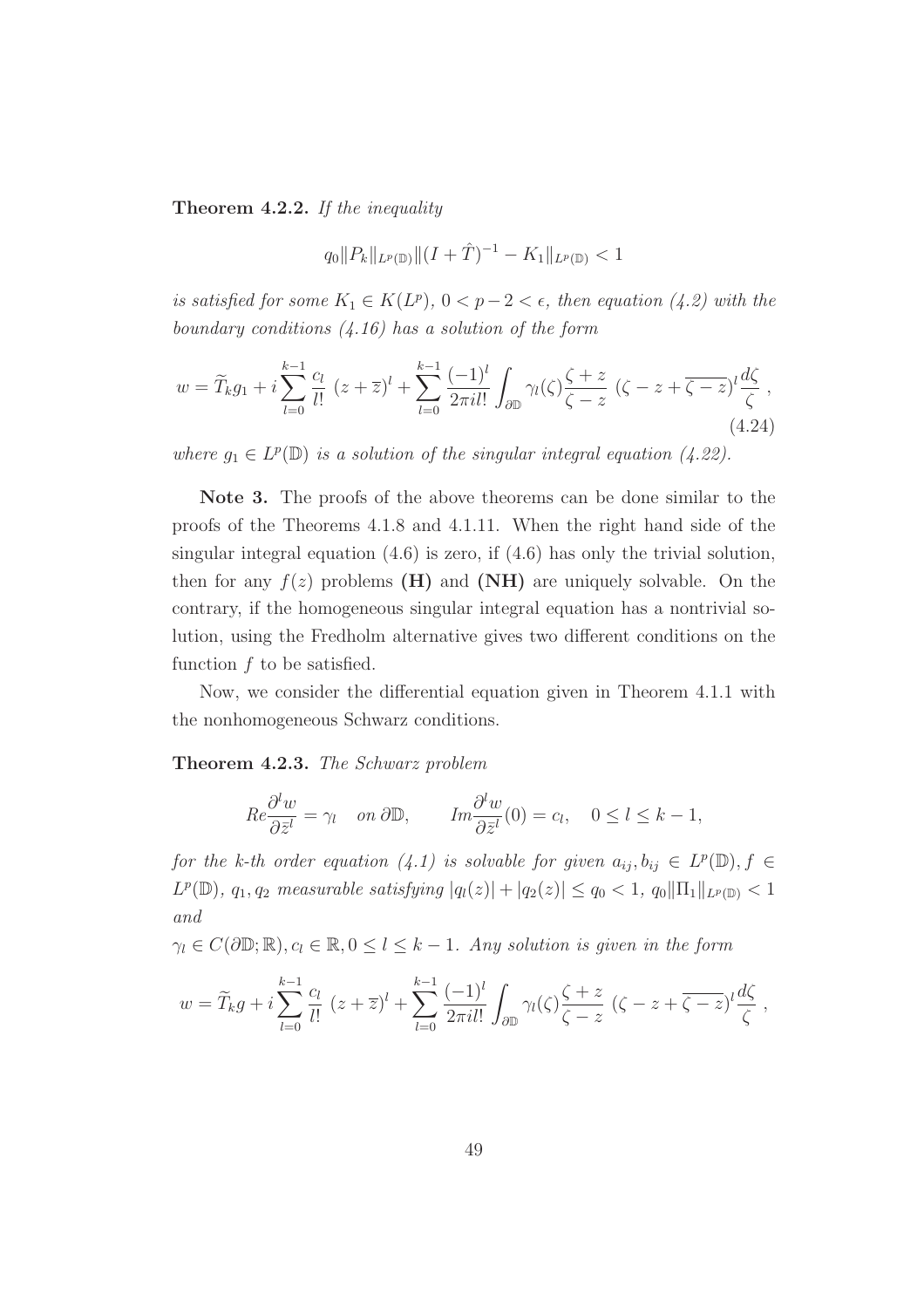**Theorem 4.2.2.** *If the inequality*

$$q_0 \|P_k\|_{L^p(\mathbb{D})} \|(I + \hat{T})^{-1} - K_1\|_{L^p(\mathbb{D})} < 1$$

*is satisfied for some $K_1 \in K(L^p)$, $0 < p - 2 < \epsilon$, then equation (4.2) with the boundary conditions (4.16) has a solution of the form*

$$w = \widetilde{T}_k g_1 + i \sum_{l=0}^{k-1} \frac{c_l}{l!} \ (z + \overline{z})^l + \sum_{l=0}^{k-1} \frac{(-1)^l}{2\pi i l!} \int_{\partial\mathbb{D}} \gamma_l(\zeta) \frac{\zeta + z}{\zeta - z} \ (\zeta - z + \overline{\zeta - z})^l \frac{d\zeta}{\zeta} \ , \tag{4.24}$$

*where $g_1 \in L^p(\mathbb{D})$ is a solution of the singular integral equation (4.22).*

**Note 3.** The proofs of the above theorems can be done similar to the proofs of the Theorems 4.1.8 and 4.1.11. When the right hand side of the singular integral equation (4.6) is zero, if (4.6) has only the trivial solution, then for any $f(z)$ problems **(H)** and **(NH)** are uniquely solvable. On the contrary, if the homogeneous singular integral equation has a nontrivial solution, using the Fredholm alternative gives two different conditions on the function $f$ to be satisfied.

Now, we consider the differential equation given in Theorem 4.1.1 with the nonhomogeneous Schwarz conditions.

**Theorem 4.2.3.** *The Schwarz problem*

$$Re \frac{\partial^l w}{\partial \bar{z}^l} = \gamma_l \quad on \ \partial\mathbb{D}, \qquad Im \frac{\partial^l w}{\partial \bar{z}^l}(0) = c_l, \quad 0 \le l \le k-1,$$

*for the k-th order equation (4.1) is solvable for given $a_{ij}, b_{ij} \in L^p(\mathbb{D}), f \in L^p(\mathbb{D})$, $q_1, q_2$ measurable satisfying $|q_l(z)| + |q_2(z)| \le q_0 < 1$, $q_0 \|\Pi_1\|_{L^p(\mathbb{D})} < 1$ and*

*$\gamma_l \in C(\partial\mathbb{D}; \mathbb{R}), c_l \in \mathbb{R}, 0 \le l \le k-1$. Any solution is given in the form*

$$w = \widetilde{T}_k g + i \sum_{l=0}^{k-1} \frac{c_l}{l!} \ (z + \overline{z})^l + \sum_{l=0}^{k-1} \frac{(-1)^l}{2\pi i l!} \int_{\partial\mathbb{D}} \gamma_l(\zeta) \frac{\zeta + z}{\zeta - z} \ (\zeta - z + \overline{\zeta - z})^l \frac{d\zeta}{\zeta} \ ,$$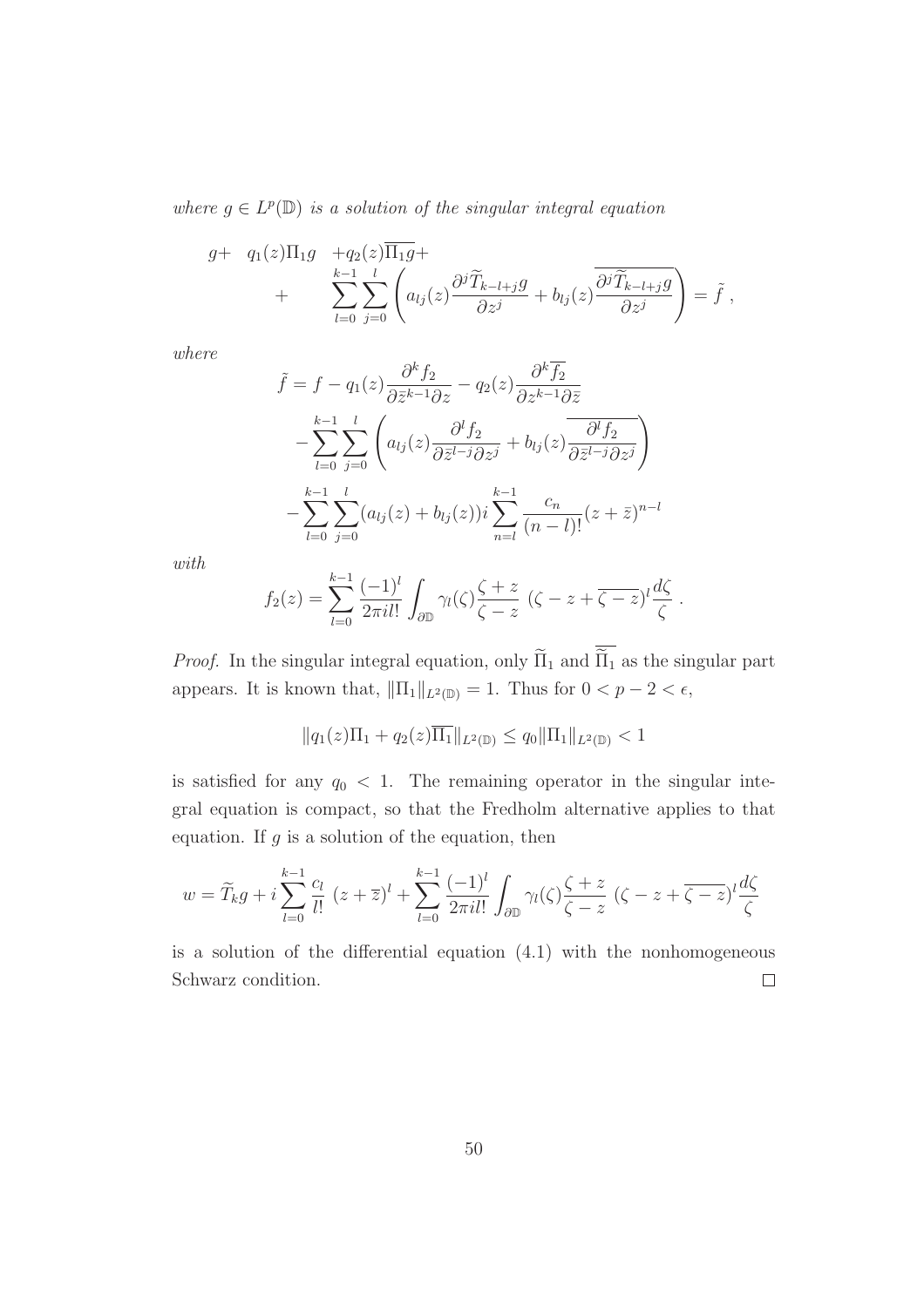*where* $g \in L^p(\mathbb{D})$ *is a solution of the singular integral equation*

$$
\begin{aligned}
g + \quad & q_1(z)\Pi_1 g \quad + q_2(z)\overline{\Pi_1 g} + \\
+ \quad & \sum_{l=0}^{k-1}\sum_{j=0}^{l}\left(a_{lj}(z)\frac{\partial^j \widetilde{T}_{k-l+j} g}{\partial z^j} + b_{lj}(z)\overline{\frac{\partial^j \widetilde{T}_{k-l+j} g}{\partial z^j}}\right) = \tilde{f}\,,
\end{aligned}
$$

*where*

$$
\begin{aligned}
\tilde{f} &= f - q_1(z)\frac{\partial^k f_2}{\partial \bar{z}^{k-1}\partial z} - q_2(z)\frac{\partial^k \overline{f_2}}{\partial z^{k-1}\partial \bar{z}} \\
&- \sum_{l=0}^{k-1}\sum_{j=0}^{l}\left(a_{lj}(z)\frac{\partial^l f_2}{\partial \bar{z}^{l-j}\partial z^j} + b_{lj}(z)\overline{\frac{\partial^l f_2}{\partial \bar{z}^{l-j}\partial z^j}}\right) \\
&- \sum_{l=0}^{k-1}\sum_{j=0}^{l}(a_{lj}(z) + b_{lj}(z))i\sum_{n=l}^{k-1}\frac{c_n}{(n-l)!}(z+\bar{z})^{n-l}
\end{aligned}
$$

*with*

$$
f_2(z) = \sum_{l=0}^{k-1}\frac{(-1)^l}{2\pi i l!}\int_{\partial\mathbb{D}}\gamma_l(\zeta)\frac{\zeta+z}{\zeta-z}\ (\zeta - z + \overline{\zeta - z})^l\frac{d\zeta}{\zeta}\,.
$$

*Proof.* In the singular integral equation, only $\widetilde{\Pi}_1$ and $\overline{\widetilde{\Pi}_1}$ as the singular part appears. It is known that, $\|\Pi_1\|_{L^2(\mathbb{D})} = 1$. Thus for $0 < p - 2 < \epsilon$,

$$
\|q_1(z)\Pi_1 + q_2(z)\overline{\Pi_1}\|_{L^2(\mathbb{D})} \leq q_0\|\Pi_1\|_{L^2(\mathbb{D})} < 1
$$

is satisfied for any $q_0 < 1$. The remaining operator in the singular integral equation is compact, so that the Fredholm alternative applies to that equation. If $g$ is a solution of the equation, then

$$
w = \widetilde{T}_k g + i\sum_{l=0}^{k-1}\frac{c_l}{l!}\ (z+\overline{z})^l + \sum_{l=0}^{k-1}\frac{(-1)^l}{2\pi i l!}\int_{\partial\mathbb{D}}\gamma_l(\zeta)\frac{\zeta+z}{\zeta-z}\ (\zeta - z + \overline{\zeta - z})^l\frac{d\zeta}{\zeta}
$$

is a solution of the differential equation (4.1) with the nonhomogeneous Schwarz condition. $\square$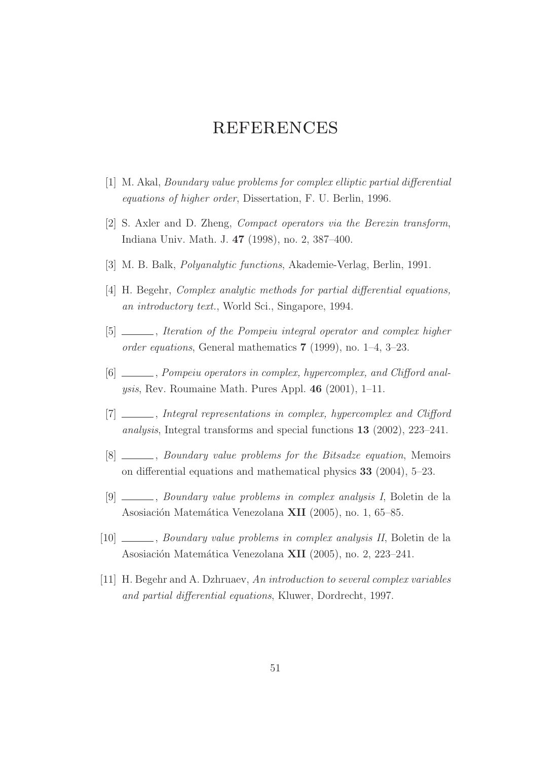# REFERENCES

[1] M. Akal, *Boundary value problems for complex elliptic partial differential equations of higher order*, Dissertation, F. U. Berlin, 1996.

[2] S. Axler and D. Zheng, *Compact operators via the Berezin transform*, Indiana Univ. Math. J. **47** (1998), no. 2, 387–400.

[3] M. B. Balk, *Polyanalytic functions*, Akademie-Verlag, Berlin, 1991.

[4] H. Begehr, *Complex analytic methods for partial differential equations, an introductory text.*, World Sci., Singapore, 1994.

[5] ______, *Iteration of the Pompeiu integral operator and complex higher order equations*, General mathematics **7** (1999), no. 1–4, 3–23.

[6] ______, *Pompeiu operators in complex, hypercomplex, and Clifford analysis*, Rev. Roumaine Math. Pures Appl. **46** (2001), 1–11.

[7] ______, *Integral representations in complex, hypercomplex and Clifford analysis*, Integral transforms and special functions **13** (2002), 223–241.

[8] ______, *Boundary value problems for the Bitsadze equation*, Memoirs on differential equations and mathematical physics **33** (2004), 5–23.

[9] ______, *Boundary value problems in complex analysis I*, Boletin de la Asosiación Matemática Venezolana **XII** (2005), no. 1, 65–85.

[10] ______, *Boundary value problems in complex analysis II*, Boletin de la Asosiación Matemática Venezolana **XII** (2005), no. 2, 223–241.

[11] H. Begehr and A. Dzhruaev, *An introduction to several complex variables and partial differential equations*, Kluwer, Dordrecht, 1997.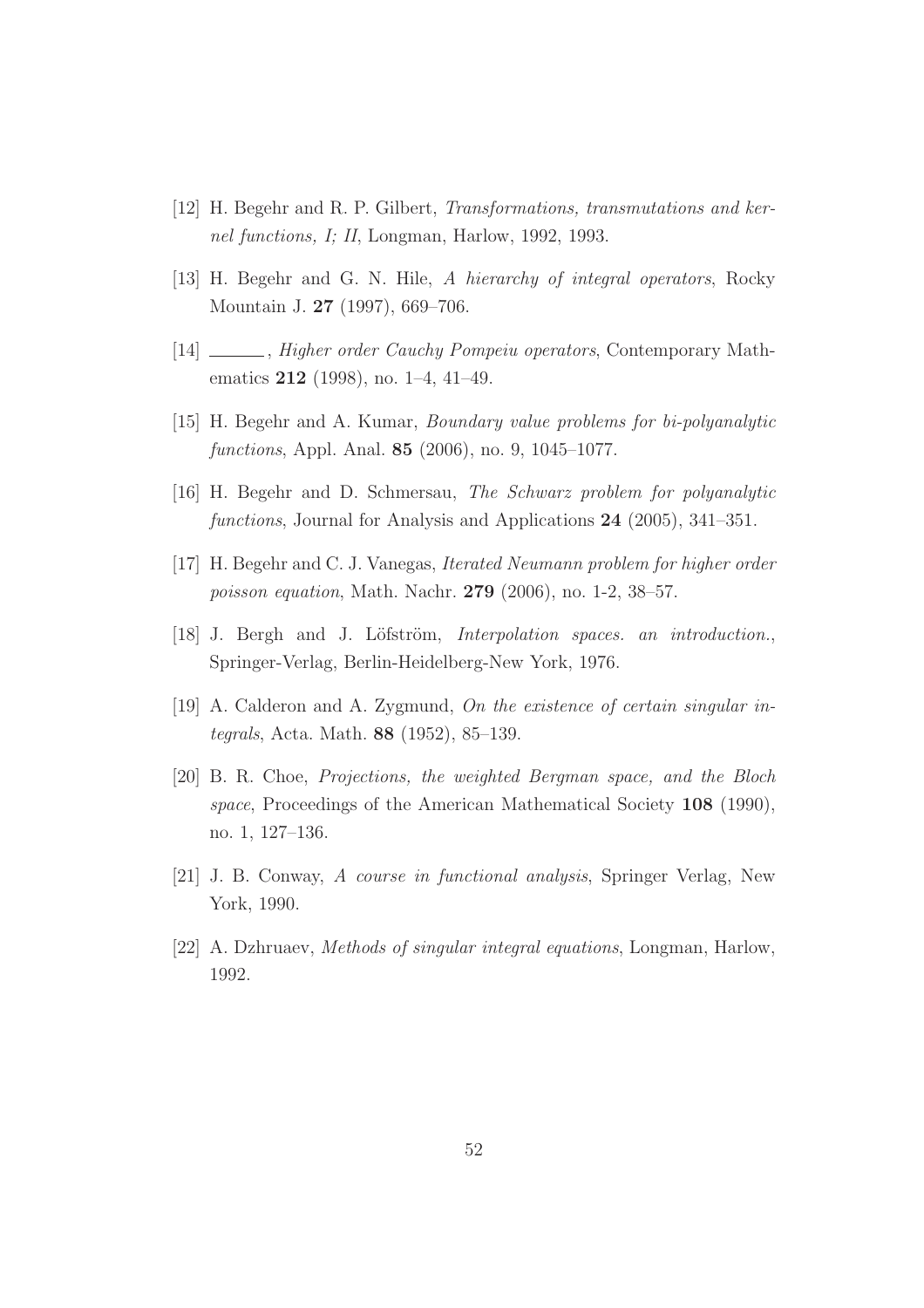[12] H. Begehr and R. P. Gilbert, *Transformations, transmutations and kernel functions, I; II*, Longman, Harlow, 1992, 1993.

[13] H. Begehr and G. N. Hile, *A hierarchy of integral operators*, Rocky Mountain J. **27** (1997), 669–706.

[14] ______, *Higher order Cauchy Pompeiu operators*, Contemporary Mathematics **212** (1998), no. 1–4, 41–49.

[15] H. Begehr and A. Kumar, *Boundary value problems for bi-polyanalytic functions*, Appl. Anal. **85** (2006), no. 9, 1045–1077.

[16] H. Begehr and D. Schmersau, *The Schwarz problem for polyanalytic functions*, Journal for Analysis and Applications **24** (2005), 341–351.

[17] H. Begehr and C. J. Vanegas, *Iterated Neumann problem for higher order poisson equation*, Math. Nachr. **279** (2006), no. 1-2, 38–57.

[18] J. Bergh and J. Löfström, *Interpolation spaces. an introduction.*, Springer-Verlag, Berlin-Heidelberg-New York, 1976.

[19] A. Calderon and A. Zygmund, *On the existence of certain singular integrals*, Acta. Math. **88** (1952), 85–139.

[20] B. R. Choe, *Projections, the weighted Bergman space, and the Bloch space*, Proceedings of the American Mathematical Society **108** (1990), no. 1, 127–136.

[21] J. B. Conway, *A course in functional analysis*, Springer Verlag, New York, 1990.

[22] A. Dzhruaev, *Methods of singular integral equations*, Longman, Harlow, 1992.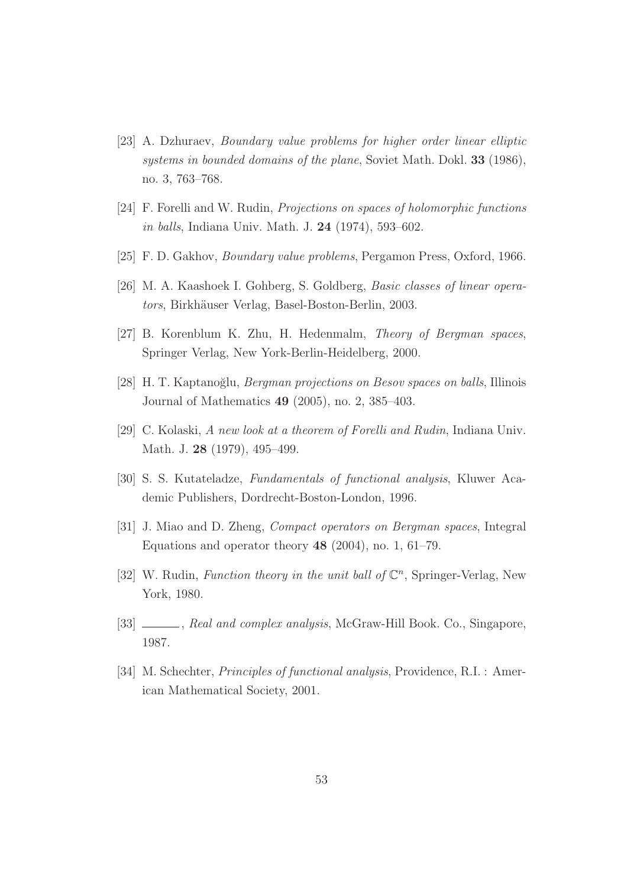[23] A. Dzhuraev, *Boundary value problems for higher order linear elliptic systems in bounded domains of the plane*, Soviet Math. Dokl. **33** (1986), no. 3, 763–768.

[24] F. Forelli and W. Rudin, *Projections on spaces of holomorphic functions in balls*, Indiana Univ. Math. J. **24** (1974), 593–602.

[25] F. D. Gakhov, *Boundary value problems*, Pergamon Press, Oxford, 1966.

[26] M. A. Kaashoek I. Gohberg, S. Goldberg, *Basic classes of linear operators*, Birkhäuser Verlag, Basel-Boston-Berlin, 2003.

[27] B. Korenblum K. Zhu, H. Hedenmalm, *Theory of Bergman spaces*, Springer Verlag, New York-Berlin-Heidelberg, 2000.

[28] H. T. Kaptanoğlu, *Bergman projections on Besov spaces on balls*, Illinois Journal of Mathematics **49** (2005), no. 2, 385–403.

[29] C. Kolaski, *A new look at a theorem of Forelli and Rudin*, Indiana Univ. Math. J. **28** (1979), 495–499.

[30] S. S. Kutateladze, *Fundamentals of functional analysis*, Kluwer Academic Publishers, Dordrecht-Boston-London, 1996.

[31] J. Miao and D. Zheng, *Compact operators on Bergman spaces*, Integral Equations and operator theory **48** (2004), no. 1, 61–79.

[32] W. Rudin, *Function theory in the unit ball of $\mathbb{C}^n$*, Springer-Verlag, New York, 1980.

[33] ______, *Real and complex analysis*, McGraw-Hill Book. Co., Singapore, 1987.

[34] M. Schechter, *Principles of functional analysis*, Providence, R.I. : American Mathematical Society, 2001.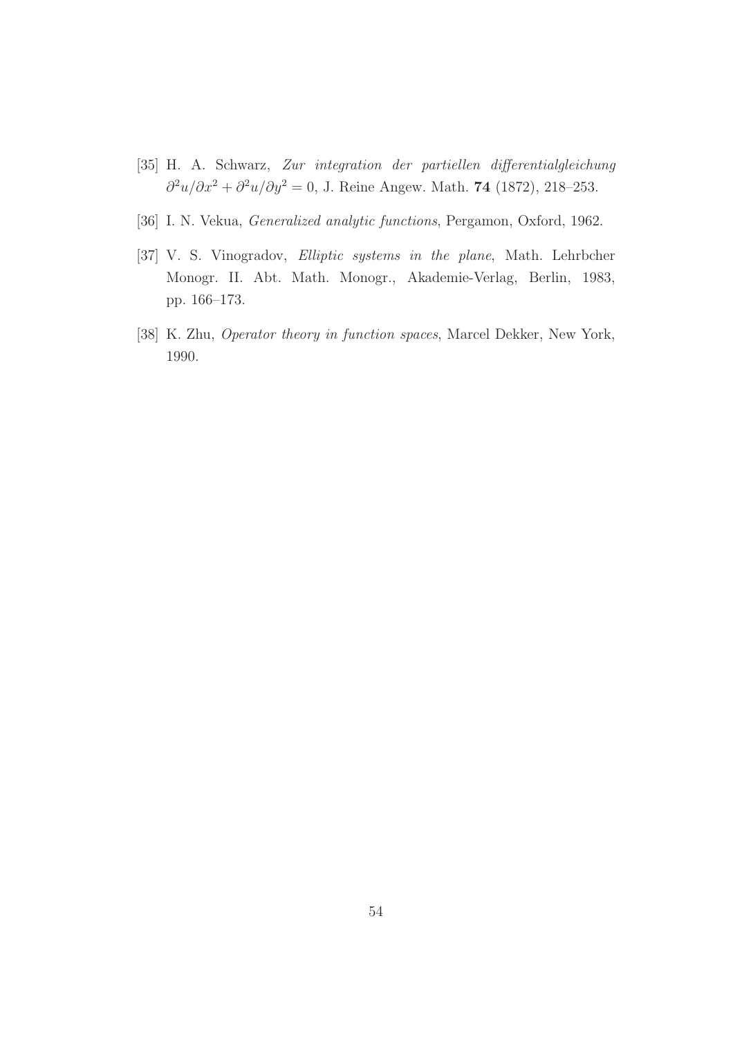[35] H. A. Schwarz, *Zur integration der partiellen differentialgleichung* $\partial^2 u/\partial x^2 + \partial^2 u/\partial y^2 = 0$, J. Reine Angew. Math. **74** (1872), 218–253.

[36] I. N. Vekua, *Generalized analytic functions*, Pergamon, Oxford, 1962.

[37] V. S. Vinogradov, *Elliptic systems in the plane*, Math. Lehrbcher Monogr. II. Abt. Math. Monogr., Akademie-Verlag, Berlin, 1983, pp. 166–173.

[38] K. Zhu, *Operator theory in function spaces*, Marcel Dekker, New York, 1990.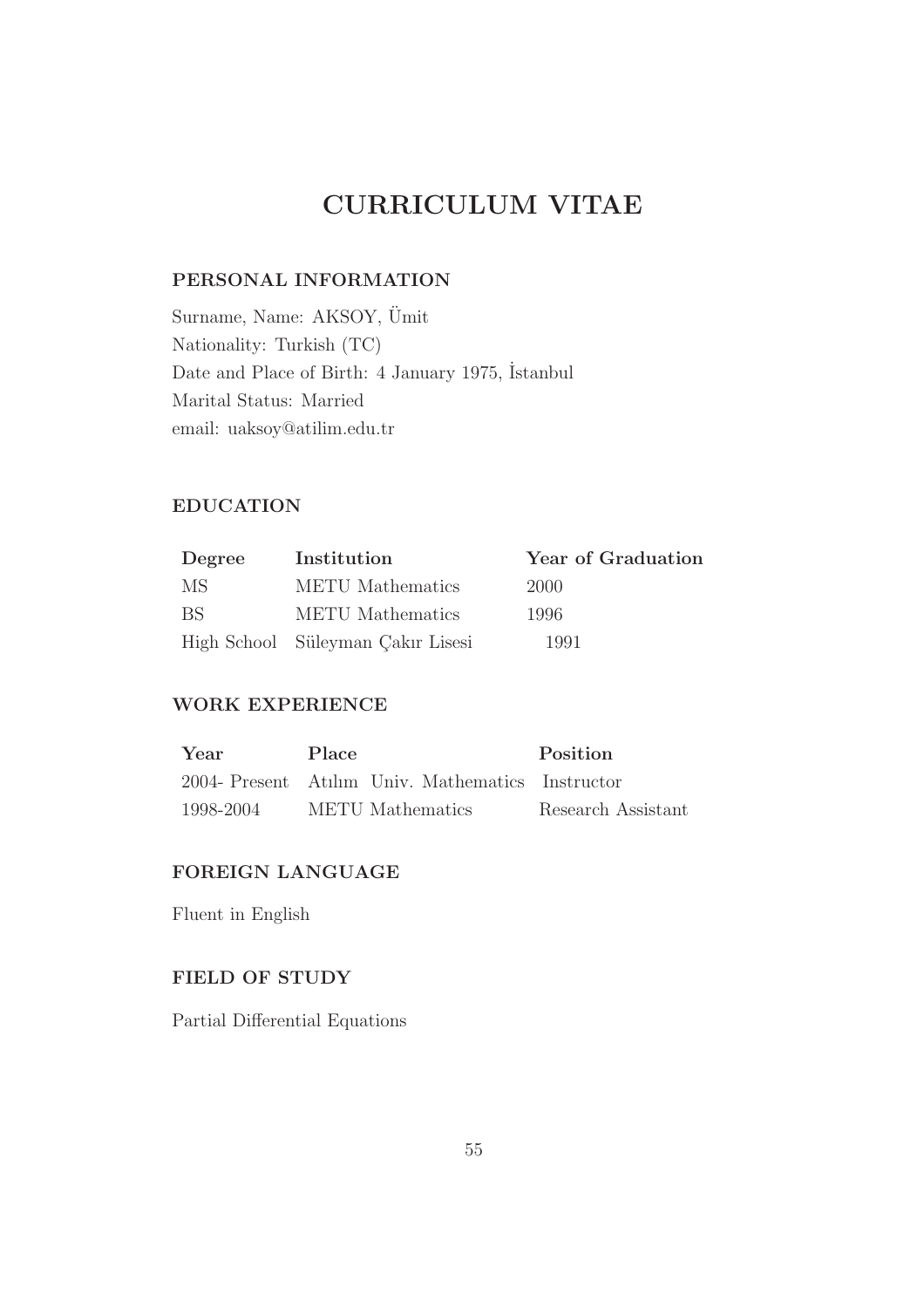# CURRICULUM VITAE

## PERSONAL INFORMATION

Surname, Name: AKSOY, Ümit
Nationality: Turkish (TC)
Date and Place of Birth: 4 January 1975, İstanbul
Marital Status: Married
email: uaksoy@atilim.edu.tr

## EDUCATION

| Degree | Institution | Year of Graduation |
|---|---|---|
| MS | METU Mathematics | 2000 |
| BS | METU Mathematics | 1996 |
| High School | Süleyman Çakır Lisesi | 1991 |

## WORK EXPERIENCE

| Year | Place | Position |
|---|---|---|
| 2004- Present | Atılım Univ. Mathematics | Instructor |
| 1998-2004 | METU Mathematics | Research Assistant |

## FOREIGN LANGUAGE

Fluent in English

## FIELD OF STUDY

Partial Differential Equations